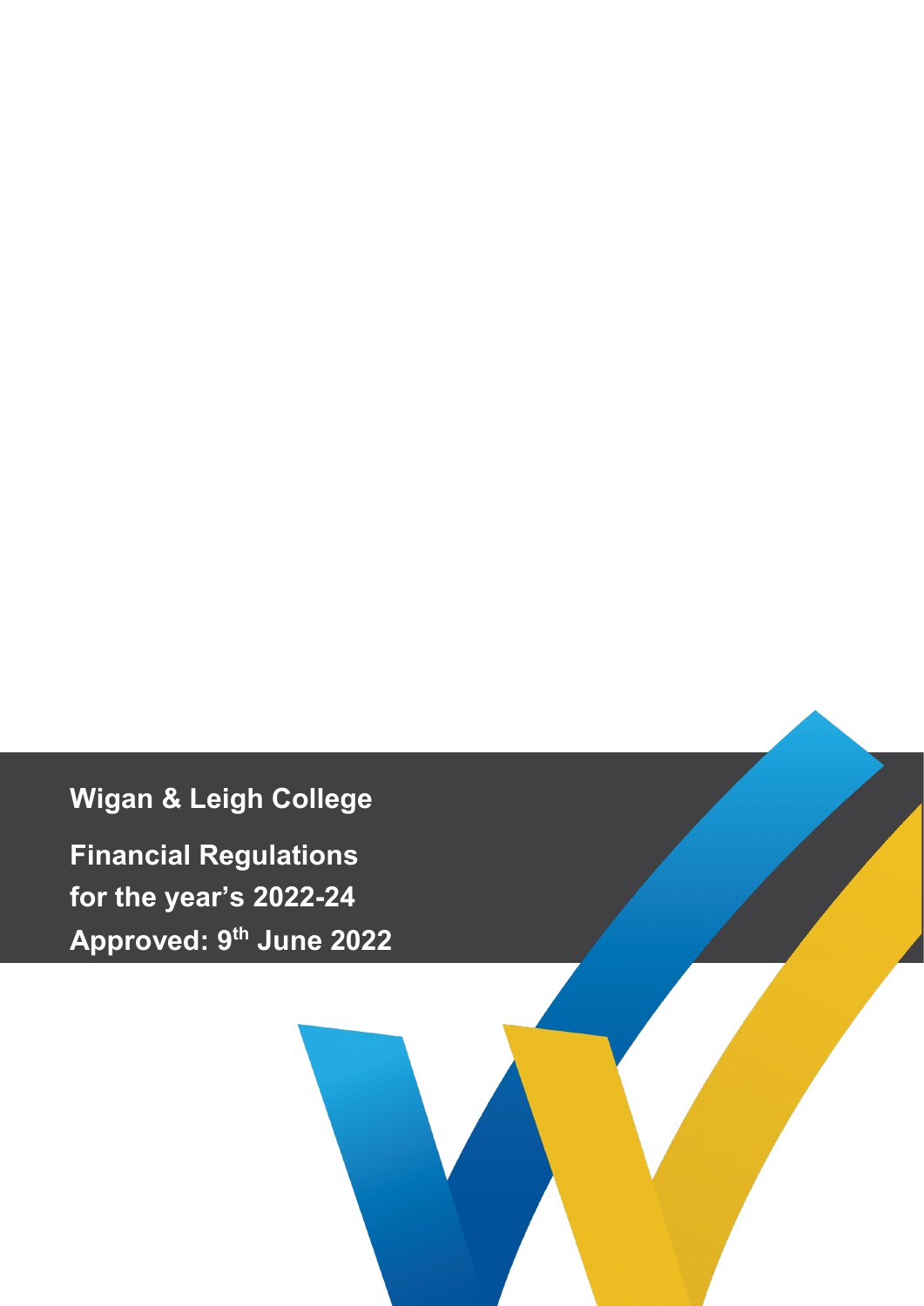# Wigan & Leigh College

## Financial Regulations

## for the year's 2022-24

## Approved: 9th June 2022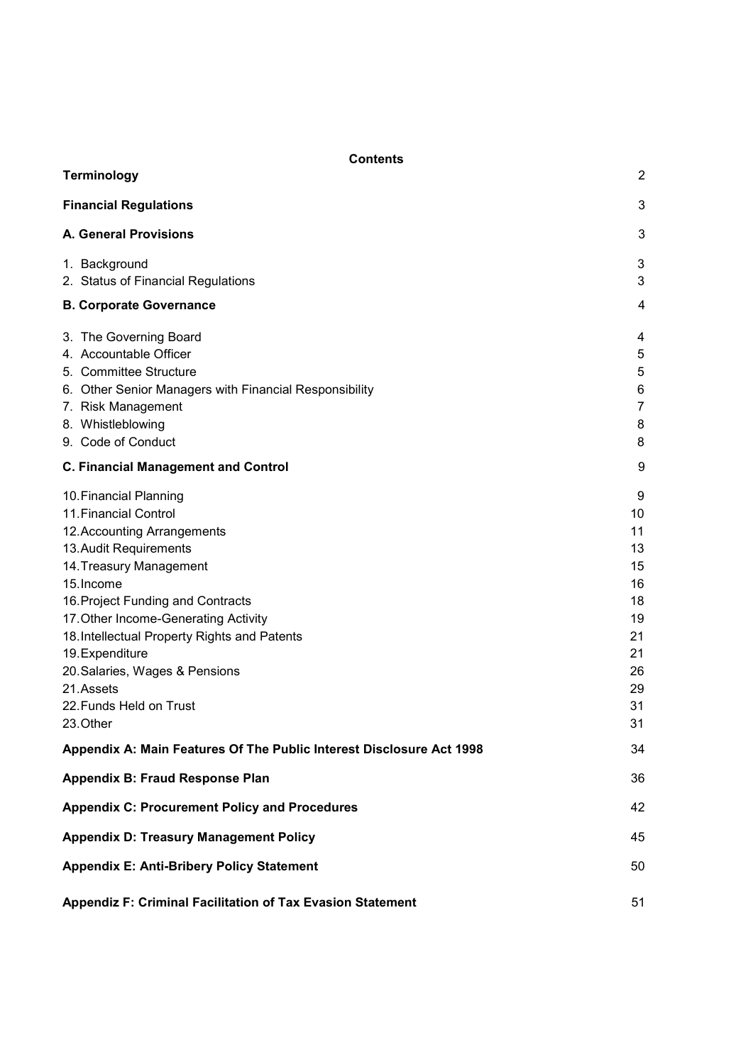**Contents**

| | |
|---|---|
| **Terminology** | 2 |
| **Financial Regulations** | 3 |
| **A. General Provisions** | 3 |
| 1. Background | 3 |
| 2. Status of Financial Regulations | 3 |
| **B. Corporate Governance** | 4 |
| 3. The Governing Board | 4 |
| 4. Accountable Officer | 5 |
| 5. Committee Structure | 5 |
| 6. Other Senior Managers with Financial Responsibility | 6 |
| 7. Risk Management | 7 |
| 8. Whistleblowing | 8 |
| 9. Code of Conduct | 8 |
| **C. Financial Management and Control** | 9 |
| 10. Financial Planning | 9 |
| 11. Financial Control | 10 |
| 12. Accounting Arrangements | 11 |
| 13. Audit Requirements | 13 |
| 14. Treasury Management | 15 |
| 15. Income | 16 |
| 16. Project Funding and Contracts | 18 |
| 17. Other Income-Generating Activity | 19 |
| 18. Intellectual Property Rights and Patents | 21 |
| 19. Expenditure | 21 |
| 20. Salaries, Wages & Pensions | 26 |
| 21. Assets | 29 |
| 22. Funds Held on Trust | 31 |
| 23. Other | 31 |
| **Appendix A: Main Features Of The Public Interest Disclosure Act 1998** | 34 |
| **Appendix B: Fraud Response Plan** | 36 |
| **Appendix C: Procurement Policy and Procedures** | 42 |
| **Appendix D: Treasury Management Policy** | 45 |
| **Appendix E: Anti-Bribery Policy Statement** | 50 |
| **Appendiz F: Criminal Facilitation of Tax Evasion Statement** | 51 |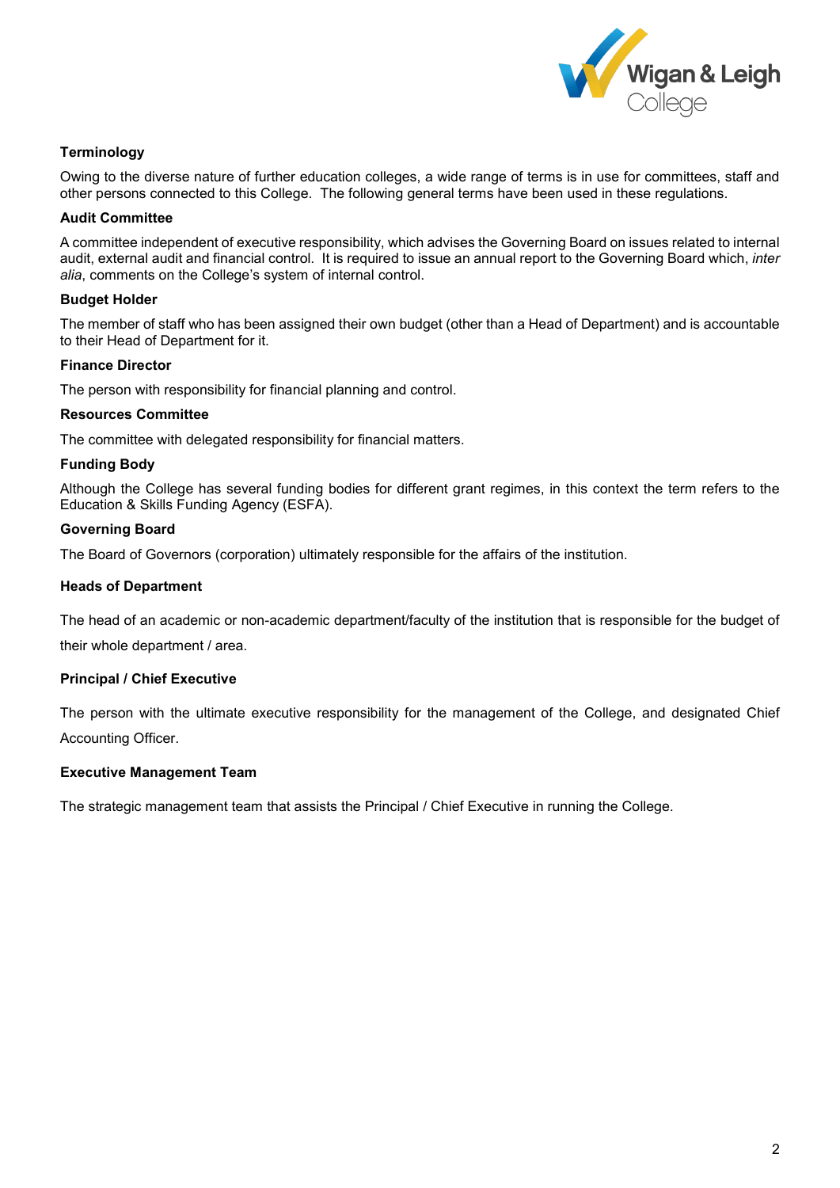## Terminology

Owing to the diverse nature of further education colleges, a wide range of terms is in use for committees, staff and other persons connected to this College. The following general terms have been used in these regulations.

### Audit Committee

A committee independent of executive responsibility, which advises the Governing Board on issues related to internal audit, external audit and financial control. It is required to issue an annual report to the Governing Board which, *inter alia*, comments on the College's system of internal control.

### Budget Holder

The member of staff who has been assigned their own budget (other than a Head of Department) and is accountable to their Head of Department for it.

### Finance Director

The person with responsibility for financial planning and control.

### Resources Committee

The committee with delegated responsibility for financial matters.

### Funding Body

Although the College has several funding bodies for different grant regimes, in this context the term refers to the Education & Skills Funding Agency (ESFA).

### Governing Board

The Board of Governors (corporation) ultimately responsible for the affairs of the institution.

### Heads of Department

The head of an academic or non-academic department/faculty of the institution that is responsible for the budget of their whole department / area.

### Principal / Chief Executive

The person with the ultimate executive responsibility for the management of the College, and designated Chief Accounting Officer.

### Executive Management Team

The strategic management team that assists the Principal / Chief Executive in running the College.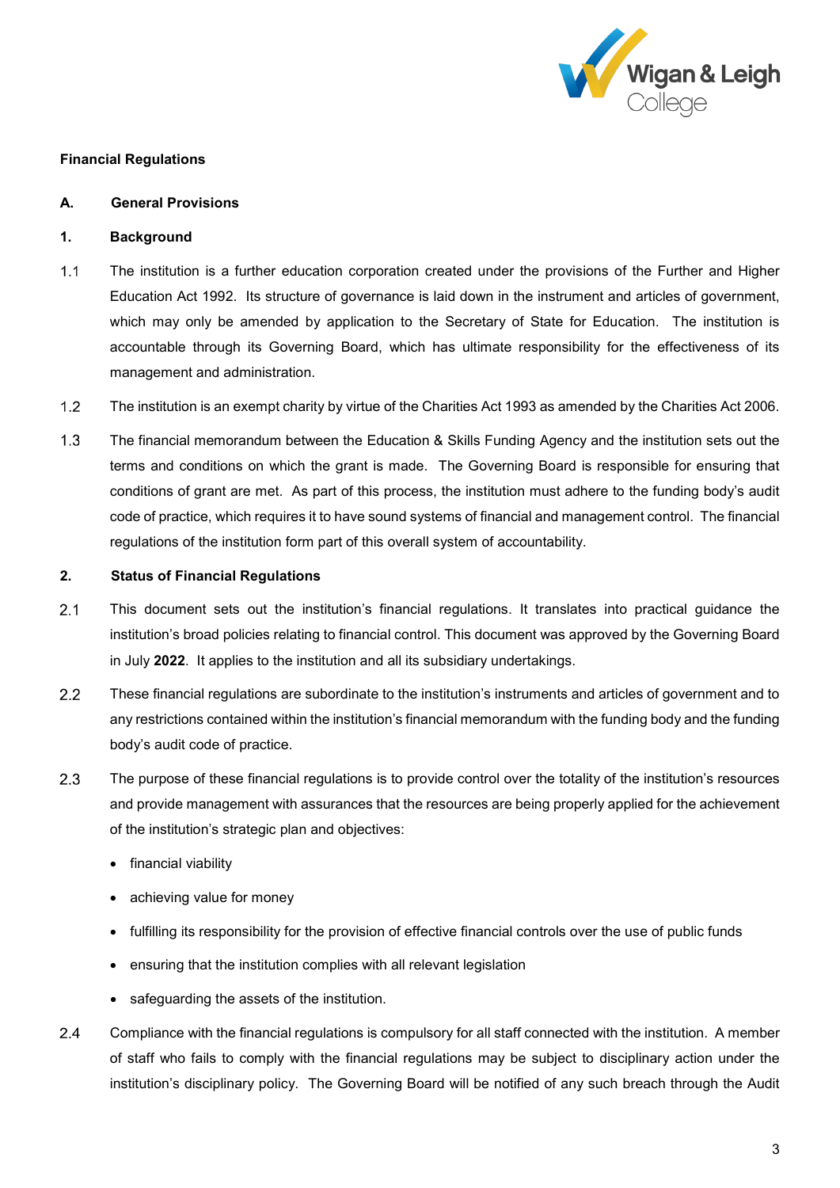**Financial Regulations**

**A. General Provisions**

**1. Background**

1.1 The institution is a further education corporation created under the provisions of the Further and Higher Education Act 1992. Its structure of governance is laid down in the instrument and articles of government, which may only be amended by application to the Secretary of State for Education. The institution is accountable through its Governing Board, which has ultimate responsibility for the effectiveness of its management and administration.

1.2 The institution is an exempt charity by virtue of the Charities Act 1993 as amended by the Charities Act 2006.

1.3 The financial memorandum between the Education & Skills Funding Agency and the institution sets out the terms and conditions on which the grant is made. The Governing Board is responsible for ensuring that conditions of grant are met. As part of this process, the institution must adhere to the funding body's audit code of practice, which requires it to have sound systems of financial and management control. The financial regulations of the institution form part of this overall system of accountability.

**2. Status of Financial Regulations**

2.1 This document sets out the institution's financial regulations. It translates into practical guidance the institution's broad policies relating to financial control. This document was approved by the Governing Board in July **2022**. It applies to the institution and all its subsidiary undertakings.

2.2 These financial regulations are subordinate to the institution's instruments and articles of government and to any restrictions contained within the institution's financial memorandum with the funding body and the funding body's audit code of practice.

2.3 The purpose of these financial regulations is to provide control over the totality of the institution's resources and provide management with assurances that the resources are being properly applied for the achievement of the institution's strategic plan and objectives:

- financial viability
- achieving value for money
- fulfilling its responsibility for the provision of effective financial controls over the use of public funds
- ensuring that the institution complies with all relevant legislation
- safeguarding the assets of the institution.

2.4 Compliance with the financial regulations is compulsory for all staff connected with the institution. A member of staff who fails to comply with the financial regulations may be subject to disciplinary action under the institution's disciplinary policy. The Governing Board will be notified of any such breach through the Audit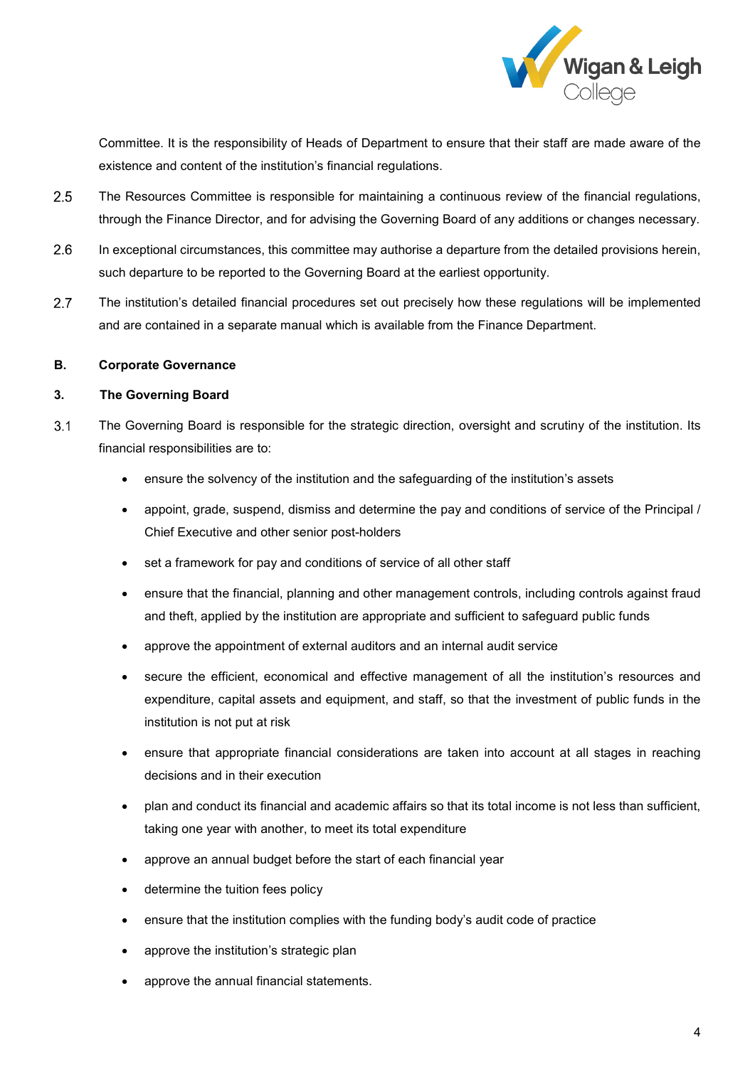Committee. It is the responsibility of Heads of Department to ensure that their staff are made aware of the existence and content of the institution's financial regulations.

2.5 The Resources Committee is responsible for maintaining a continuous review of the financial regulations, through the Finance Director, and for advising the Governing Board of any additions or changes necessary.

2.6 In exceptional circumstances, this committee may authorise a departure from the detailed provisions herein, such departure to be reported to the Governing Board at the earliest opportunity.

2.7 The institution's detailed financial procedures set out precisely how these regulations will be implemented and are contained in a separate manual which is available from the Finance Department.

## B. Corporate Governance

### 3. The Governing Board

3.1 The Governing Board is responsible for the strategic direction, oversight and scrutiny of the institution. Its financial responsibilities are to:

- ensure the solvency of the institution and the safeguarding of the institution's assets
- appoint, grade, suspend, dismiss and determine the pay and conditions of service of the Principal / Chief Executive and other senior post-holders
- set a framework for pay and conditions of service of all other staff
- ensure that the financial, planning and other management controls, including controls against fraud and theft, applied by the institution are appropriate and sufficient to safeguard public funds
- approve the appointment of external auditors and an internal audit service
- secure the efficient, economical and effective management of all the institution's resources and expenditure, capital assets and equipment, and staff, so that the investment of public funds in the institution is not put at risk
- ensure that appropriate financial considerations are taken into account at all stages in reaching decisions and in their execution
- plan and conduct its financial and academic affairs so that its total income is not less than sufficient, taking one year with another, to meet its total expenditure
- approve an annual budget before the start of each financial year
- determine the tuition fees policy
- ensure that the institution complies with the funding body's audit code of practice
- approve the institution's strategic plan
- approve the annual financial statements.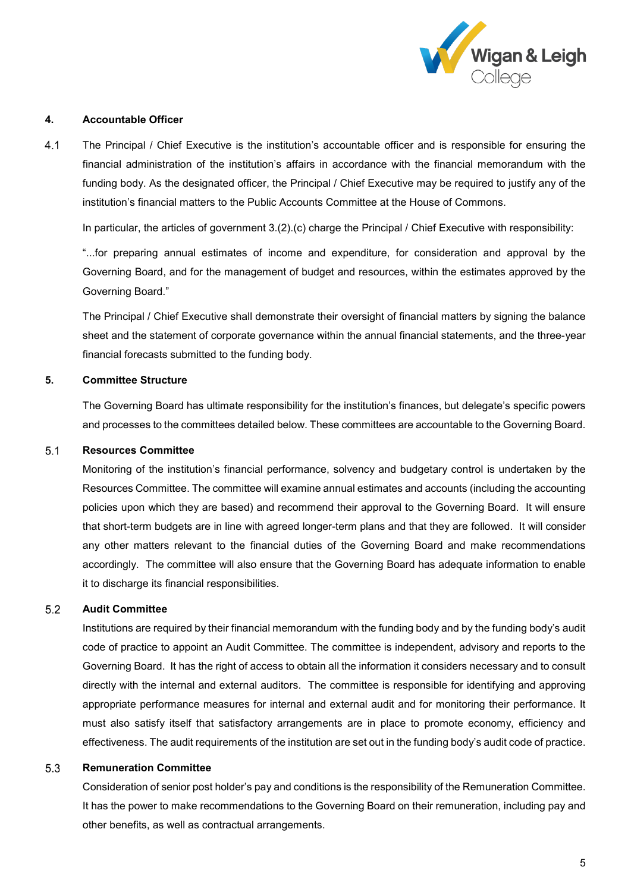## 4. Accountable Officer

4.1 The Principal / Chief Executive is the institution's accountable officer and is responsible for ensuring the financial administration of the institution's affairs in accordance with the financial memorandum with the funding body. As the designated officer, the Principal / Chief Executive may be required to justify any of the institution's financial matters to the Public Accounts Committee at the House of Commons.

In particular, the articles of government 3.(2).(c) charge the Principal / Chief Executive with responsibility:

"...for preparing annual estimates of income and expenditure, for consideration and approval by the Governing Board, and for the management of budget and resources, within the estimates approved by the Governing Board."

The Principal / Chief Executive shall demonstrate their oversight of financial matters by signing the balance sheet and the statement of corporate governance within the annual financial statements, and the three-year financial forecasts submitted to the funding body.

## 5. Committee Structure

The Governing Board has ultimate responsibility for the institution's finances, but delegate's specific powers and processes to the committees detailed below. These committees are accountable to the Governing Board.

### 5.1 Resources Committee

Monitoring of the institution's financial performance, solvency and budgetary control is undertaken by the Resources Committee. The committee will examine annual estimates and accounts (including the accounting policies upon which they are based) and recommend their approval to the Governing Board. It will ensure that short-term budgets are in line with agreed longer-term plans and that they are followed. It will consider any other matters relevant to the financial duties of the Governing Board and make recommendations accordingly. The committee will also ensure that the Governing Board has adequate information to enable it to discharge its financial responsibilities.

### 5.2 Audit Committee

Institutions are required by their financial memorandum with the funding body and by the funding body's audit code of practice to appoint an Audit Committee. The committee is independent, advisory and reports to the Governing Board. It has the right of access to obtain all the information it considers necessary and to consult directly with the internal and external auditors. The committee is responsible for identifying and approving appropriate performance measures for internal and external audit and for monitoring their performance. It must also satisfy itself that satisfactory arrangements are in place to promote economy, efficiency and effectiveness. The audit requirements of the institution are set out in the funding body's audit code of practice.

### 5.3 Remuneration Committee

Consideration of senior post holder's pay and conditions is the responsibility of the Remuneration Committee. It has the power to make recommendations to the Governing Board on their remuneration, including pay and other benefits, as well as contractual arrangements.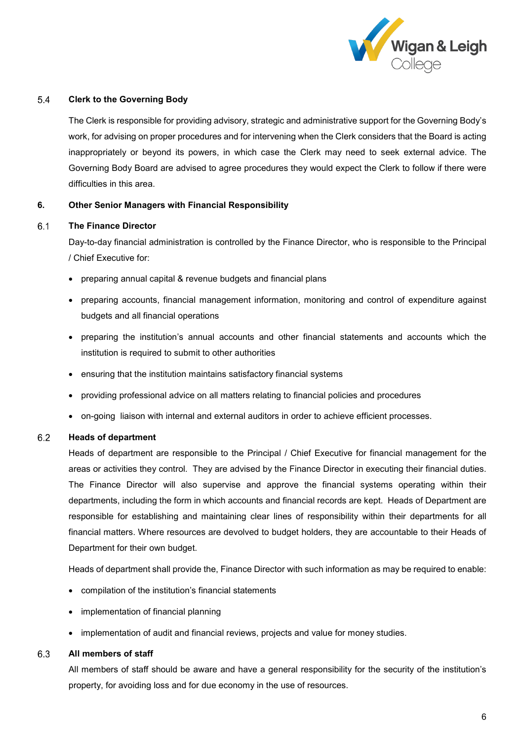### 5.4 Clerk to the Governing Body

The Clerk is responsible for providing advisory, strategic and administrative support for the Governing Body's work, for advising on proper procedures and for intervening when the Clerk considers that the Board is acting inappropriately or beyond its powers, in which case the Clerk may need to seek external advice. The Governing Body Board are advised to agree procedures they would expect the Clerk to follow if there were difficulties in this area.

## 6. Other Senior Managers with Financial Responsibility

### 6.1 The Finance Director

Day-to-day financial administration is controlled by the Finance Director, who is responsible to the Principal / Chief Executive for:

- preparing annual capital & revenue budgets and financial plans
- preparing accounts, financial management information, monitoring and control of expenditure against budgets and all financial operations
- preparing the institution's annual accounts and other financial statements and accounts which the institution is required to submit to other authorities
- ensuring that the institution maintains satisfactory financial systems
- providing professional advice on all matters relating to financial policies and procedures
- on-going liaison with internal and external auditors in order to achieve efficient processes.

### 6.2 Heads of department

Heads of department are responsible to the Principal / Chief Executive for financial management for the areas or activities they control. They are advised by the Finance Director in executing their financial duties. The Finance Director will also supervise and approve the financial systems operating within their departments, including the form in which accounts and financial records are kept. Heads of Department are responsible for establishing and maintaining clear lines of responsibility within their departments for all financial matters. Where resources are devolved to budget holders, they are accountable to their Heads of Department for their own budget.

Heads of department shall provide the, Finance Director with such information as may be required to enable:

- compilation of the institution's financial statements
- implementation of financial planning
- implementation of audit and financial reviews, projects and value for money studies.

### 6.3 All members of staff

All members of staff should be aware and have a general responsibility for the security of the institution's property, for avoiding loss and for due economy in the use of resources.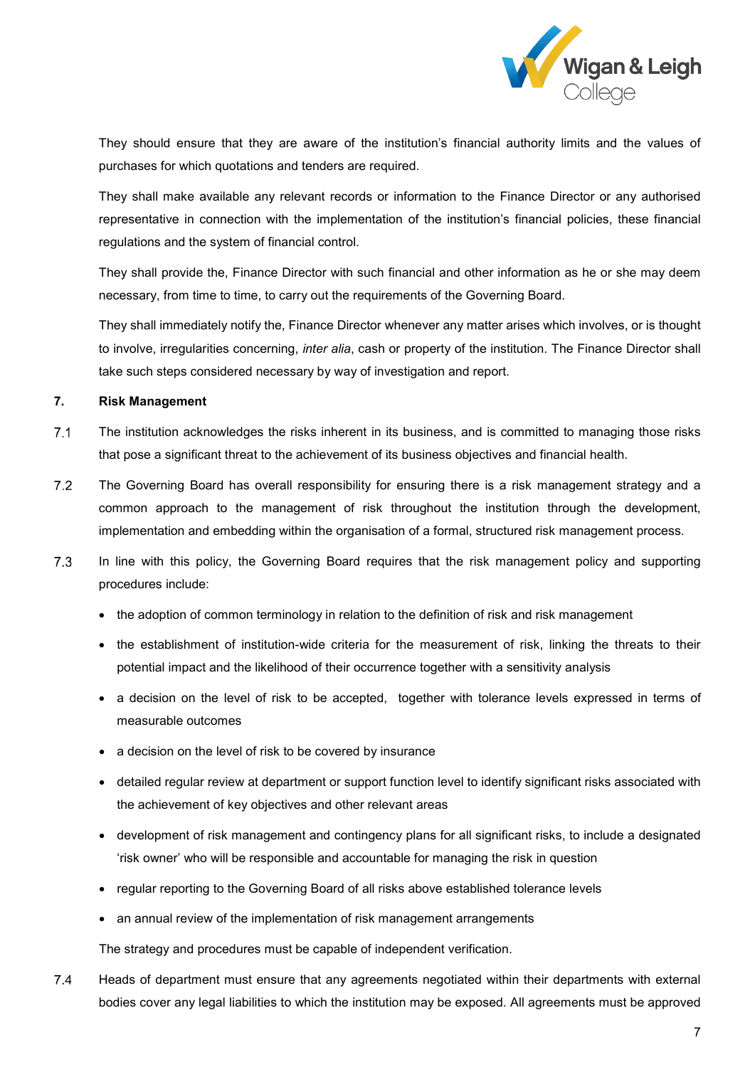They should ensure that they are aware of the institution's financial authority limits and the values of purchases for which quotations and tenders are required.

They shall make available any relevant records or information to the Finance Director or any authorised representative in connection with the implementation of the institution's financial policies, these financial regulations and the system of financial control.

They shall provide the, Finance Director with such financial and other information as he or she may deem necessary, from time to time, to carry out the requirements of the Governing Board.

They shall immediately notify the, Finance Director whenever any matter arises which involves, or is thought to involve, irregularities concerning, *inter alia*, cash or property of the institution. The Finance Director shall take such steps considered necessary by way of investigation and report.

## 7. Risk Management

7.1 The institution acknowledges the risks inherent in its business, and is committed to managing those risks that pose a significant threat to the achievement of its business objectives and financial health.

7.2 The Governing Board has overall responsibility for ensuring there is a risk management strategy and a common approach to the management of risk throughout the institution through the development, implementation and embedding within the organisation of a formal, structured risk management process.

7.3 In line with this policy, the Governing Board requires that the risk management policy and supporting procedures include:

- the adoption of common terminology in relation to the definition of risk and risk management
- the establishment of institution-wide criteria for the measurement of risk, linking the threats to their potential impact and the likelihood of their occurrence together with a sensitivity analysis
- a decision on the level of risk to be accepted, together with tolerance levels expressed in terms of measurable outcomes
- a decision on the level of risk to be covered by insurance
- detailed regular review at department or support function level to identify significant risks associated with the achievement of key objectives and other relevant areas
- development of risk management and contingency plans for all significant risks, to include a designated 'risk owner' who will be responsible and accountable for managing the risk in question
- regular reporting to the Governing Board of all risks above established tolerance levels
- an annual review of the implementation of risk management arrangements

The strategy and procedures must be capable of independent verification.

7.4 Heads of department must ensure that any agreements negotiated within their departments with external bodies cover any legal liabilities to which the institution may be exposed. All agreements must be approved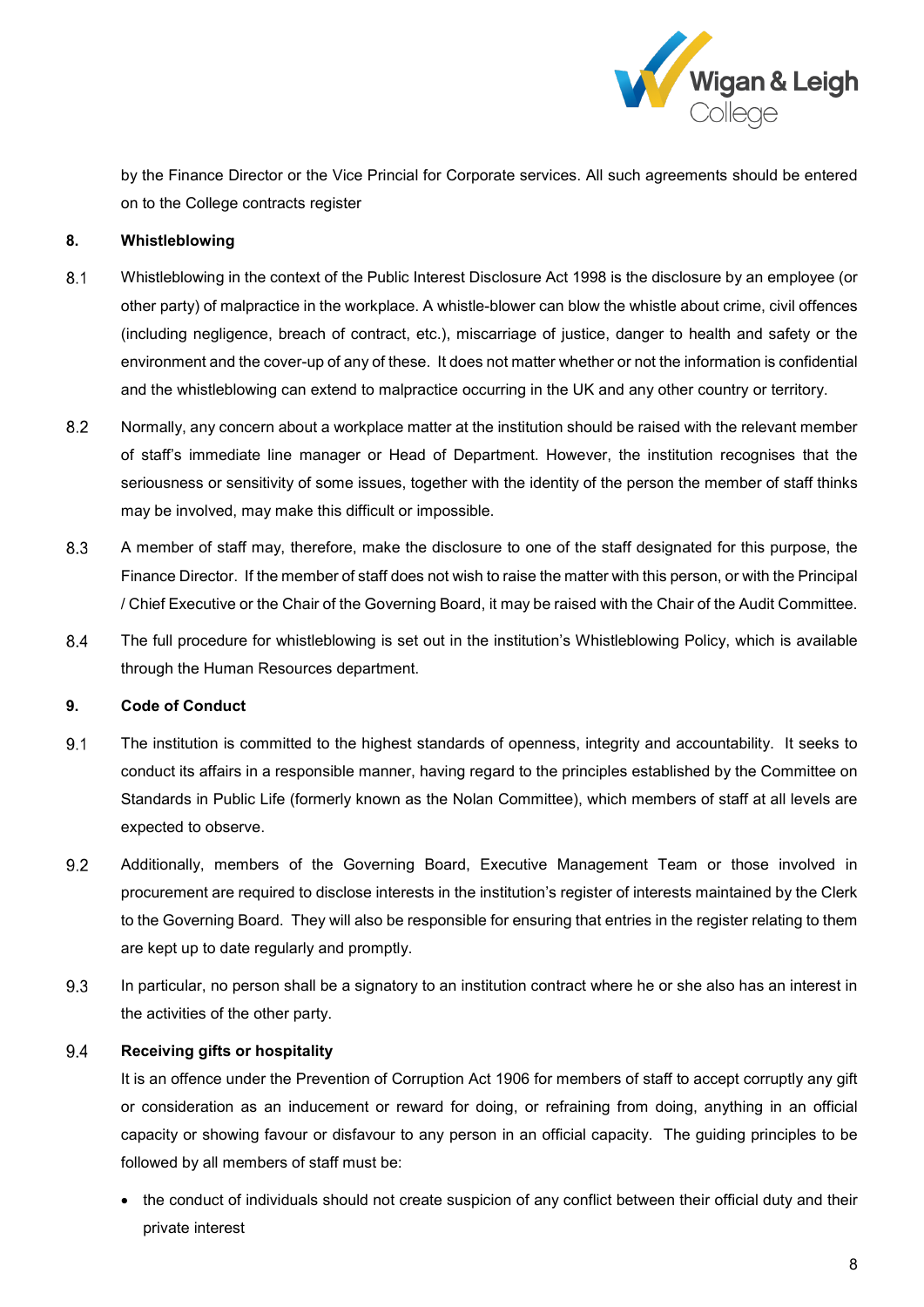by the Finance Director or the Vice Principal for Corporate services. All such agreements should be entered on to the College contracts register

## 8. Whistleblowing

8.1 Whistleblowing in the context of the Public Interest Disclosure Act 1998 is the disclosure by an employee (or other party) of malpractice in the workplace. A whistle-blower can blow the whistle about crime, civil offences (including negligence, breach of contract, etc.), miscarriage of justice, danger to health and safety or the environment and the cover-up of any of these. It does not matter whether or not the information is confidential and the whistleblowing can extend to malpractice occurring in the UK and any other country or territory.

8.2 Normally, any concern about a workplace matter at the institution should be raised with the relevant member of staff's immediate line manager or Head of Department. However, the institution recognises that the seriousness or sensitivity of some issues, together with the identity of the person the member of staff thinks may be involved, may make this difficult or impossible.

8.3 A member of staff may, therefore, make the disclosure to one of the staff designated for this purpose, the Finance Director. If the member of staff does not wish to raise the matter with this person, or with the Principal / Chief Executive or the Chair of the Governing Board, it may be raised with the Chair of the Audit Committee.

8.4 The full procedure for whistleblowing is set out in the institution's Whistleblowing Policy, which is available through the Human Resources department.

## 9. Code of Conduct

9.1 The institution is committed to the highest standards of openness, integrity and accountability. It seeks to conduct its affairs in a responsible manner, having regard to the principles established by the Committee on Standards in Public Life (formerly known as the Nolan Committee), which members of staff at all levels are expected to observe.

9.2 Additionally, members of the Governing Board, Executive Management Team or those involved in procurement are required to disclose interests in the institution's register of interests maintained by the Clerk to the Governing Board. They will also be responsible for ensuring that entries in the register relating to them are kept up to date regularly and promptly.

9.3 In particular, no person shall be a signatory to an institution contract where he or she also has an interest in the activities of the other party.

### 9.4 Receiving gifts or hospitality

It is an offence under the Prevention of Corruption Act 1906 for members of staff to accept corruptly any gift or consideration as an inducement or reward for doing, or refraining from doing, anything in an official capacity or showing favour or disfavour to any person in an official capacity. The guiding principles to be followed by all members of staff must be:

- the conduct of individuals should not create suspicion of any conflict between their official duty and their private interest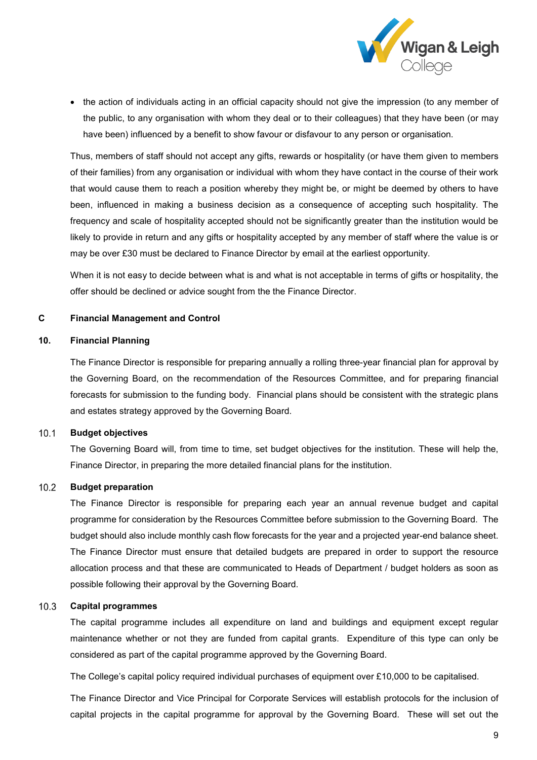- the action of individuals acting in an official capacity should not give the impression (to any member of the public, to any organisation with whom they deal or to their colleagues) that they have been (or may have been) influenced by a benefit to show favour or disfavour to any person or organisation.

Thus, members of staff should not accept any gifts, rewards or hospitality (or have them given to members of their families) from any organisation or individual with whom they have contact in the course of their work that would cause them to reach a position whereby they might be, or might be deemed by others to have been, influenced in making a business decision as a consequence of accepting such hospitality. The frequency and scale of hospitality accepted should not be significantly greater than the institution would be likely to provide in return and any gifts or hospitality accepted by any member of staff where the value is or may be over £30 must be declared to Finance Director by email at the earliest opportunity.

When it is not easy to decide between what is and what is not acceptable in terms of gifts or hospitality, the offer should be declined or advice sought from the the Finance Director.

## C Financial Management and Control

### 10. Financial Planning

The Finance Director is responsible for preparing annually a rolling three-year financial plan for approval by the Governing Board, on the recommendation of the Resources Committee, and for preparing financial forecasts for submission to the funding body. Financial plans should be consistent with the strategic plans and estates strategy approved by the Governing Board.

#### 10.1 Budget objectives

The Governing Board will, from time to time, set budget objectives for the institution. These will help the, Finance Director, in preparing the more detailed financial plans for the institution.

#### 10.2 Budget preparation

The Finance Director is responsible for preparing each year an annual revenue budget and capital programme for consideration by the Resources Committee before submission to the Governing Board. The budget should also include monthly cash flow forecasts for the year and a projected year-end balance sheet. The Finance Director must ensure that detailed budgets are prepared in order to support the resource allocation process and that these are communicated to Heads of Department / budget holders as soon as possible following their approval by the Governing Board.

#### 10.3 Capital programmes

The capital programme includes all expenditure on land and buildings and equipment except regular maintenance whether or not they are funded from capital grants. Expenditure of this type can only be considered as part of the capital programme approved by the Governing Board.

The College's capital policy required individual purchases of equipment over £10,000 to be capitalised.

The Finance Director and Vice Principal for Corporate Services will establish protocols for the inclusion of capital projects in the capital programme for approval by the Governing Board. These will set out the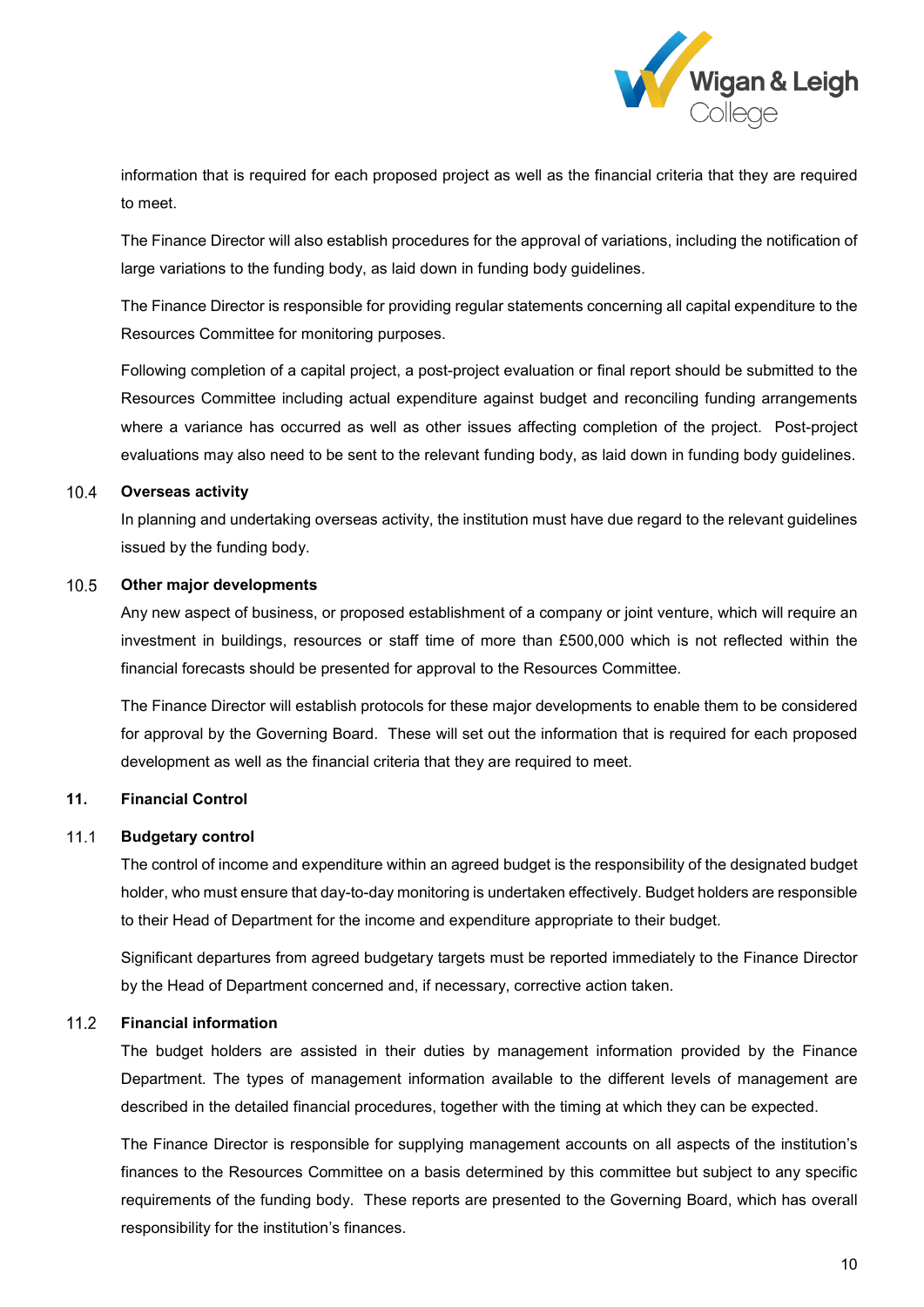information that is required for each proposed project as well as the financial criteria that they are required to meet.

The Finance Director will also establish procedures for the approval of variations, including the notification of large variations to the funding body, as laid down in funding body guidelines.

The Finance Director is responsible for providing regular statements concerning all capital expenditure to the Resources Committee for monitoring purposes.

Following completion of a capital project, a post-project evaluation or final report should be submitted to the Resources Committee including actual expenditure against budget and reconciling funding arrangements where a variance has occurred as well as other issues affecting completion of the project. Post-project evaluations may also need to be sent to the relevant funding body, as laid down in funding body guidelines.

### 10.4 Overseas activity

In planning and undertaking overseas activity, the institution must have due regard to the relevant guidelines issued by the funding body.

### 10.5 Other major developments

Any new aspect of business, or proposed establishment of a company or joint venture, which will require an investment in buildings, resources or staff time of more than £500,000 which is not reflected within the financial forecasts should be presented for approval to the Resources Committee.

The Finance Director will establish protocols for these major developments to enable them to be considered for approval by the Governing Board. These will set out the information that is required for each proposed development as well as the financial criteria that they are required to meet.

## 11. Financial Control

### 11.1 Budgetary control

The control of income and expenditure within an agreed budget is the responsibility of the designated budget holder, who must ensure that day-to-day monitoring is undertaken effectively. Budget holders are responsible to their Head of Department for the income and expenditure appropriate to their budget.

Significant departures from agreed budgetary targets must be reported immediately to the Finance Director by the Head of Department concerned and, if necessary, corrective action taken.

### 11.2 Financial information

The budget holders are assisted in their duties by management information provided by the Finance Department. The types of management information available to the different levels of management are described in the detailed financial procedures, together with the timing at which they can be expected.

The Finance Director is responsible for supplying management accounts on all aspects of the institution's finances to the Resources Committee on a basis determined by this committee but subject to any specific requirements of the funding body. These reports are presented to the Governing Board, which has overall responsibility for the institution's finances.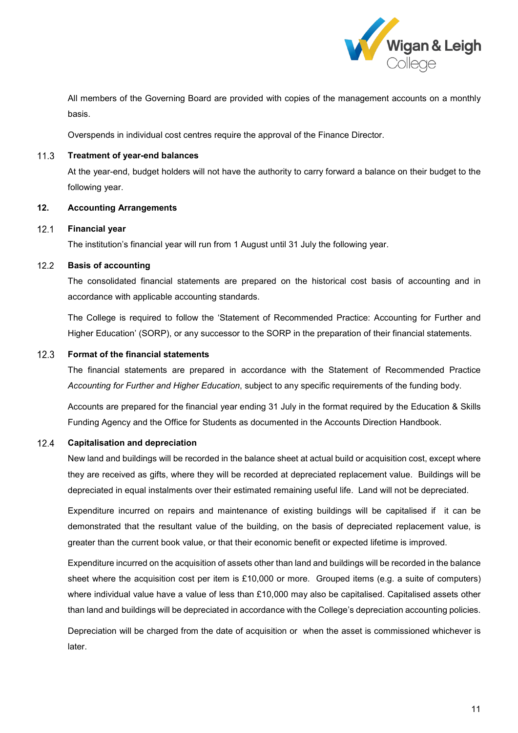All members of the Governing Board are provided with copies of the management accounts on a monthly basis.

Overspends in individual cost centres require the approval of the Finance Director.

### 11.3 Treatment of year-end balances

At the year-end, budget holders will not have the authority to carry forward a balance on their budget to the following year.

## 12. Accounting Arrangements

### 12.1 Financial year

The institution's financial year will run from 1 August until 31 July the following year.

### 12.2 Basis of accounting

The consolidated financial statements are prepared on the historical cost basis of accounting and in accordance with applicable accounting standards.

The College is required to follow the 'Statement of Recommended Practice: Accounting for Further and Higher Education' (SORP), or any successor to the SORP in the preparation of their financial statements.

### 12.3 Format of the financial statements

The financial statements are prepared in accordance with the Statement of Recommended Practice *Accounting for Further and Higher Education*, subject to any specific requirements of the funding body.

Accounts are prepared for the financial year ending 31 July in the format required by the Education & Skills Funding Agency and the Office for Students as documented in the Accounts Direction Handbook.

### 12.4 Capitalisation and depreciation

New land and buildings will be recorded in the balance sheet at actual build or acquisition cost, except where they are received as gifts, where they will be recorded at depreciated replacement value. Buildings will be depreciated in equal instalments over their estimated remaining useful life. Land will not be depreciated.

Expenditure incurred on repairs and maintenance of existing buildings will be capitalised if it can be demonstrated that the resultant value of the building, on the basis of depreciated replacement value, is greater than the current book value, or that their economic benefit or expected lifetime is improved.

Expenditure incurred on the acquisition of assets other than land and buildings will be recorded in the balance sheet where the acquisition cost per item is £10,000 or more. Grouped items (e.g. a suite of computers) where individual value have a value of less than £10,000 may also be capitalised. Capitalised assets other than land and buildings will be depreciated in accordance with the College's depreciation accounting policies.

Depreciation will be charged from the date of acquisition or when the asset is commissioned whichever is later.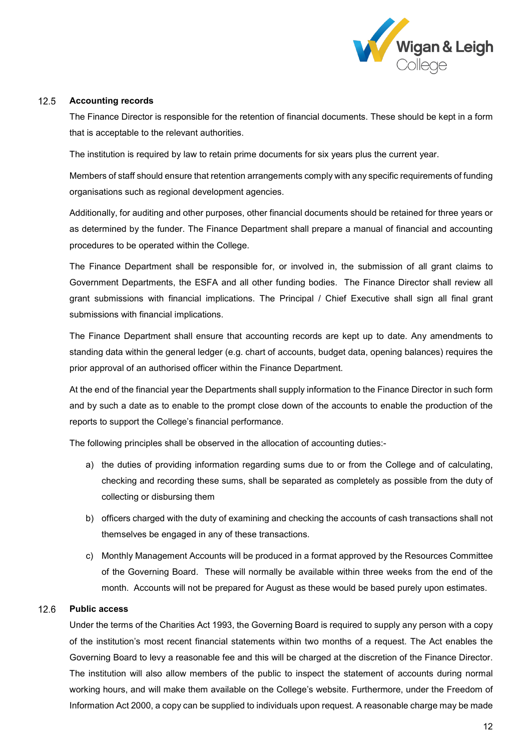### 12.5 Accounting records

The Finance Director is responsible for the retention of financial documents. These should be kept in a form that is acceptable to the relevant authorities.

The institution is required by law to retain prime documents for six years plus the current year.

Members of staff should ensure that retention arrangements comply with any specific requirements of funding organisations such as regional development agencies.

Additionally, for auditing and other purposes, other financial documents should be retained for three years or as determined by the funder. The Finance Department shall prepare a manual of financial and accounting procedures to be operated within the College.

The Finance Department shall be responsible for, or involved in, the submission of all grant claims to Government Departments, the ESFA and all other funding bodies. The Finance Director shall review all grant submissions with financial implications. The Principal / Chief Executive shall sign all final grant submissions with financial implications.

The Finance Department shall ensure that accounting records are kept up to date. Any amendments to standing data within the general ledger (e.g. chart of accounts, budget data, opening balances) requires the prior approval of an authorised officer within the Finance Department.

At the end of the financial year the Departments shall supply information to the Finance Director in such form and by such a date as to enable to the prompt close down of the accounts to enable the production of the reports to support the College's financial performance.

The following principles shall be observed in the allocation of accounting duties:-

a) the duties of providing information regarding sums due to or from the College and of calculating, checking and recording these sums, shall be separated as completely as possible from the duty of collecting or disbursing them

b) officers charged with the duty of examining and checking the accounts of cash transactions shall not themselves be engaged in any of these transactions.

c) Monthly Management Accounts will be produced in a format approved by the Resources Committee of the Governing Board. These will normally be available within three weeks from the end of the month. Accounts will not be prepared for August as these would be based purely upon estimates.

### 12.6 Public access

Under the terms of the Charities Act 1993, the Governing Board is required to supply any person with a copy of the institution's most recent financial statements within two months of a request. The Act enables the Governing Board to levy a reasonable fee and this will be charged at the discretion of the Finance Director. The institution will also allow members of the public to inspect the statement of accounts during normal working hours, and will make them available on the College's website. Furthermore, under the Freedom of Information Act 2000, a copy can be supplied to individuals upon request. A reasonable charge may be made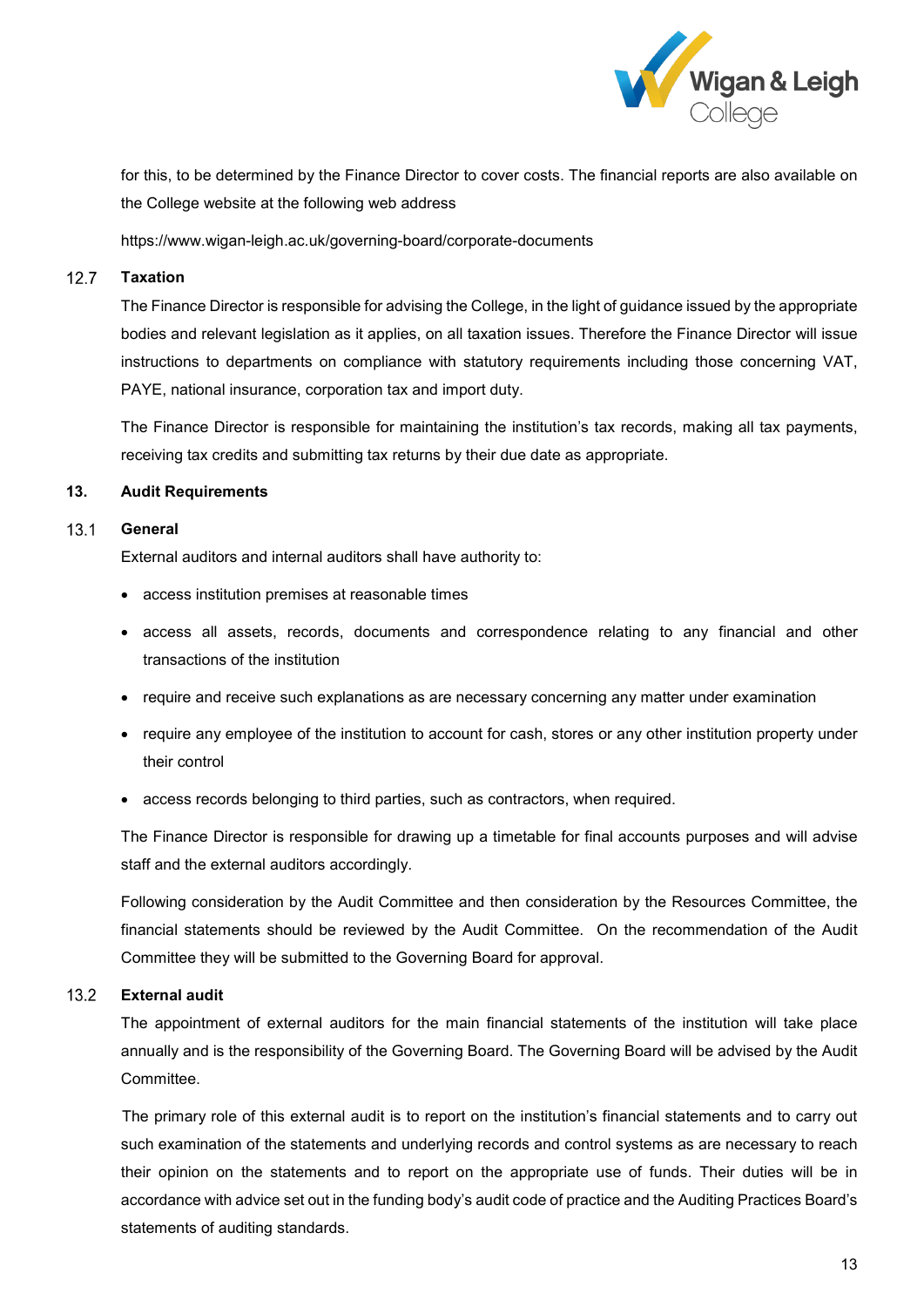for this, to be determined by the Finance Director to cover costs. The financial reports are also available on the College website at the following web address

https://www.wigan-leigh.ac.uk/governing-board/corporate-documents

### 12.7 Taxation

The Finance Director is responsible for advising the College, in the light of guidance issued by the appropriate bodies and relevant legislation as it applies, on all taxation issues. Therefore the Finance Director will issue instructions to departments on compliance with statutory requirements including those concerning VAT, PAYE, national insurance, corporation tax and import duty.

The Finance Director is responsible for maintaining the institution's tax records, making all tax payments, receiving tax credits and submitting tax returns by their due date as appropriate.

## 13. Audit Requirements

### 13.1 General

External auditors and internal auditors shall have authority to:

- access institution premises at reasonable times
- access all assets, records, documents and correspondence relating to any financial and other transactions of the institution
- require and receive such explanations as are necessary concerning any matter under examination
- require any employee of the institution to account for cash, stores or any other institution property under their control
- access records belonging to third parties, such as contractors, when required.

The Finance Director is responsible for drawing up a timetable for final accounts purposes and will advise staff and the external auditors accordingly.

Following consideration by the Audit Committee and then consideration by the Resources Committee, the financial statements should be reviewed by the Audit Committee. On the recommendation of the Audit Committee they will be submitted to the Governing Board for approval.

### 13.2 External audit

The appointment of external auditors for the main financial statements of the institution will take place annually and is the responsibility of the Governing Board. The Governing Board will be advised by the Audit Committee.

The primary role of this external audit is to report on the institution's financial statements and to carry out such examination of the statements and underlying records and control systems as are necessary to reach their opinion on the statements and to report on the appropriate use of funds. Their duties will be in accordance with advice set out in the funding body's audit code of practice and the Auditing Practices Board's statements of auditing standards.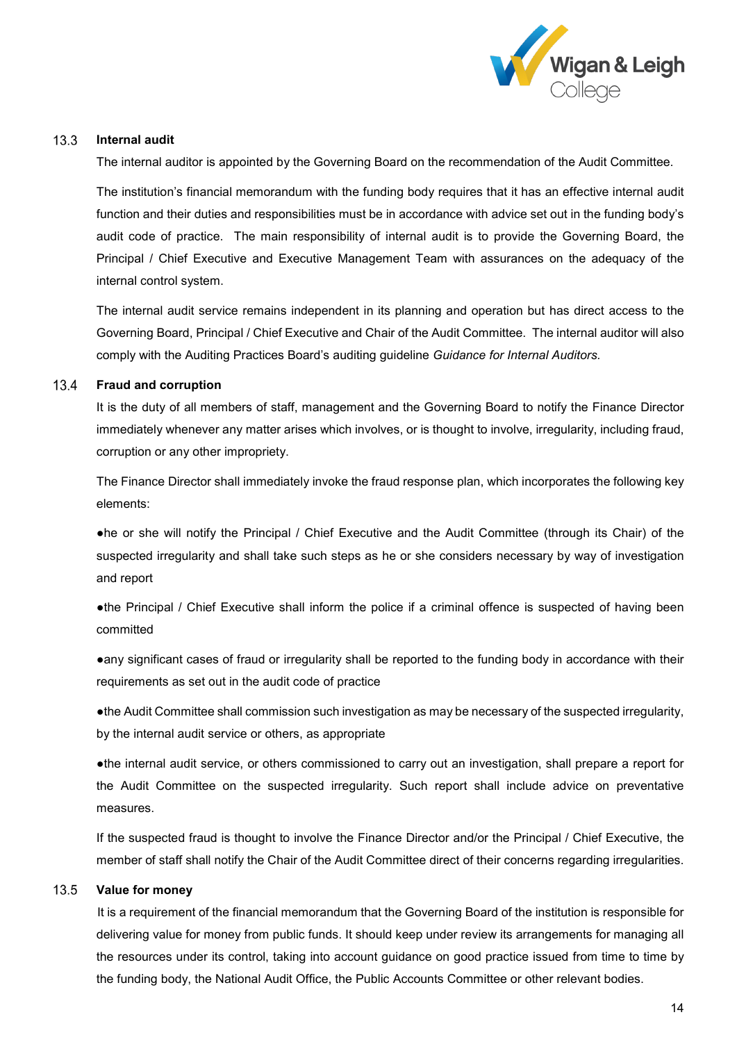### 13.3 Internal audit

The internal auditor is appointed by the Governing Board on the recommendation of the Audit Committee.

The institution's financial memorandum with the funding body requires that it has an effective internal audit function and their duties and responsibilities must be in accordance with advice set out in the funding body's audit code of practice. The main responsibility of internal audit is to provide the Governing Board, the Principal / Chief Executive and Executive Management Team with assurances on the adequacy of the internal control system.

The internal audit service remains independent in its planning and operation but has direct access to the Governing Board, Principal / Chief Executive and Chair of the Audit Committee. The internal auditor will also comply with the Auditing Practices Board's auditing guideline *Guidance for Internal Auditors*.

### 13.4 Fraud and corruption

It is the duty of all members of staff, management and the Governing Board to notify the Finance Director immediately whenever any matter arises which involves, or is thought to involve, irregularity, including fraud, corruption or any other impropriety.

The Finance Director shall immediately invoke the fraud response plan, which incorporates the following key elements:

- he or she will notify the Principal / Chief Executive and the Audit Committee (through its Chair) of the suspected irregularity and shall take such steps as he or she considers necessary by way of investigation and report
- the Principal / Chief Executive shall inform the police if a criminal offence is suspected of having been committed
- any significant cases of fraud or irregularity shall be reported to the funding body in accordance with their requirements as set out in the audit code of practice
- the Audit Committee shall commission such investigation as may be necessary of the suspected irregularity, by the internal audit service or others, as appropriate
- the internal audit service, or others commissioned to carry out an investigation, shall prepare a report for the Audit Committee on the suspected irregularity. Such report shall include advice on preventative measures.

If the suspected fraud is thought to involve the Finance Director and/or the Principal / Chief Executive, the member of staff shall notify the Chair of the Audit Committee direct of their concerns regarding irregularities.

### 13.5 Value for money

It is a requirement of the financial memorandum that the Governing Board of the institution is responsible for delivering value for money from public funds. It should keep under review its arrangements for managing all the resources under its control, taking into account guidance on good practice issued from time to time by the funding body, the National Audit Office, the Public Accounts Committee or other relevant bodies.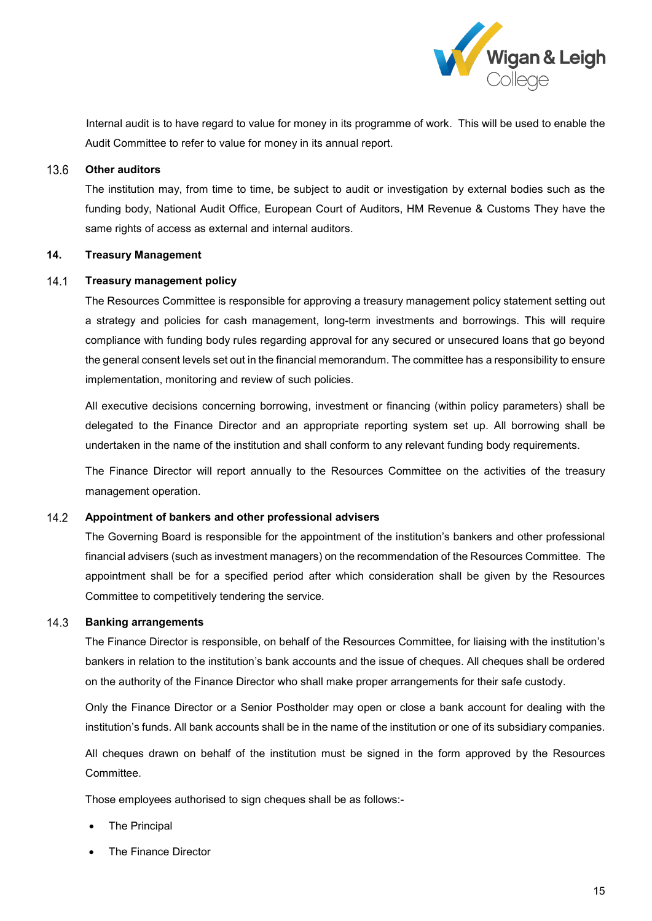Internal audit is to have regard to value for money in its programme of work. This will be used to enable the Audit Committee to refer to value for money in its annual report.

### 13.6 Other auditors

The institution may, from time to time, be subject to audit or investigation by external bodies such as the funding body, National Audit Office, European Court of Auditors, HM Revenue & Customs They have the same rights of access as external and internal auditors.

## 14. Treasury Management

### 14.1 Treasury management policy

The Resources Committee is responsible for approving a treasury management policy statement setting out a strategy and policies for cash management, long-term investments and borrowings. This will require compliance with funding body rules regarding approval for any secured or unsecured loans that go beyond the general consent levels set out in the financial memorandum. The committee has a responsibility to ensure implementation, monitoring and review of such policies.

All executive decisions concerning borrowing, investment or financing (within policy parameters) shall be delegated to the Finance Director and an appropriate reporting system set up. All borrowing shall be undertaken in the name of the institution and shall conform to any relevant funding body requirements.

The Finance Director will report annually to the Resources Committee on the activities of the treasury management operation.

### 14.2 Appointment of bankers and other professional advisers

The Governing Board is responsible for the appointment of the institution's bankers and other professional financial advisers (such as investment managers) on the recommendation of the Resources Committee. The appointment shall be for a specified period after which consideration shall be given by the Resources Committee to competitively tendering the service.

### 14.3 Banking arrangements

The Finance Director is responsible, on behalf of the Resources Committee, for liaising with the institution's bankers in relation to the institution's bank accounts and the issue of cheques. All cheques shall be ordered on the authority of the Finance Director who shall make proper arrangements for their safe custody.

Only the Finance Director or a Senior Postholder may open or close a bank account for dealing with the institution's funds. All bank accounts shall be in the name of the institution or one of its subsidiary companies.

All cheques drawn on behalf of the institution must be signed in the form approved by the Resources Committee.

Those employees authorised to sign cheques shall be as follows:-

- The Principal
- The Finance Director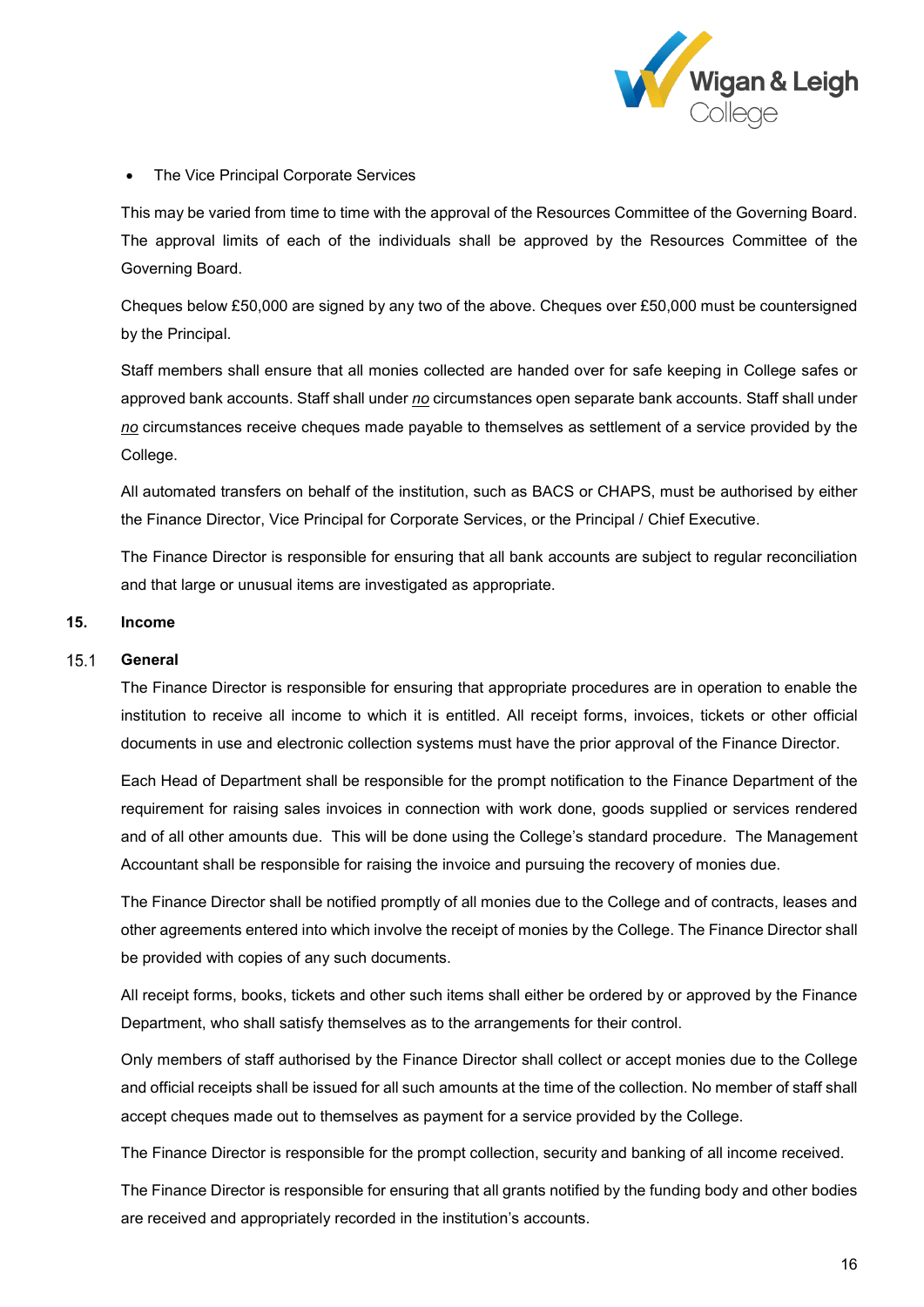- The Vice Principal Corporate Services

This may be varied from time to time with the approval of the Resources Committee of the Governing Board. The approval limits of each of the individuals shall be approved by the Resources Committee of the Governing Board.

Cheques below £50,000 are signed by any two of the above. Cheques over £50,000 must be countersigned by the Principal.

Staff members shall ensure that all monies collected are handed over for safe keeping in College safes or approved bank accounts. Staff shall under *no* circumstances open separate bank accounts. Staff shall under *no* circumstances receive cheques made payable to themselves as settlement of a service provided by the College.

All automated transfers on behalf of the institution, such as BACS or CHAPS, must be authorised by either the Finance Director, Vice Principal for Corporate Services, or the Principal / Chief Executive.

The Finance Director is responsible for ensuring that all bank accounts are subject to regular reconciliation and that large or unusual items are investigated as appropriate.

## 15. Income

### 15.1 General

The Finance Director is responsible for ensuring that appropriate procedures are in operation to enable the institution to receive all income to which it is entitled. All receipt forms, invoices, tickets or other official documents in use and electronic collection systems must have the prior approval of the Finance Director.

Each Head of Department shall be responsible for the prompt notification to the Finance Department of the requirement for raising sales invoices in connection with work done, goods supplied or services rendered and of all other amounts due. This will be done using the College's standard procedure. The Management Accountant shall be responsible for raising the invoice and pursuing the recovery of monies due.

The Finance Director shall be notified promptly of all monies due to the College and of contracts, leases and other agreements entered into which involve the receipt of monies by the College. The Finance Director shall be provided with copies of any such documents.

All receipt forms, books, tickets and other such items shall either be ordered by or approved by the Finance Department, who shall satisfy themselves as to the arrangements for their control.

Only members of staff authorised by the Finance Director shall collect or accept monies due to the College and official receipts shall be issued for all such amounts at the time of the collection. No member of staff shall accept cheques made out to themselves as payment for a service provided by the College.

The Finance Director is responsible for the prompt collection, security and banking of all income received.

The Finance Director is responsible for ensuring that all grants notified by the funding body and other bodies are received and appropriately recorded in the institution's accounts.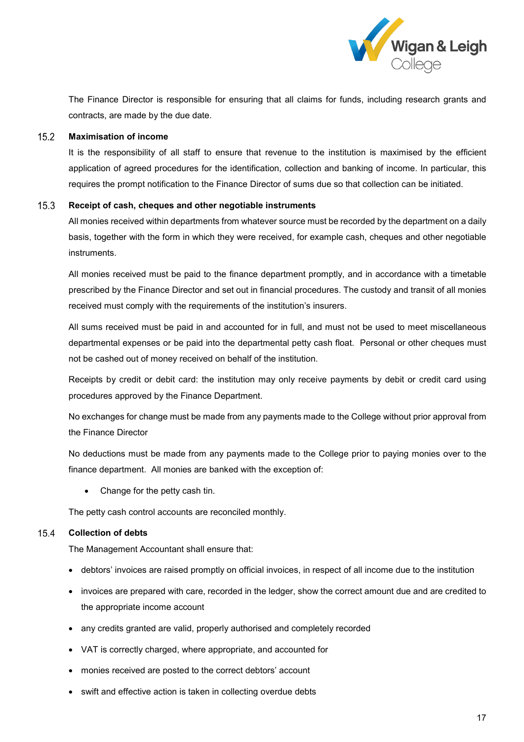The Finance Director is responsible for ensuring that all claims for funds, including research grants and contracts, are made by the due date.

### 15.2 Maximisation of income

It is the responsibility of all staff to ensure that revenue to the institution is maximised by the efficient application of agreed procedures for the identification, collection and banking of income. In particular, this requires the prompt notification to the Finance Director of sums due so that collection can be initiated.

### 15.3 Receipt of cash, cheques and other negotiable instruments

All monies received within departments from whatever source must be recorded by the department on a daily basis, together with the form in which they were received, for example cash, cheques and other negotiable instruments.

All monies received must be paid to the finance department promptly, and in accordance with a timetable prescribed by the Finance Director and set out in financial procedures. The custody and transit of all monies received must comply with the requirements of the institution's insurers.

All sums received must be paid in and accounted for in full, and must not be used to meet miscellaneous departmental expenses or be paid into the departmental petty cash float. Personal or other cheques must not be cashed out of money received on behalf of the institution.

Receipts by credit or debit card: the institution may only receive payments by debit or credit card using procedures approved by the Finance Department.

No exchanges for change must be made from any payments made to the College without prior approval from the Finance Director

No deductions must be made from any payments made to the College prior to paying monies over to the finance department. All monies are banked with the exception of:

- Change for the petty cash tin.

The petty cash control accounts are reconciled monthly.

### 15.4 Collection of debts

The Management Accountant shall ensure that:

- debtors' invoices are raised promptly on official invoices, in respect of all income due to the institution
- invoices are prepared with care, recorded in the ledger, show the correct amount due and are credited to the appropriate income account
- any credits granted are valid, properly authorised and completely recorded
- VAT is correctly charged, where appropriate, and accounted for
- monies received are posted to the correct debtors' account
- swift and effective action is taken in collecting overdue debts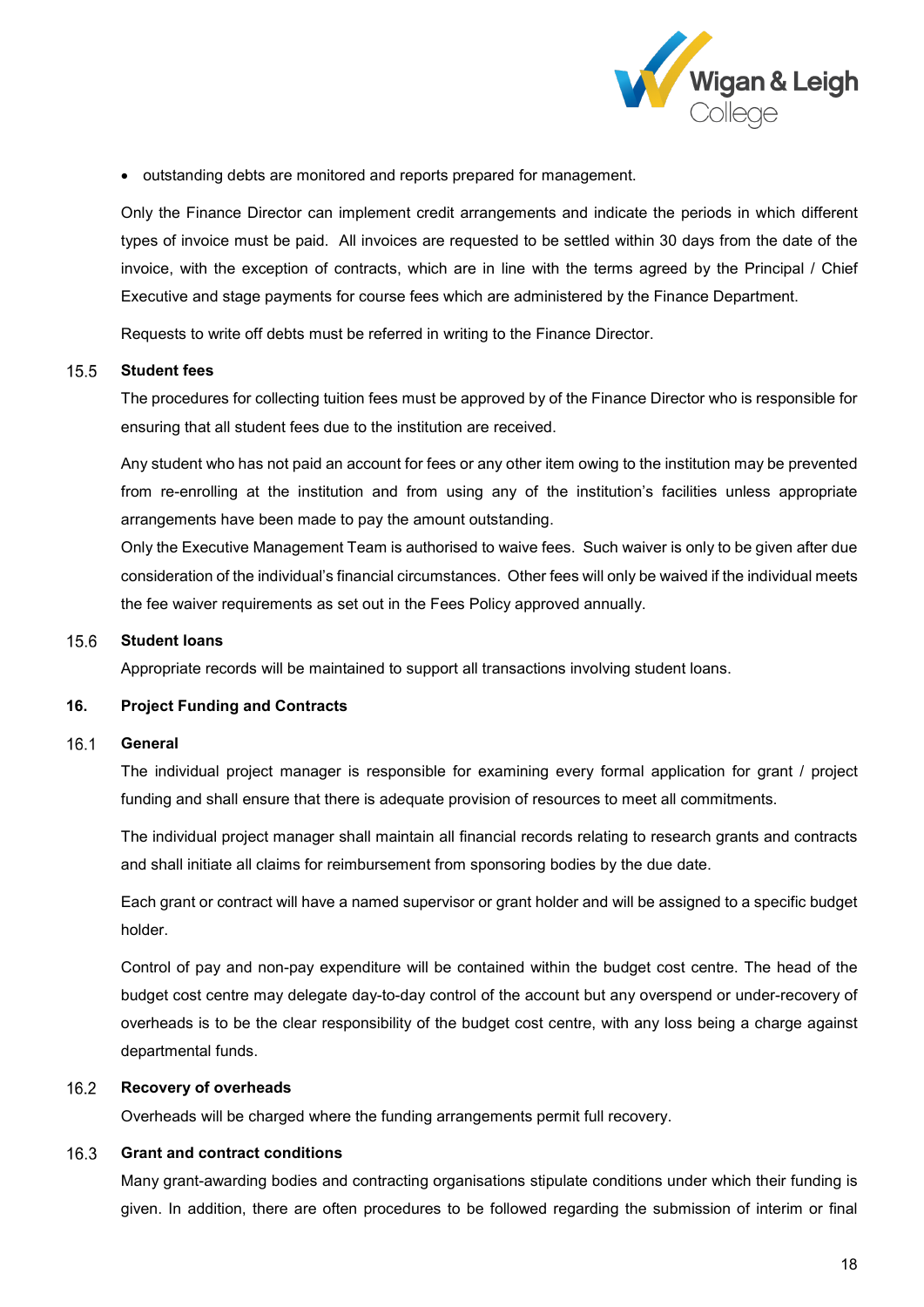- outstanding debts are monitored and reports prepared for management.

Only the Finance Director can implement credit arrangements and indicate the periods in which different types of invoice must be paid. All invoices are requested to be settled within 30 days from the date of the invoice, with the exception of contracts, which are in line with the terms agreed by the Principal / Chief Executive and stage payments for course fees which are administered by the Finance Department.

Requests to write off debts must be referred in writing to the Finance Director.

### 15.5 Student fees

The procedures for collecting tuition fees must be approved by of the Finance Director who is responsible for ensuring that all student fees due to the institution are received.

Any student who has not paid an account for fees or any other item owing to the institution may be prevented from re-enrolling at the institution and from using any of the institution's facilities unless appropriate arrangements have been made to pay the amount outstanding.

Only the Executive Management Team is authorised to waive fees. Such waiver is only to be given after due consideration of the individual's financial circumstances. Other fees will only be waived if the individual meets the fee waiver requirements as set out in the Fees Policy approved annually.

### 15.6 Student loans

Appropriate records will be maintained to support all transactions involving student loans.

## 16. Project Funding and Contracts

### 16.1 General

The individual project manager is responsible for examining every formal application for grant / project funding and shall ensure that there is adequate provision of resources to meet all commitments.

The individual project manager shall maintain all financial records relating to research grants and contracts and shall initiate all claims for reimbursement from sponsoring bodies by the due date.

Each grant or contract will have a named supervisor or grant holder and will be assigned to a specific budget holder.

Control of pay and non-pay expenditure will be contained within the budget cost centre. The head of the budget cost centre may delegate day-to-day control of the account but any overspend or under-recovery of overheads is to be the clear responsibility of the budget cost centre, with any loss being a charge against departmental funds.

### 16.2 Recovery of overheads

Overheads will be charged where the funding arrangements permit full recovery.

### 16.3 Grant and contract conditions

Many grant-awarding bodies and contracting organisations stipulate conditions under which their funding is given. In addition, there are often procedures to be followed regarding the submission of interim or final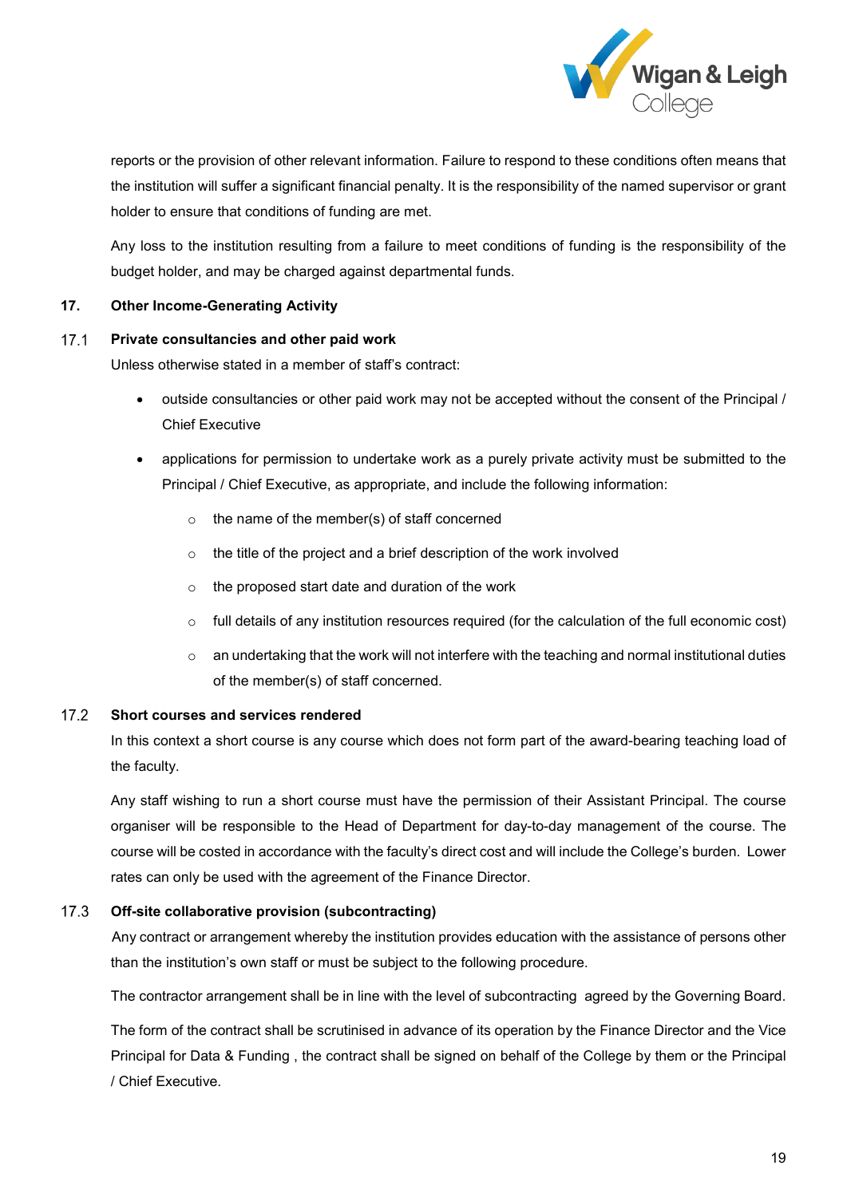reports or the provision of other relevant information. Failure to respond to these conditions often means that the institution will suffer a significant financial penalty. It is the responsibility of the named supervisor or grant holder to ensure that conditions of funding are met.

Any loss to the institution resulting from a failure to meet conditions of funding is the responsibility of the budget holder, and may be charged against departmental funds.

## 17. Other Income-Generating Activity

### 17.1 Private consultancies and other paid work

Unless otherwise stated in a member of staff's contract:

- outside consultancies or other paid work may not be accepted without the consent of the Principal / Chief Executive
- applications for permission to undertake work as a purely private activity must be submitted to the Principal / Chief Executive, as appropriate, and include the following information:
  - the name of the member(s) of staff concerned
  - the title of the project and a brief description of the work involved
  - the proposed start date and duration of the work
  - full details of any institution resources required (for the calculation of the full economic cost)
  - an undertaking that the work will not interfere with the teaching and normal institutional duties of the member(s) of staff concerned.

### 17.2 Short courses and services rendered

In this context a short course is any course which does not form part of the award-bearing teaching load of the faculty.

Any staff wishing to run a short course must have the permission of their Assistant Principal. The course organiser will be responsible to the Head of Department for day-to-day management of the course. The course will be costed in accordance with the faculty's direct cost and will include the College's burden. Lower rates can only be used with the agreement of the Finance Director.

### 17.3 Off-site collaborative provision (subcontracting)

Any contract or arrangement whereby the institution provides education with the assistance of persons other than the institution's own staff or must be subject to the following procedure.

The contractor arrangement shall be in line with the level of subcontracting agreed by the Governing Board.

The form of the contract shall be scrutinised in advance of its operation by the Finance Director and the Vice Principal for Data & Funding , the contract shall be signed on behalf of the College by them or the Principal / Chief Executive.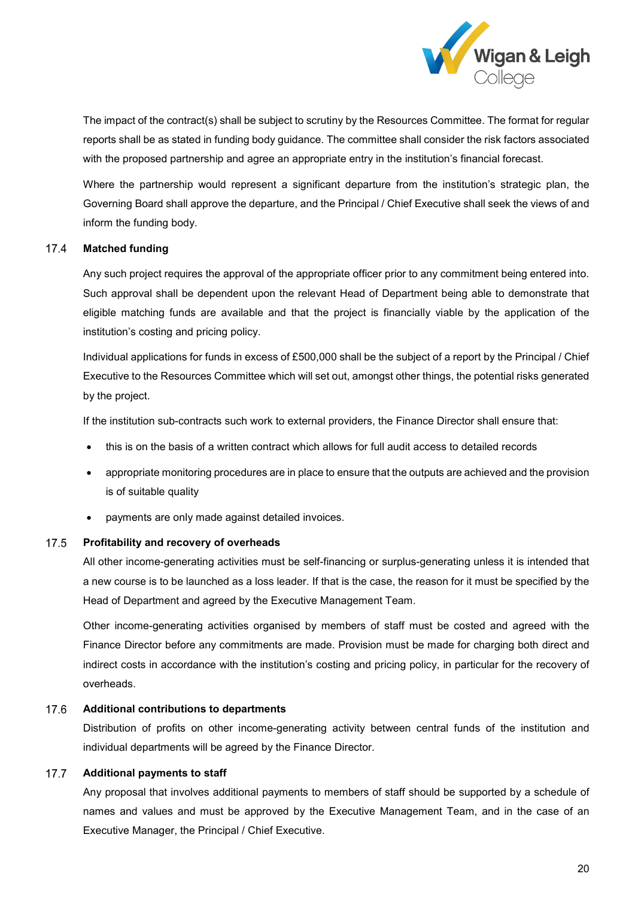The impact of the contract(s) shall be subject to scrutiny by the Resources Committee. The format for regular reports shall be as stated in funding body guidance. The committee shall consider the risk factors associated with the proposed partnership and agree an appropriate entry in the institution's financial forecast.

Where the partnership would represent a significant departure from the institution's strategic plan, the Governing Board shall approve the departure, and the Principal / Chief Executive shall seek the views of and inform the funding body.

### 17.4 Matched funding

Any such project requires the approval of the appropriate officer prior to any commitment being entered into. Such approval shall be dependent upon the relevant Head of Department being able to demonstrate that eligible matching funds are available and that the project is financially viable by the application of the institution's costing and pricing policy.

Individual applications for funds in excess of £500,000 shall be the subject of a report by the Principal / Chief Executive to the Resources Committee which will set out, amongst other things, the potential risks generated by the project.

If the institution sub-contracts such work to external providers, the Finance Director shall ensure that:

- this is on the basis of a written contract which allows for full audit access to detailed records
- appropriate monitoring procedures are in place to ensure that the outputs are achieved and the provision is of suitable quality
- payments are only made against detailed invoices.

### 17.5 Profitability and recovery of overheads

All other income-generating activities must be self-financing or surplus-generating unless it is intended that a new course is to be launched as a loss leader. If that is the case, the reason for it must be specified by the Head of Department and agreed by the Executive Management Team.

Other income-generating activities organised by members of staff must be costed and agreed with the Finance Director before any commitments are made. Provision must be made for charging both direct and indirect costs in accordance with the institution's costing and pricing policy, in particular for the recovery of overheads.

### 17.6 Additional contributions to departments

Distribution of profits on other income-generating activity between central funds of the institution and individual departments will be agreed by the Finance Director.

### 17.7 Additional payments to staff

Any proposal that involves additional payments to members of staff should be supported by a schedule of names and values and must be approved by the Executive Management Team, and in the case of an Executive Manager, the Principal / Chief Executive.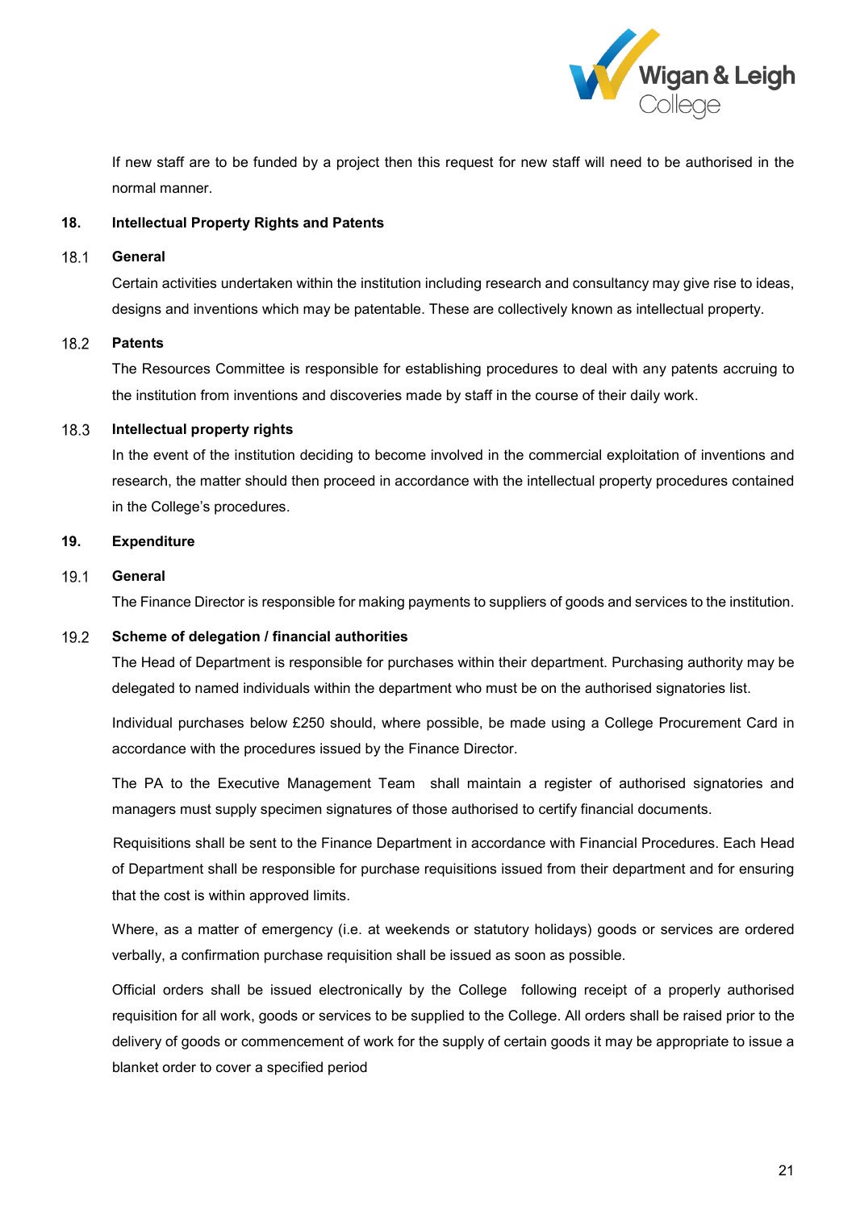If new staff are to be funded by a project then this request for new staff will need to be authorised in the normal manner.

## 18. Intellectual Property Rights and Patents

### 18.1 General

Certain activities undertaken within the institution including research and consultancy may give rise to ideas, designs and inventions which may be patentable. These are collectively known as intellectual property.

### 18.2 Patents

The Resources Committee is responsible for establishing procedures to deal with any patents accruing to the institution from inventions and discoveries made by staff in the course of their daily work.

### 18.3 Intellectual property rights

In the event of the institution deciding to become involved in the commercial exploitation of inventions and research, the matter should then proceed in accordance with the intellectual property procedures contained in the College's procedures.

## 19. Expenditure

### 19.1 General

The Finance Director is responsible for making payments to suppliers of goods and services to the institution.

### 19.2 Scheme of delegation / financial authorities

The Head of Department is responsible for purchases within their department. Purchasing authority may be delegated to named individuals within the department who must be on the authorised signatories list.

Individual purchases below £250 should, where possible, be made using a College Procurement Card in accordance with the procedures issued by the Finance Director.

The PA to the Executive Management Team shall maintain a register of authorised signatories and managers must supply specimen signatures of those authorised to certify financial documents.

Requisitions shall be sent to the Finance Department in accordance with Financial Procedures. Each Head of Department shall be responsible for purchase requisitions issued from their department and for ensuring that the cost is within approved limits.

Where, as a matter of emergency (i.e. at weekends or statutory holidays) goods or services are ordered verbally, a confirmation purchase requisition shall be issued as soon as possible.

Official orders shall be issued electronically by the College following receipt of a properly authorised requisition for all work, goods or services to be supplied to the College. All orders shall be raised prior to the delivery of goods or commencement of work for the supply of certain goods it may be appropriate to issue a blanket order to cover a specified period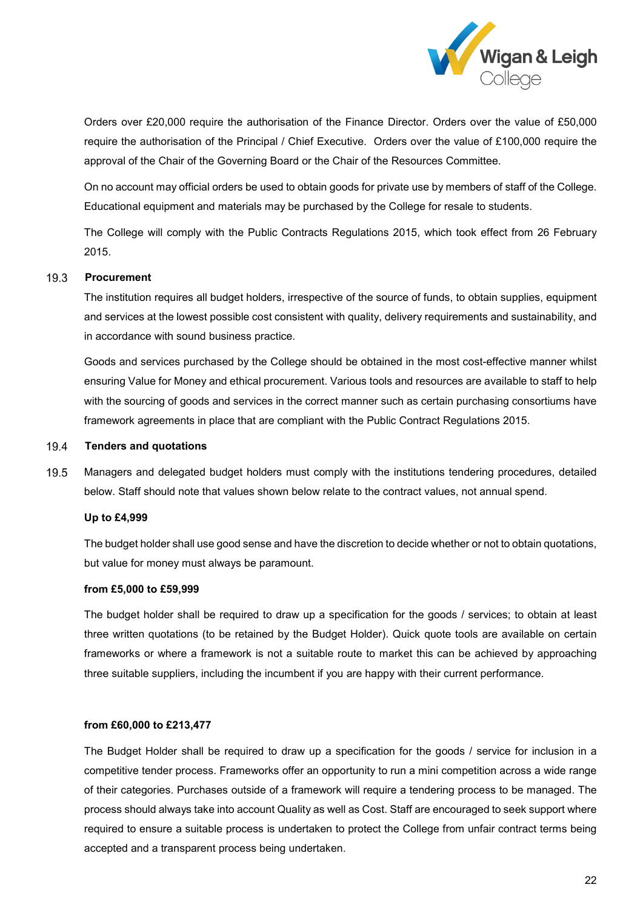Orders over £20,000 require the authorisation of the Finance Director. Orders over the value of £50,000 require the authorisation of the Principal / Chief Executive. Orders over the value of £100,000 require the approval of the Chair of the Governing Board or the Chair of the Resources Committee.

On no account may official orders be used to obtain goods for private use by members of staff of the College. Educational equipment and materials may be purchased by the College for resale to students.

The College will comply with the Public Contracts Regulations 2015, which took effect from 26 February 2015.

### 19.3 Procurement

The institution requires all budget holders, irrespective of the source of funds, to obtain supplies, equipment and services at the lowest possible cost consistent with quality, delivery requirements and sustainability, and in accordance with sound business practice.

Goods and services purchased by the College should be obtained in the most cost-effective manner whilst ensuring Value for Money and ethical procurement. Various tools and resources are available to staff to help with the sourcing of goods and services in the correct manner such as certain purchasing consortiums have framework agreements in place that are compliant with the Public Contract Regulations 2015.

### 19.4 Tenders and quotations

19.5 Managers and delegated budget holders must comply with the institutions tendering procedures, detailed below. Staff should note that values shown below relate to the contract values, not annual spend.

**Up to £4,999**

The budget holder shall use good sense and have the discretion to decide whether or not to obtain quotations, but value for money must always be paramount.

**from £5,000 to £59,999**

The budget holder shall be required to draw up a specification for the goods / services; to obtain at least three written quotations (to be retained by the Budget Holder). Quick quote tools are available on certain frameworks or where a framework is not a suitable route to market this can be achieved by approaching three suitable suppliers, including the incumbent if you are happy with their current performance.

**from £60,000 to £213,477**

The Budget Holder shall be required to draw up a specification for the goods / service for inclusion in a competitive tender process. Frameworks offer an opportunity to run a mini competition across a wide range of their categories. Purchases outside of a framework will require a tendering process to be managed. The process should always take into account Quality as well as Cost. Staff are encouraged to seek support where required to ensure a suitable process is undertaken to protect the College from unfair contract terms being accepted and a transparent process being undertaken.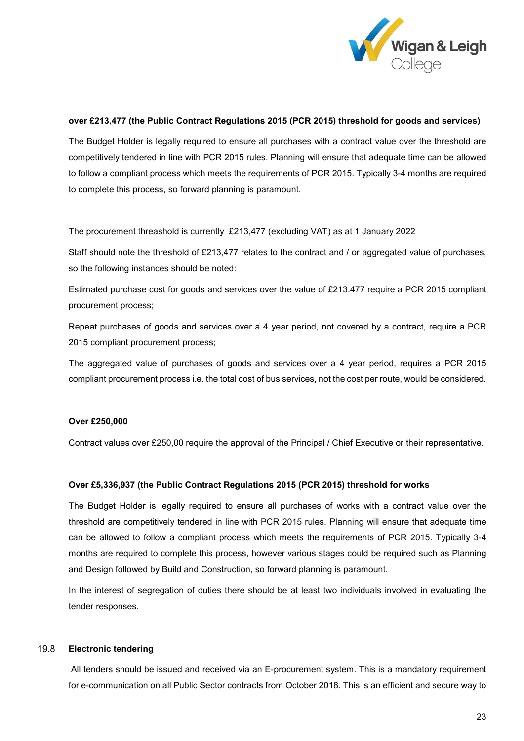**over £213,477 (the Public Contract Regulations 2015 (PCR 2015) threshold for goods and services)**

The Budget Holder is legally required to ensure all purchases with a contract value over the threshold are competitively tendered in line with PCR 2015 rules. Planning will ensure that adequate time can be allowed to follow a compliant process which meets the requirements of PCR 2015. Typically 3-4 months are required to complete this process, so forward planning is paramount.

The procurement threashold is currently £213,477 (excluding VAT) as at 1 January 2022

Staff should note the threshold of £213,477 relates to the contract and / or aggregated value of purchases, so the following instances should be noted:

Estimated purchase cost for goods and services over the value of £213.477 require a PCR 2015 compliant procurement process;

Repeat purchases of goods and services over a 4 year period, not covered by a contract, require a PCR 2015 compliant procurement process;

The aggregated value of purchases of goods and services over a 4 year period, requires a PCR 2015 compliant procurement process i.e. the total cost of bus services, not the cost per route, would be considered.

**Over £250,000**

Contract values over £250,00 require the approval of the Principal / Chief Executive or their representative.

**Over £5,336,937 (the Public Contract Regulations 2015 (PCR 2015) threshold for works**

The Budget Holder is legally required to ensure all purchases of works with a contract value over the threshold are competitively tendered in line with PCR 2015 rules. Planning will ensure that adequate time can be allowed to follow a compliant process which meets the requirements of PCR 2015. Typically 3-4 months are required to complete this process, however various stages could be required such as Planning and Design followed by Build and Construction, so forward planning is paramount.

In the interest of segregation of duties there should be at least two individuals involved in evaluating the tender responses.

### 19.8 Electronic tendering

All tenders should be issued and received via an E-procurement system. This is a mandatory requirement for e-communication on all Public Sector contracts from October 2018. This is an efficient and secure way to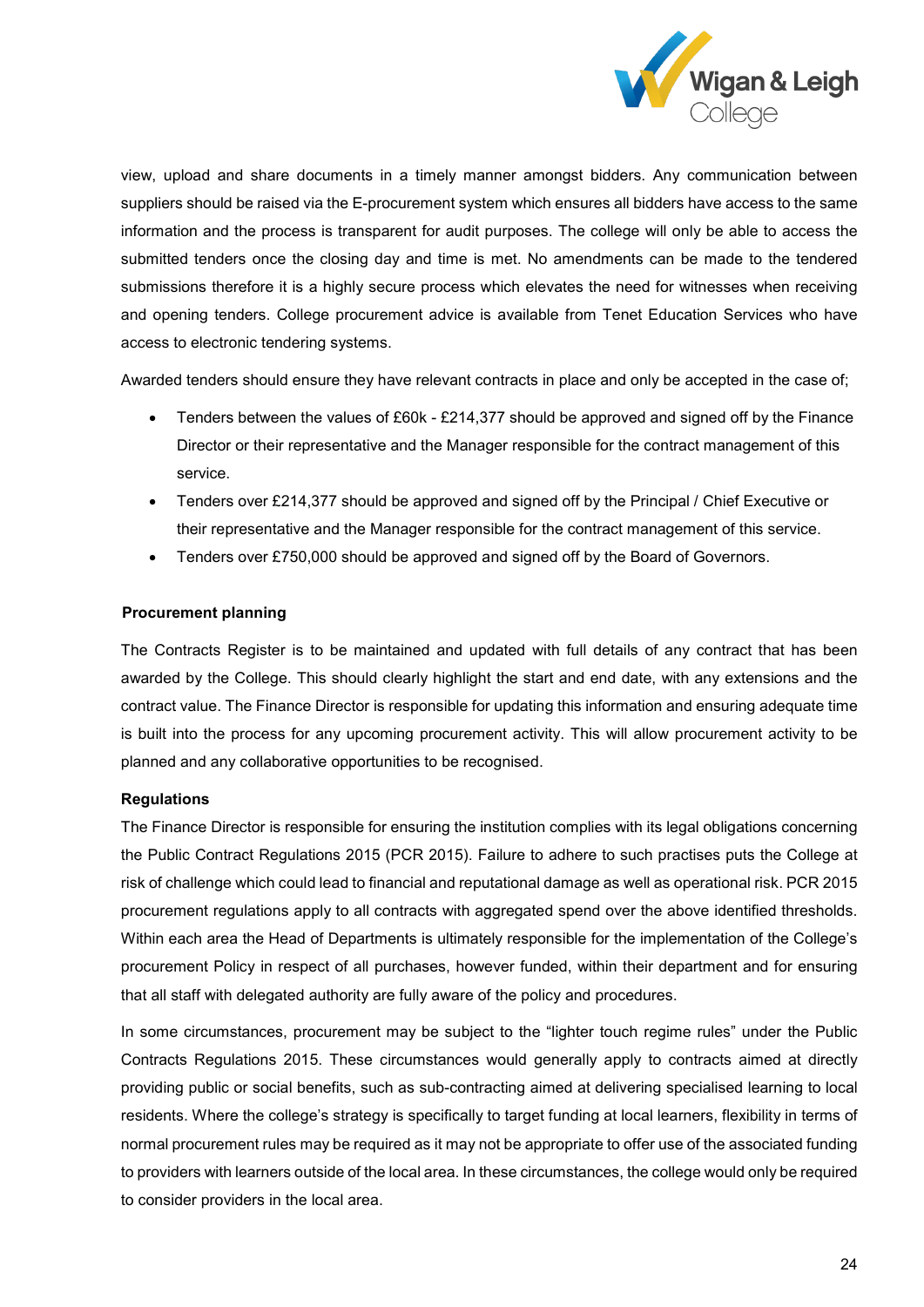view, upload and share documents in a timely manner amongst bidders. Any communication between suppliers should be raised via the E-procurement system which ensures all bidders have access to the same information and the process is transparent for audit purposes. The college will only be able to access the submitted tenders once the closing day and time is met. No amendments can be made to the tendered submissions therefore it is a highly secure process which elevates the need for witnesses when receiving and opening tenders. College procurement advice is available from Tenet Education Services who have access to electronic tendering systems.

Awarded tenders should ensure they have relevant contracts in place and only be accepted in the case of;

- Tenders between the values of £60k - £214,377 should be approved and signed off by the Finance Director or their representative and the Manager responsible for the contract management of this service.
- Tenders over £214,377 should be approved and signed off by the Principal / Chief Executive or their representative and the Manager responsible for the contract management of this service.
- Tenders over £750,000 should be approved and signed off by the Board of Governors.

**Procurement planning**

The Contracts Register is to be maintained and updated with full details of any contract that has been awarded by the College. This should clearly highlight the start and end date, with any extensions and the contract value. The Finance Director is responsible for updating this information and ensuring adequate time is built into the process for any upcoming procurement activity. This will allow procurement activity to be planned and any collaborative opportunities to be recognised.

**Regulations**

The Finance Director is responsible for ensuring the institution complies with its legal obligations concerning the Public Contract Regulations 2015 (PCR 2015). Failure to adhere to such practises puts the College at risk of challenge which could lead to financial and reputational damage as well as operational risk. PCR 2015 procurement regulations apply to all contracts with aggregated spend over the above identified thresholds. Within each area the Head of Departments is ultimately responsible for the implementation of the College's procurement Policy in respect of all purchases, however funded, within their department and for ensuring that all staff with delegated authority are fully aware of the policy and procedures.

In some circumstances, procurement may be subject to the "lighter touch regime rules" under the Public Contracts Regulations 2015. These circumstances would generally apply to contracts aimed at directly providing public or social benefits, such as sub-contracting aimed at delivering specialised learning to local residents. Where the college's strategy is specifically to target funding at local learners, flexibility in terms of normal procurement rules may be required as it may not be appropriate to offer use of the associated funding to providers with learners outside of the local area. In these circumstances, the college would only be required to consider providers in the local area.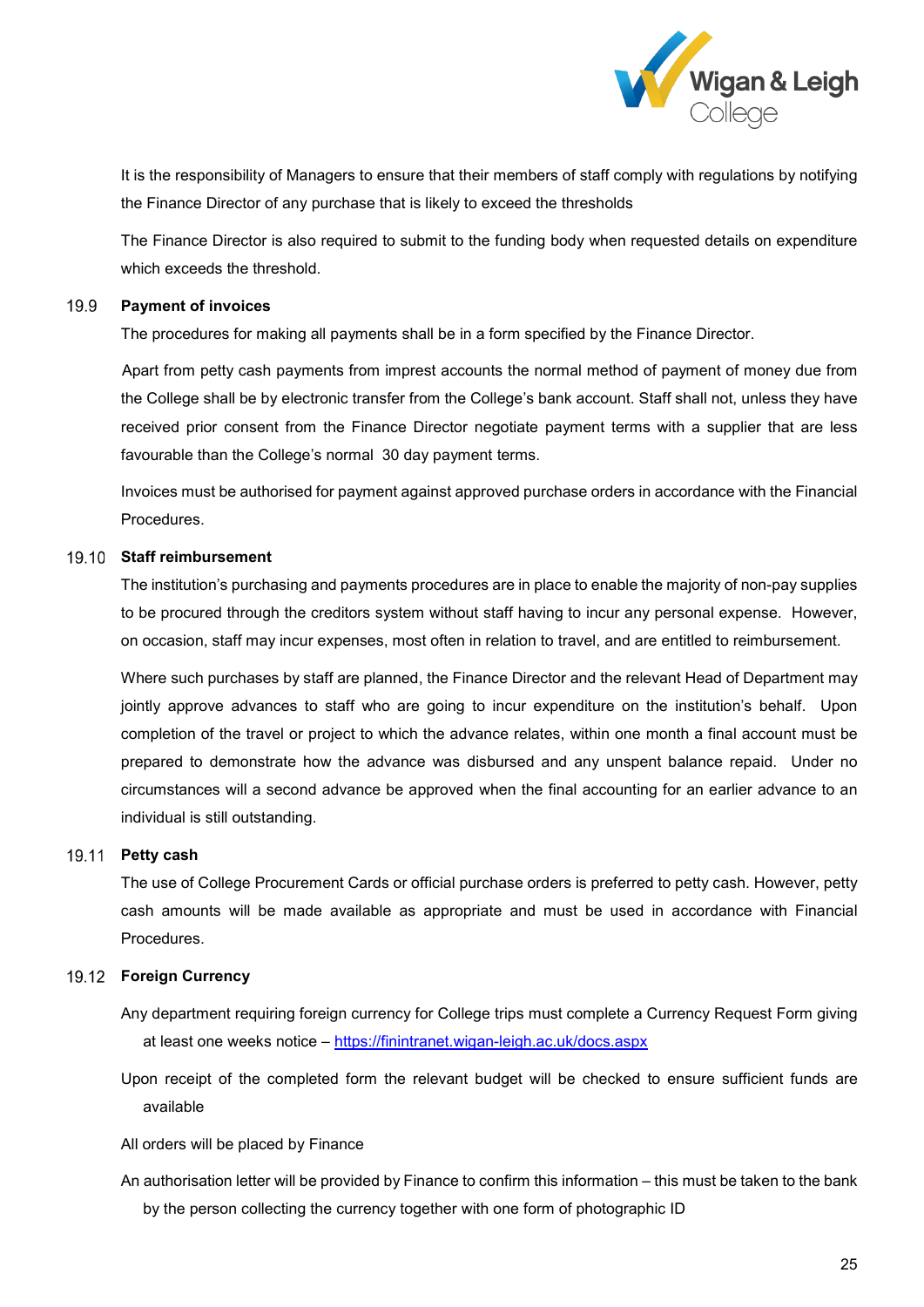It is the responsibility of Managers to ensure that their members of staff comply with regulations by notifying the Finance Director of any purchase that is likely to exceed the thresholds

The Finance Director is also required to submit to the funding body when requested details on expenditure which exceeds the threshold.

### 19.9 Payment of invoices

The procedures for making all payments shall be in a form specified by the Finance Director.

Apart from petty cash payments from imprest accounts the normal method of payment of money due from the College shall be by electronic transfer from the College's bank account. Staff shall not, unless they have received prior consent from the Finance Director negotiate payment terms with a supplier that are less favourable than the College's normal 30 day payment terms.

Invoices must be authorised for payment against approved purchase orders in accordance with the Financial Procedures.

### 19.10 Staff reimbursement

The institution's purchasing and payments procedures are in place to enable the majority of non-pay supplies to be procured through the creditors system without staff having to incur any personal expense. However, on occasion, staff may incur expenses, most often in relation to travel, and are entitled to reimbursement.

Where such purchases by staff are planned, the Finance Director and the relevant Head of Department may jointly approve advances to staff who are going to incur expenditure on the institution's behalf. Upon completion of the travel or project to which the advance relates, within one month a final account must be prepared to demonstrate how the advance was disbursed and any unspent balance repaid. Under no circumstances will a second advance be approved when the final accounting for an earlier advance to an individual is still outstanding.

### 19.11 Petty cash

The use of College Procurement Cards or official purchase orders is preferred to petty cash. However, petty cash amounts will be made available as appropriate and must be used in accordance with Financial Procedures.

### 19.12 Foreign Currency

Any department requiring foreign currency for College trips must complete a Currency Request Form giving at least one weeks notice – https://finintranet.wigan-leigh.ac.uk/docs.aspx

Upon receipt of the completed form the relevant budget will be checked to ensure sufficient funds are available

All orders will be placed by Finance

An authorisation letter will be provided by Finance to confirm this information – this must be taken to the bank by the person collecting the currency together with one form of photographic ID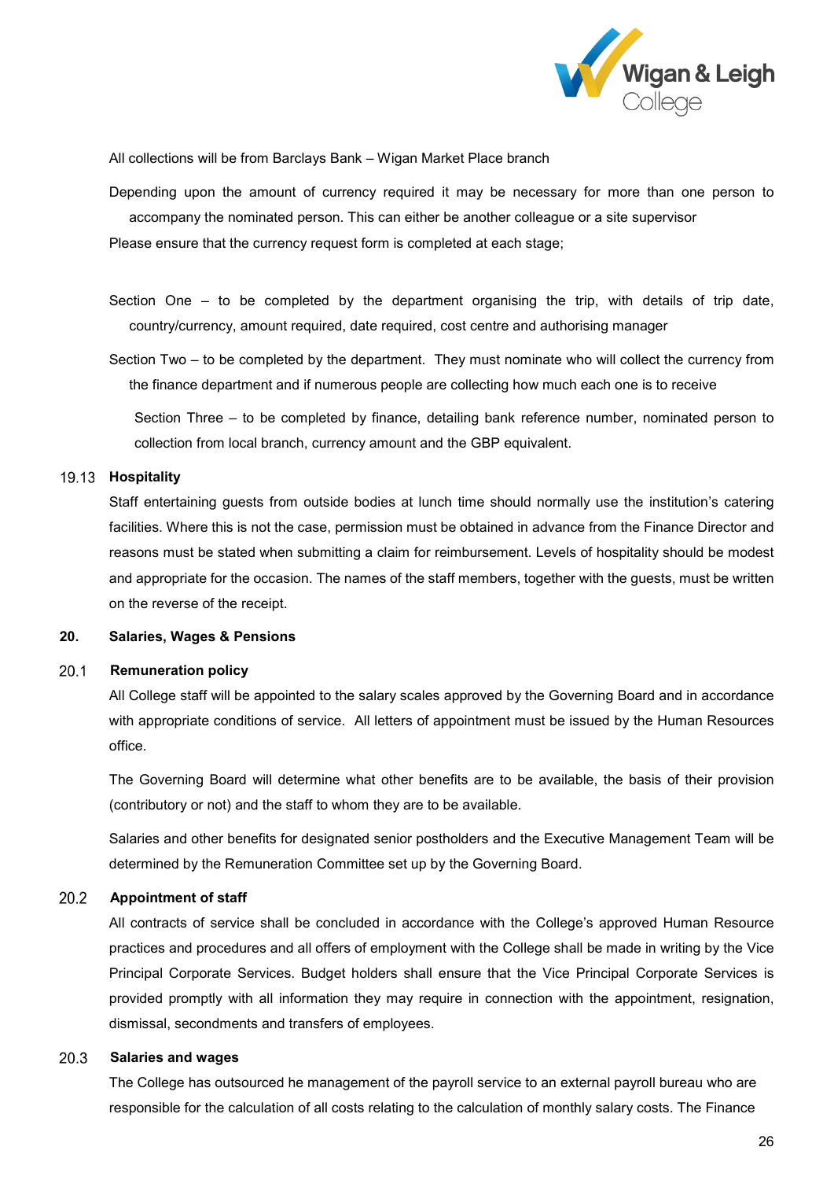All collections will be from Barclays Bank – Wigan Market Place branch

Depending upon the amount of currency required it may be necessary for more than one person to accompany the nominated person. This can either be another colleague or a site supervisor

Please ensure that the currency request form is completed at each stage;

Section One – to be completed by the department organising the trip, with details of trip date, country/currency, amount required, date required, cost centre and authorising manager

Section Two – to be completed by the department. They must nominate who will collect the currency from the finance department and if numerous people are collecting how much each one is to receive

Section Three – to be completed by finance, detailing bank reference number, nominated person to collection from local branch, currency amount and the GBP equivalent.

### 19.13 Hospitality

Staff entertaining guests from outside bodies at lunch time should normally use the institution's catering facilities. Where this is not the case, permission must be obtained in advance from the Finance Director and reasons must be stated when submitting a claim for reimbursement. Levels of hospitality should be modest and appropriate for the occasion. The names of the staff members, together with the guests, must be written on the reverse of the receipt.

## 20. Salaries, Wages & Pensions

### 20.1 Remuneration policy

All College staff will be appointed to the salary scales approved by the Governing Board and in accordance with appropriate conditions of service. All letters of appointment must be issued by the Human Resources office.

The Governing Board will determine what other benefits are to be available, the basis of their provision (contributory or not) and the staff to whom they are to be available.

Salaries and other benefits for designated senior postholders and the Executive Management Team will be determined by the Remuneration Committee set up by the Governing Board.

### 20.2 Appointment of staff

All contracts of service shall be concluded in accordance with the College's approved Human Resource practices and procedures and all offers of employment with the College shall be made in writing by the Vice Principal Corporate Services. Budget holders shall ensure that the Vice Principal Corporate Services is provided promptly with all information they may require in connection with the appointment, resignation, dismissal, secondments and transfers of employees.

### 20.3 Salaries and wages

The College has outsourced he management of the payroll service to an external payroll bureau who are responsible for the calculation of all costs relating to the calculation of monthly salary costs. The Finance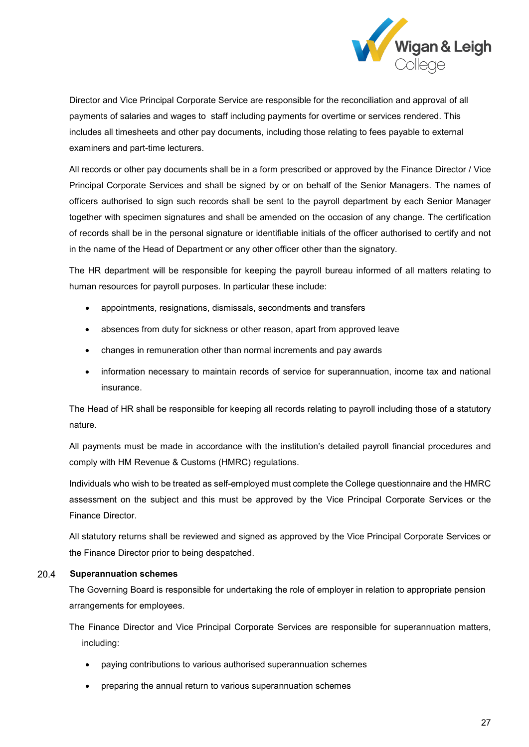Director and Vice Principal Corporate Service are responsible for the reconciliation and approval of all payments of salaries and wages to staff including payments for overtime or services rendered. This includes all timesheets and other pay documents, including those relating to fees payable to external examiners and part-time lecturers.

All records or other pay documents shall be in a form prescribed or approved by the Finance Director / Vice Principal Corporate Services and shall be signed by or on behalf of the Senior Managers. The names of officers authorised to sign such records shall be sent to the payroll department by each Senior Manager together with specimen signatures and shall be amended on the occasion of any change. The certification of records shall be in the personal signature or identifiable initials of the officer authorised to certify and not in the name of the Head of Department or any other officer other than the signatory.

The HR department will be responsible for keeping the payroll bureau informed of all matters relating to human resources for payroll purposes. In particular these include:

- appointments, resignations, dismissals, secondments and transfers
- absences from duty for sickness or other reason, apart from approved leave
- changes in remuneration other than normal increments and pay awards
- information necessary to maintain records of service for superannuation, income tax and national insurance.

The Head of HR shall be responsible for keeping all records relating to payroll including those of a statutory nature.

All payments must be made in accordance with the institution's detailed payroll financial procedures and comply with HM Revenue & Customs (HMRC) regulations.

Individuals who wish to be treated as self-employed must complete the College questionnaire and the HMRC assessment on the subject and this must be approved by the Vice Principal Corporate Services or the Finance Director.

All statutory returns shall be reviewed and signed as approved by the Vice Principal Corporate Services or the Finance Director prior to being despatched.

### 20.4 Superannuation schemes

The Governing Board is responsible for undertaking the role of employer in relation to appropriate pension arrangements for employees.

The Finance Director and Vice Principal Corporate Services are responsible for superannuation matters, including:

- paying contributions to various authorised superannuation schemes
- preparing the annual return to various superannuation schemes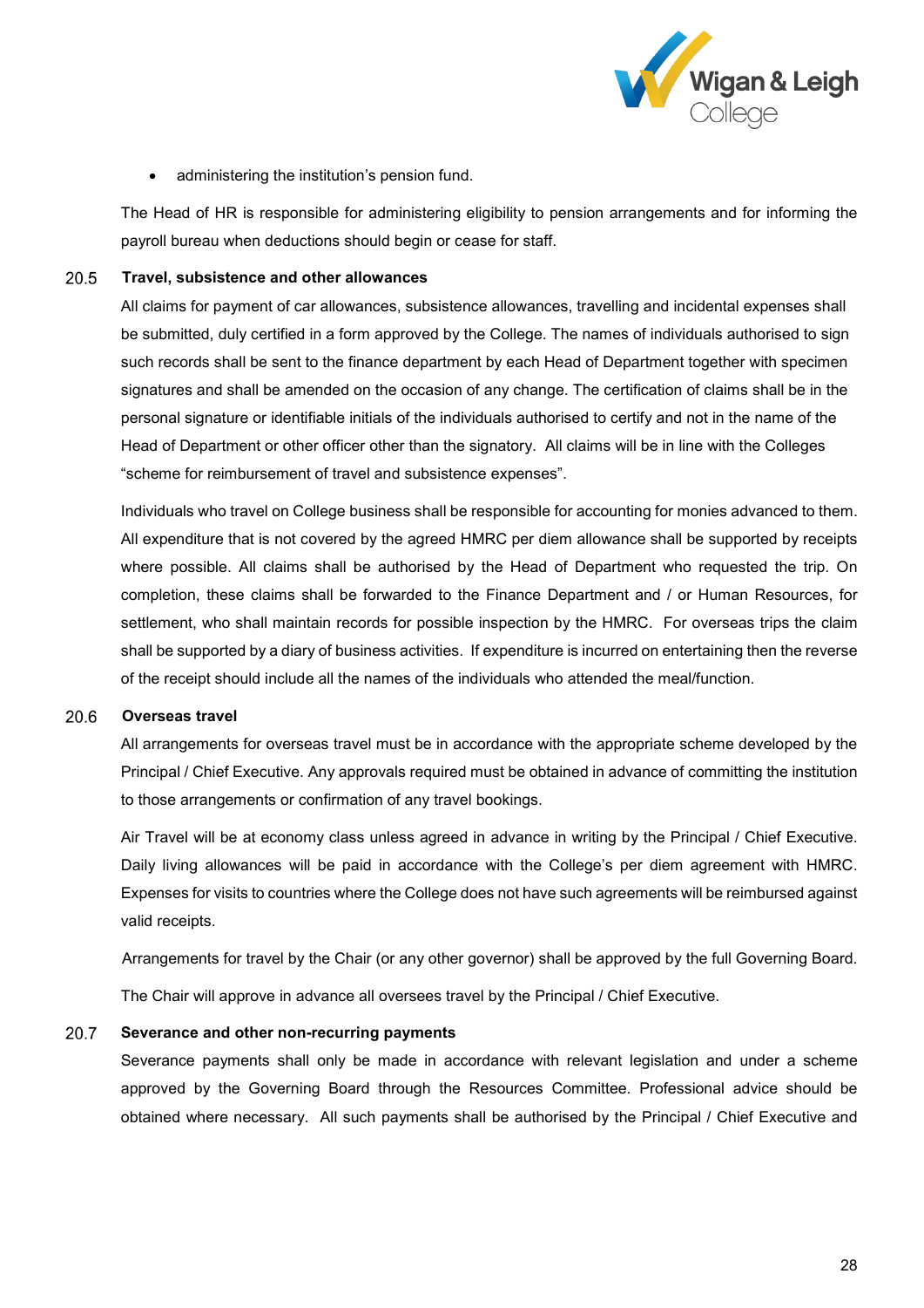- administering the institution's pension fund.

The Head of HR is responsible for administering eligibility to pension arrangements and for informing the payroll bureau when deductions should begin or cease for staff.

### 20.5 Travel, subsistence and other allowances

All claims for payment of car allowances, subsistence allowances, travelling and incidental expenses shall be submitted, duly certified in a form approved by the College. The names of individuals authorised to sign such records shall be sent to the finance department by each Head of Department together with specimen signatures and shall be amended on the occasion of any change. The certification of claims shall be in the personal signature or identifiable initials of the individuals authorised to certify and not in the name of the Head of Department or other officer other than the signatory. All claims will be in line with the Colleges "scheme for reimbursement of travel and subsistence expenses".

Individuals who travel on College business shall be responsible for accounting for monies advanced to them. All expenditure that is not covered by the agreed HMRC per diem allowance shall be supported by receipts where possible. All claims shall be authorised by the Head of Department who requested the trip. On completion, these claims shall be forwarded to the Finance Department and / or Human Resources, for settlement, who shall maintain records for possible inspection by the HMRC. For overseas trips the claim shall be supported by a diary of business activities. If expenditure is incurred on entertaining then the reverse of the receipt should include all the names of the individuals who attended the meal/function.

### 20.6 Overseas travel

All arrangements for overseas travel must be in accordance with the appropriate scheme developed by the Principal / Chief Executive. Any approvals required must be obtained in advance of committing the institution to those arrangements or confirmation of any travel bookings.

Air Travel will be at economy class unless agreed in advance in writing by the Principal / Chief Executive. Daily living allowances will be paid in accordance with the College's per diem agreement with HMRC. Expenses for visits to countries where the College does not have such agreements will be reimbursed against valid receipts.

Arrangements for travel by the Chair (or any other governor) shall be approved by the full Governing Board.

The Chair will approve in advance all oversees travel by the Principal / Chief Executive.

### 20.7 Severance and other non-recurring payments

Severance payments shall only be made in accordance with relevant legislation and under a scheme approved by the Governing Board through the Resources Committee. Professional advice should be obtained where necessary. All such payments shall be authorised by the Principal / Chief Executive and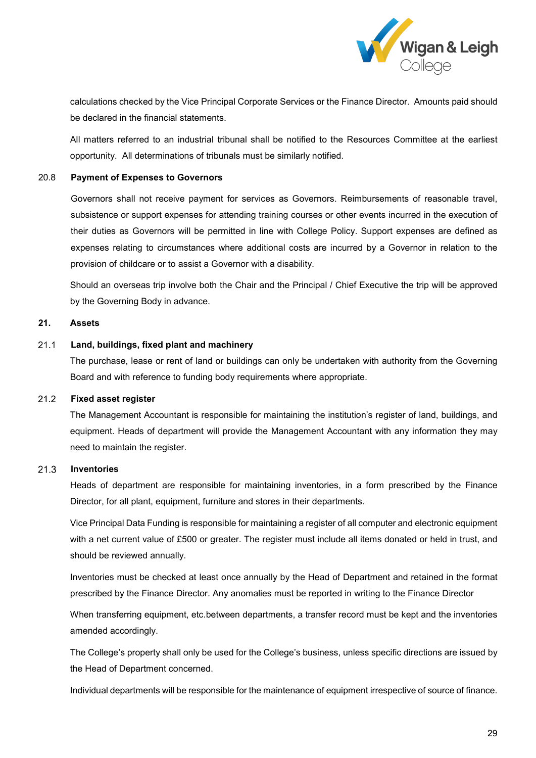calculations checked by the Vice Principal Corporate Services or the Finance Director. Amounts paid should be declared in the financial statements.

All matters referred to an industrial tribunal shall be notified to the Resources Committee at the earliest opportunity. All determinations of tribunals must be similarly notified.

### 20.8 Payment of Expenses to Governors

Governors shall not receive payment for services as Governors. Reimbursements of reasonable travel, subsistence or support expenses for attending training courses or other events incurred in the execution of their duties as Governors will be permitted in line with College Policy. Support expenses are defined as expenses relating to circumstances where additional costs are incurred by a Governor in relation to the provision of childcare or to assist a Governor with a disability.

Should an overseas trip involve both the Chair and the Principal / Chief Executive the trip will be approved by the Governing Body in advance.

## 21. Assets

### 21.1 Land, buildings, fixed plant and machinery

The purchase, lease or rent of land or buildings can only be undertaken with authority from the Governing Board and with reference to funding body requirements where appropriate.

### 21.2 Fixed asset register

The Management Accountant is responsible for maintaining the institution's register of land, buildings, and equipment. Heads of department will provide the Management Accountant with any information they may need to maintain the register.

### 21.3 Inventories

Heads of department are responsible for maintaining inventories, in a form prescribed by the Finance Director, for all plant, equipment, furniture and stores in their departments.

Vice Principal Data Funding is responsible for maintaining a register of all computer and electronic equipment with a net current value of £500 or greater. The register must include all items donated or held in trust, and should be reviewed annually.

Inventories must be checked at least once annually by the Head of Department and retained in the format prescribed by the Finance Director. Any anomalies must be reported in writing to the Finance Director

When transferring equipment, etc.between departments, a transfer record must be kept and the inventories amended accordingly.

The College's property shall only be used for the College's business, unless specific directions are issued by the Head of Department concerned.

Individual departments will be responsible for the maintenance of equipment irrespective of source of finance.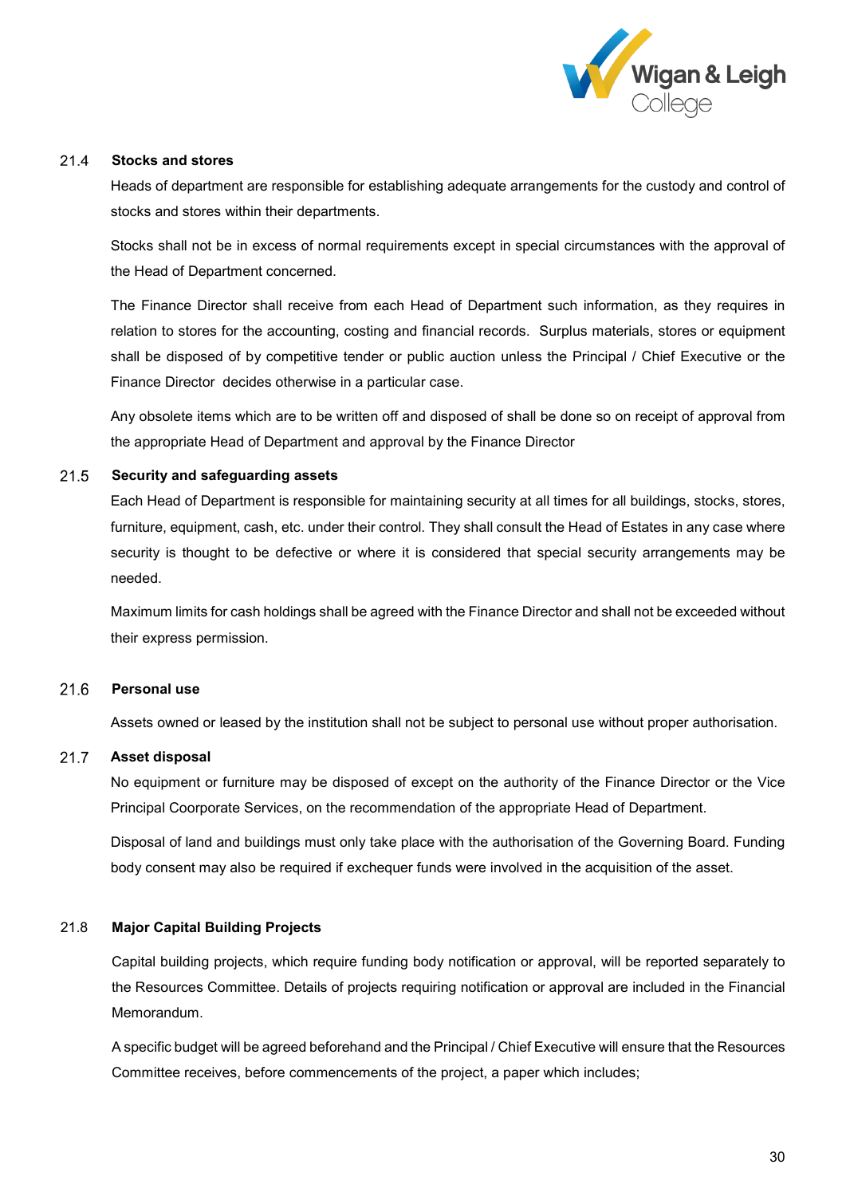### 21.4 Stocks and stores

Heads of department are responsible for establishing adequate arrangements for the custody and control of stocks and stores within their departments.

Stocks shall not be in excess of normal requirements except in special circumstances with the approval of the Head of Department concerned.

The Finance Director shall receive from each Head of Department such information, as they requires in relation to stores for the accounting, costing and financial records. Surplus materials, stores or equipment shall be disposed of by competitive tender or public auction unless the Principal / Chief Executive or the Finance Director decides otherwise in a particular case.

Any obsolete items which are to be written off and disposed of shall be done so on receipt of approval from the appropriate Head of Department and approval by the Finance Director

### 21.5 Security and safeguarding assets

Each Head of Department is responsible for maintaining security at all times for all buildings, stocks, stores, furniture, equipment, cash, etc. under their control. They shall consult the Head of Estates in any case where security is thought to be defective or where it is considered that special security arrangements may be needed.

Maximum limits for cash holdings shall be agreed with the Finance Director and shall not be exceeded without their express permission.

### 21.6 Personal use

Assets owned or leased by the institution shall not be subject to personal use without proper authorisation.

### 21.7 Asset disposal

No equipment or furniture may be disposed of except on the authority of the Finance Director or the Vice Principal Coorporate Services, on the recommendation of the appropriate Head of Department.

Disposal of land and buildings must only take place with the authorisation of the Governing Board. Funding body consent may also be required if exchequer funds were involved in the acquisition of the asset.

### 21.8 Major Capital Building Projects

Capital building projects, which require funding body notification or approval, will be reported separately to the Resources Committee. Details of projects requiring notification or approval are included in the Financial Memorandum.

A specific budget will be agreed beforehand and the Principal / Chief Executive will ensure that the Resources Committee receives, before commencements of the project, a paper which includes;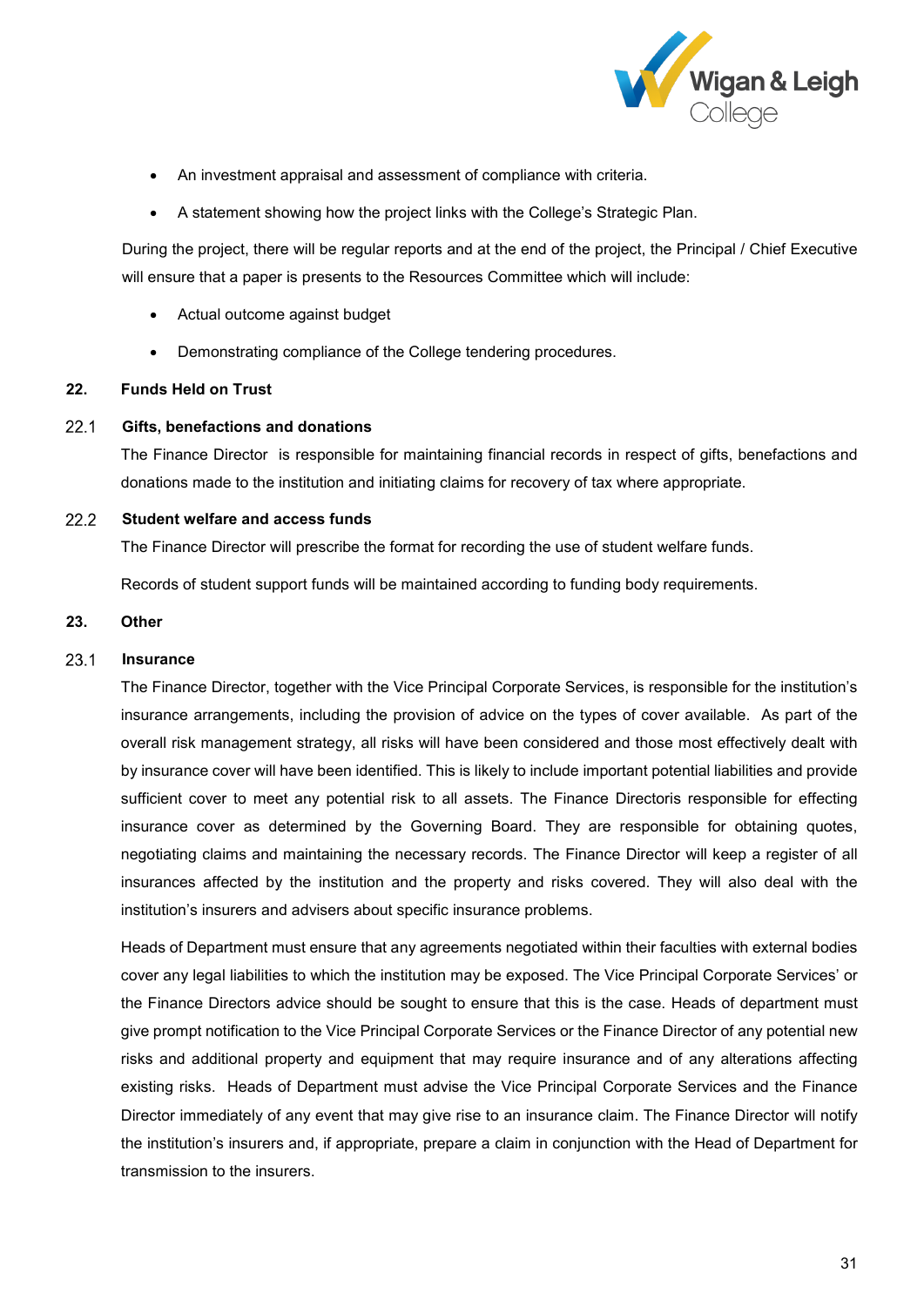- An investment appraisal and assessment of compliance with criteria.
- A statement showing how the project links with the College's Strategic Plan.

During the project, there will be regular reports and at the end of the project, the Principal / Chief Executive will ensure that a paper is presents to the Resources Committee which will include:

- Actual outcome against budget
- Demonstrating compliance of the College tendering procedures.

## 22. Funds Held on Trust

### 22.1 Gifts, benefactions and donations

The Finance Director is responsible for maintaining financial records in respect of gifts, benefactions and donations made to the institution and initiating claims for recovery of tax where appropriate.

### 22.2 Student welfare and access funds

The Finance Director will prescribe the format for recording the use of student welfare funds.

Records of student support funds will be maintained according to funding body requirements.

## 23. Other

### 23.1 Insurance

The Finance Director, together with the Vice Principal Corporate Services, is responsible for the institution's insurance arrangements, including the provision of advice on the types of cover available. As part of the overall risk management strategy, all risks will have been considered and those most effectively dealt with by insurance cover will have been identified. This is likely to include important potential liabilities and provide sufficient cover to meet any potential risk to all assets. The Finance Directoris responsible for effecting insurance cover as determined by the Governing Board. They are responsible for obtaining quotes, negotiating claims and maintaining the necessary records. The Finance Director will keep a register of all insurances affected by the institution and the property and risks covered. They will also deal with the institution's insurers and advisers about specific insurance problems.

Heads of Department must ensure that any agreements negotiated within their faculties with external bodies cover any legal liabilities to which the institution may be exposed. The Vice Principal Corporate Services' or the Finance Directors advice should be sought to ensure that this is the case. Heads of department must give prompt notification to the Vice Principal Corporate Services or the Finance Director of any potential new risks and additional property and equipment that may require insurance and of any alterations affecting existing risks. Heads of Department must advise the Vice Principal Corporate Services and the Finance Director immediately of any event that may give rise to an insurance claim. The Finance Director will notify the institution's insurers and, if appropriate, prepare a claim in conjunction with the Head of Department for transmission to the insurers.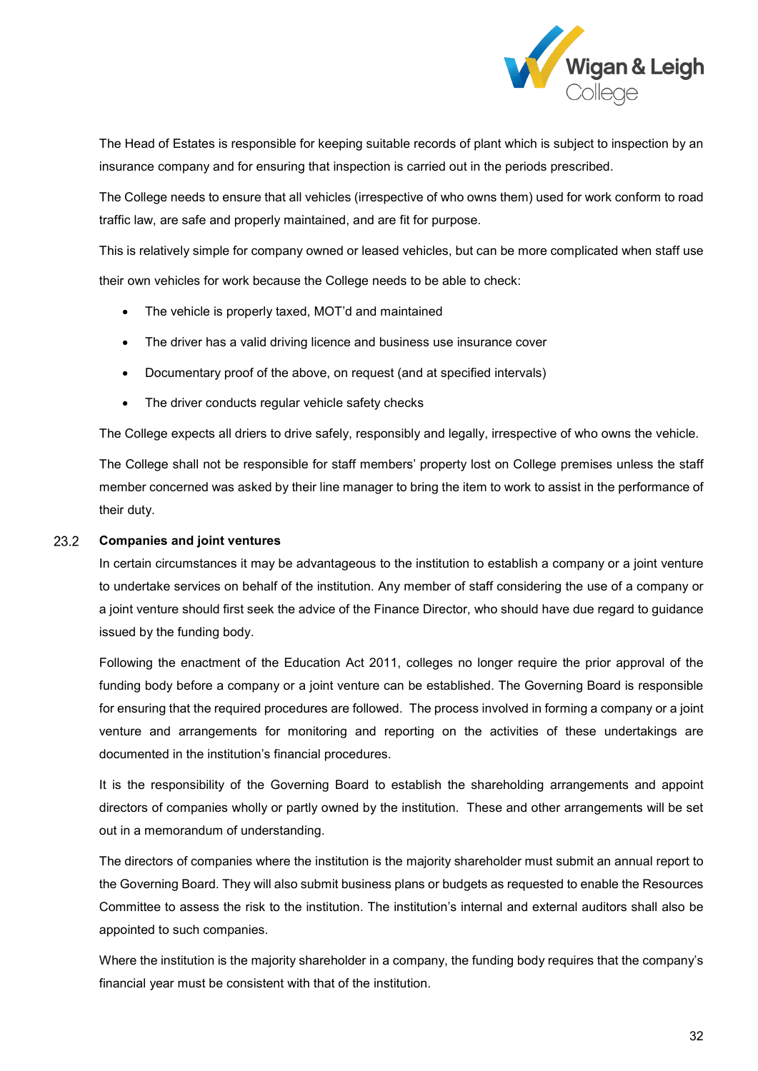The Head of Estates is responsible for keeping suitable records of plant which is subject to inspection by an insurance company and for ensuring that inspection is carried out in the periods prescribed.

The College needs to ensure that all vehicles (irrespective of who owns them) used for work conform to road traffic law, are safe and properly maintained, and are fit for purpose.

This is relatively simple for company owned or leased vehicles, but can be more complicated when staff use their own vehicles for work because the College needs to be able to check:

- The vehicle is properly taxed, MOT'd and maintained
- The driver has a valid driving licence and business use insurance cover
- Documentary proof of the above, on request (and at specified intervals)
- The driver conducts regular vehicle safety checks

The College expects all driers to drive safely, responsibly and legally, irrespective of who owns the vehicle.

The College shall not be responsible for staff members' property lost on College premises unless the staff member concerned was asked by their line manager to bring the item to work to assist in the performance of their duty.

### 23.2 Companies and joint ventures

In certain circumstances it may be advantageous to the institution to establish a company or a joint venture to undertake services on behalf of the institution. Any member of staff considering the use of a company or a joint venture should first seek the advice of the Finance Director, who should have due regard to guidance issued by the funding body.

Following the enactment of the Education Act 2011, colleges no longer require the prior approval of the funding body before a company or a joint venture can be established. The Governing Board is responsible for ensuring that the required procedures are followed. The process involved in forming a company or a joint venture and arrangements for monitoring and reporting on the activities of these undertakings are documented in the institution's financial procedures.

It is the responsibility of the Governing Board to establish the shareholding arrangements and appoint directors of companies wholly or partly owned by the institution. These and other arrangements will be set out in a memorandum of understanding.

The directors of companies where the institution is the majority shareholder must submit an annual report to the Governing Board. They will also submit business plans or budgets as requested to enable the Resources Committee to assess the risk to the institution. The institution's internal and external auditors shall also be appointed to such companies.

Where the institution is the majority shareholder in a company, the funding body requires that the company's financial year must be consistent with that of the institution.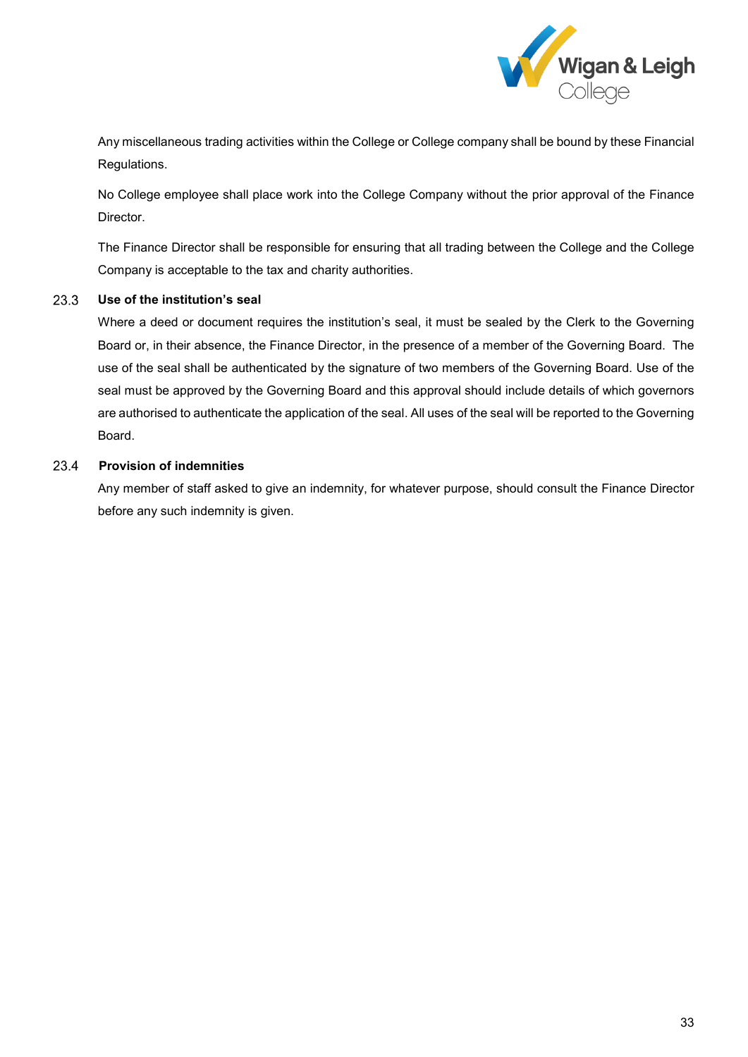Any miscellaneous trading activities within the College or College company shall be bound by these Financial Regulations.

No College employee shall place work into the College Company without the prior approval of the Finance Director.

The Finance Director shall be responsible for ensuring that all trading between the College and the College Company is acceptable to the tax and charity authorities.

### 23.3 Use of the institution's seal

Where a deed or document requires the institution's seal, it must be sealed by the Clerk to the Governing Board or, in their absence, the Finance Director, in the presence of a member of the Governing Board. The use of the seal shall be authenticated by the signature of two members of the Governing Board. Use of the seal must be approved by the Governing Board and this approval should include details of which governors are authorised to authenticate the application of the seal. All uses of the seal will be reported to the Governing Board.

### 23.4 Provision of indemnities

Any member of staff asked to give an indemnity, for whatever purpose, should consult the Finance Director before any such indemnity is given.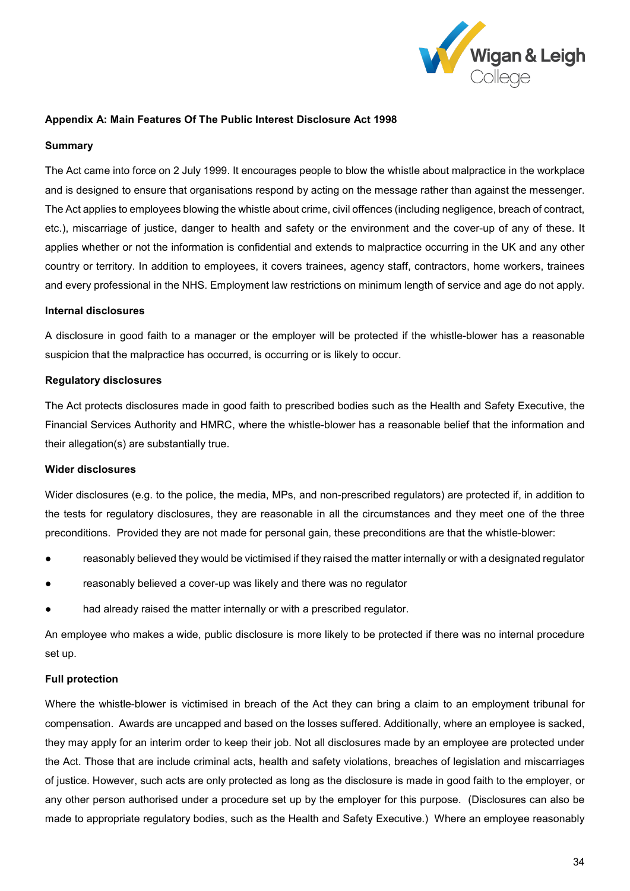**Appendix A: Main Features Of The Public Interest Disclosure Act 1998**

**Summary**

The Act came into force on 2 July 1999. It encourages people to blow the whistle about malpractice in the workplace and is designed to ensure that organisations respond by acting on the message rather than against the messenger. The Act applies to employees blowing the whistle about crime, civil offences (including negligence, breach of contract, etc.), miscarriage of justice, danger to health and safety or the environment and the cover-up of any of these. It applies whether or not the information is confidential and extends to malpractice occurring in the UK and any other country or territory. In addition to employees, it covers trainees, agency staff, contractors, home workers, trainees and every professional in the NHS. Employment law restrictions on minimum length of service and age do not apply.

**Internal disclosures**

A disclosure in good faith to a manager or the employer will be protected if the whistle-blower has a reasonable suspicion that the malpractice has occurred, is occurring or is likely to occur.

**Regulatory disclosures**

The Act protects disclosures made in good faith to prescribed bodies such as the Health and Safety Executive, the Financial Services Authority and HMRC, where the whistle-blower has a reasonable belief that the information and their allegation(s) are substantially true.

**Wider disclosures**

Wider disclosures (e.g. to the police, the media, MPs, and non-prescribed regulators) are protected if, in addition to the tests for regulatory disclosures, they are reasonable in all the circumstances and they meet one of the three preconditions. Provided they are not made for personal gain, these preconditions are that the whistle-blower:

- reasonably believed they would be victimised if they raised the matter internally or with a designated regulator
- reasonably believed a cover-up was likely and there was no regulator
- had already raised the matter internally or with a prescribed regulator.

An employee who makes a wide, public disclosure is more likely to be protected if there was no internal procedure set up.

**Full protection**

Where the whistle-blower is victimised in breach of the Act they can bring a claim to an employment tribunal for compensation. Awards are uncapped and based on the losses suffered. Additionally, where an employee is sacked, they may apply for an interim order to keep their job. Not all disclosures made by an employee are protected under the Act. Those that are include criminal acts, health and safety violations, breaches of legislation and miscarriages of justice. However, such acts are only protected as long as the disclosure is made in good faith to the employer, or any other person authorised under a procedure set up by the employer for this purpose. (Disclosures can also be made to appropriate regulatory bodies, such as the Health and Safety Executive.) Where an employee reasonably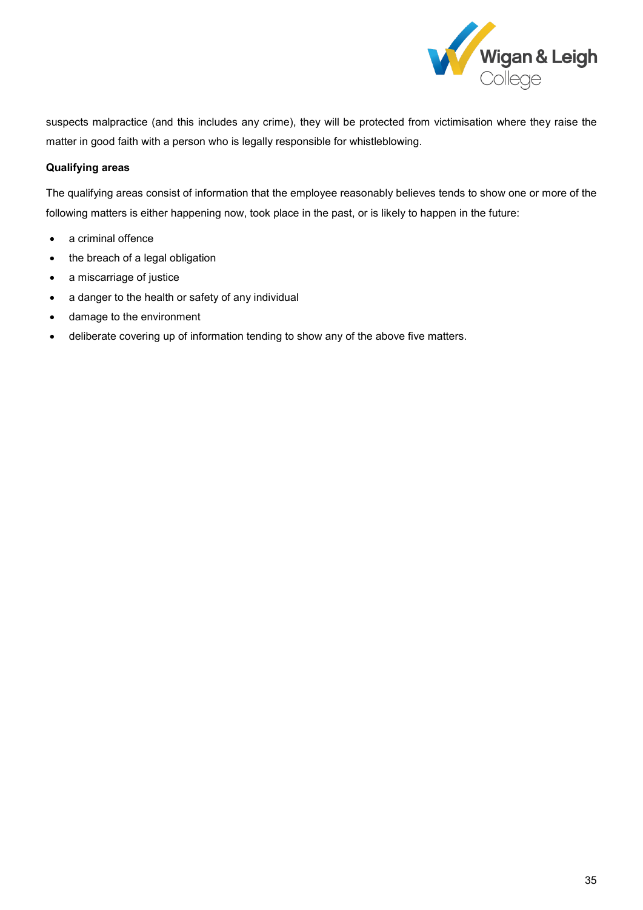suspects malpractice (and this includes any crime), they will be protected from victimisation where they raise the matter in good faith with a person who is legally responsible for whistleblowing.

**Qualifying areas**

The qualifying areas consist of information that the employee reasonably believes tends to show one or more of the following matters is either happening now, took place in the past, or is likely to happen in the future:

- a criminal offence
- the breach of a legal obligation
- a miscarriage of justice
- a danger to the health or safety of any individual
- damage to the environment
- deliberate covering up of information tending to show any of the above five matters.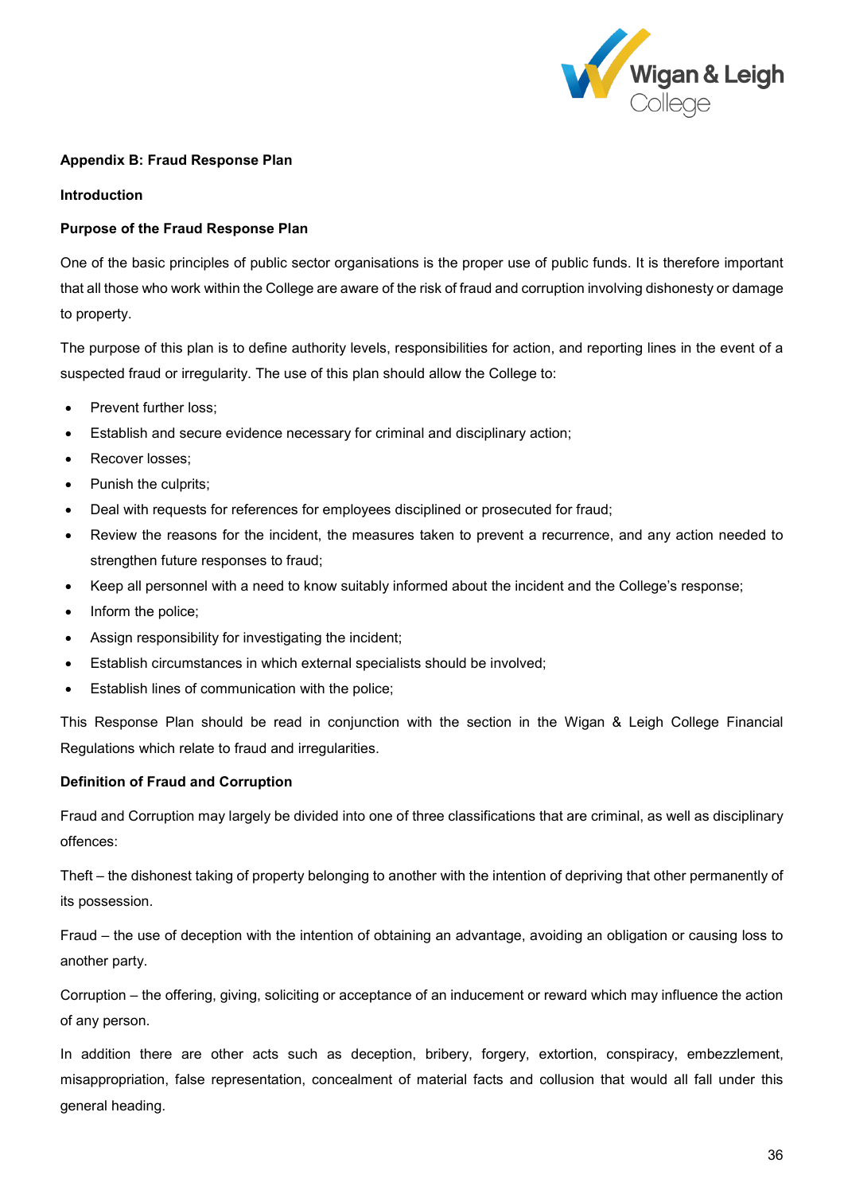**Appendix B: Fraud Response Plan**

**Introduction**

**Purpose of the Fraud Response Plan**

One of the basic principles of public sector organisations is the proper use of public funds. It is therefore important that all those who work within the College are aware of the risk of fraud and corruption involving dishonesty or damage to property.

The purpose of this plan is to define authority levels, responsibilities for action, and reporting lines in the event of a suspected fraud or irregularity. The use of this plan should allow the College to:

- Prevent further loss;
- Establish and secure evidence necessary for criminal and disciplinary action;
- Recover losses;
- Punish the culprits;
- Deal with requests for references for employees disciplined or prosecuted for fraud;
- Review the reasons for the incident, the measures taken to prevent a recurrence, and any action needed to strengthen future responses to fraud;
- Keep all personnel with a need to know suitably informed about the incident and the College's response;
- Inform the police;
- Assign responsibility for investigating the incident;
- Establish circumstances in which external specialists should be involved;
- Establish lines of communication with the police;

This Response Plan should be read in conjunction with the section in the Wigan & Leigh College Financial Regulations which relate to fraud and irregularities.

**Definition of Fraud and Corruption**

Fraud and Corruption may largely be divided into one of three classifications that are criminal, as well as disciplinary offences:

Theft – the dishonest taking of property belonging to another with the intention of depriving that other permanently of its possession.

Fraud – the use of deception with the intention of obtaining an advantage, avoiding an obligation or causing loss to another party.

Corruption – the offering, giving, soliciting or acceptance of an inducement or reward which may influence the action of any person.

In addition there are other acts such as deception, bribery, forgery, extortion, conspiracy, embezzlement, misappropriation, false representation, concealment of material facts and collusion that would all fall under this general heading.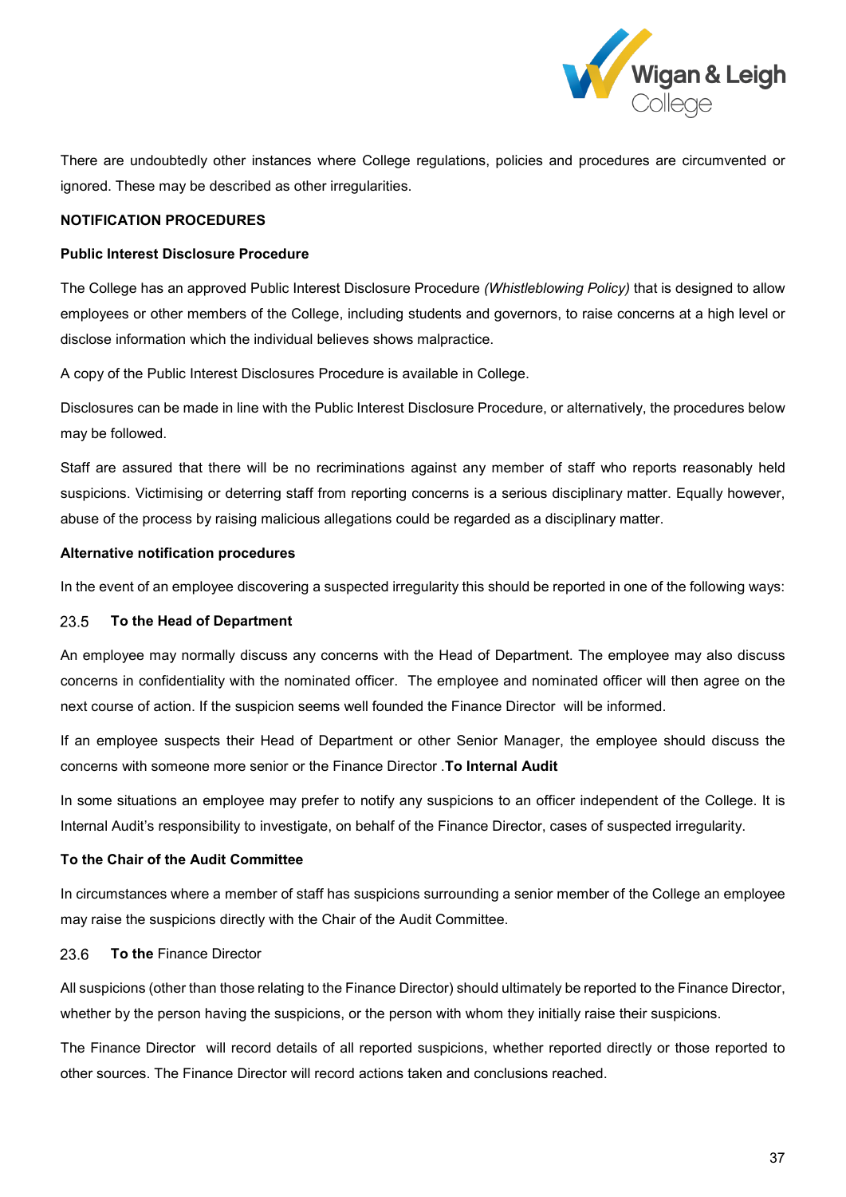There are undoubtedly other instances where College regulations, policies and procedures are circumvented or ignored. These may be described as other irregularities.

**NOTIFICATION PROCEDURES**

**Public Interest Disclosure Procedure**

The College has an approved Public Interest Disclosure Procedure *(Whistleblowing Policy)* that is designed to allow employees or other members of the College, including students and governors, to raise concerns at a high level or disclose information which the individual believes shows malpractice.

A copy of the Public Interest Disclosures Procedure is available in College.

Disclosures can be made in line with the Public Interest Disclosure Procedure, or alternatively, the procedures below may be followed.

Staff are assured that there will be no recriminations against any member of staff who reports reasonably held suspicions. Victimising or deterring staff from reporting concerns is a serious disciplinary matter. Equally however, abuse of the process by raising malicious allegations could be regarded as a disciplinary matter.

**Alternative notification procedures**

In the event of an employee discovering a suspected irregularity this should be reported in one of the following ways:

23.5 **To the Head of Department**

An employee may normally discuss any concerns with the Head of Department. The employee may also discuss concerns in confidentiality with the nominated officer. The employee and nominated officer will then agree on the next course of action. If the suspicion seems well founded the Finance Director will be informed.

If an employee suspects their Head of Department or other Senior Manager, the employee should discuss the concerns with someone more senior or the Finance Director .**To Internal Audit**

In some situations an employee may prefer to notify any suspicions to an officer independent of the College. It is Internal Audit's responsibility to investigate, on behalf of the Finance Director, cases of suspected irregularity.

**To the Chair of the Audit Committee**

In circumstances where a member of staff has suspicions surrounding a senior member of the College an employee may raise the suspicions directly with the Chair of the Audit Committee.

23.6 **To the** Finance Director

All suspicions (other than those relating to the Finance Director) should ultimately be reported to the Finance Director, whether by the person having the suspicions, or the person with whom they initially raise their suspicions.

The Finance Director will record details of all reported suspicions, whether reported directly or those reported to other sources. The Finance Director will record actions taken and conclusions reached.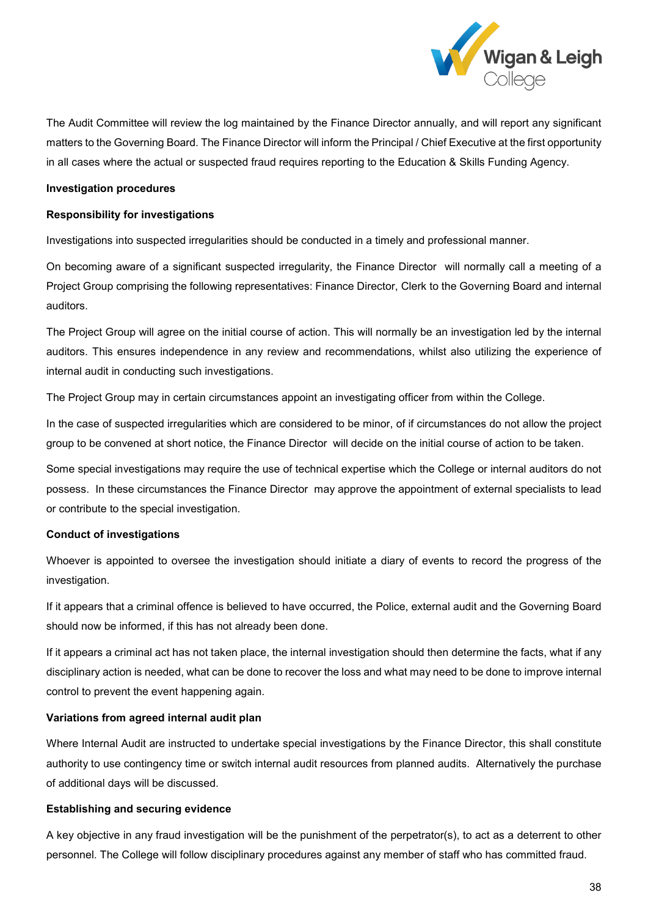The Audit Committee will review the log maintained by the Finance Director annually, and will report any significant matters to the Governing Board. The Finance Director will inform the Principal / Chief Executive at the first opportunity in all cases where the actual or suspected fraud requires reporting to the Education & Skills Funding Agency.

**Investigation procedures**

**Responsibility for investigations**

Investigations into suspected irregularities should be conducted in a timely and professional manner.

On becoming aware of a significant suspected irregularity, the Finance Director will normally call a meeting of a Project Group comprising the following representatives: Finance Director, Clerk to the Governing Board and internal auditors.

The Project Group will agree on the initial course of action. This will normally be an investigation led by the internal auditors. This ensures independence in any review and recommendations, whilst also utilizing the experience of internal audit in conducting such investigations.

The Project Group may in certain circumstances appoint an investigating officer from within the College.

In the case of suspected irregularities which are considered to be minor, of if circumstances do not allow the project group to be convened at short notice, the Finance Director will decide on the initial course of action to be taken.

Some special investigations may require the use of technical expertise which the College or internal auditors do not possess. In these circumstances the Finance Director may approve the appointment of external specialists to lead or contribute to the special investigation.

**Conduct of investigations**

Whoever is appointed to oversee the investigation should initiate a diary of events to record the progress of the investigation.

If it appears that a criminal offence is believed to have occurred, the Police, external audit and the Governing Board should now be informed, if this has not already been done.

If it appears a criminal act has not taken place, the internal investigation should then determine the facts, what if any disciplinary action is needed, what can be done to recover the loss and what may need to be done to improve internal control to prevent the event happening again.

**Variations from agreed internal audit plan**

Where Internal Audit are instructed to undertake special investigations by the Finance Director, this shall constitute authority to use contingency time or switch internal audit resources from planned audits. Alternatively the purchase of additional days will be discussed.

**Establishing and securing evidence**

A key objective in any fraud investigation will be the punishment of the perpetrator(s), to act as a deterrent to other personnel. The College will follow disciplinary procedures against any member of staff who has committed fraud.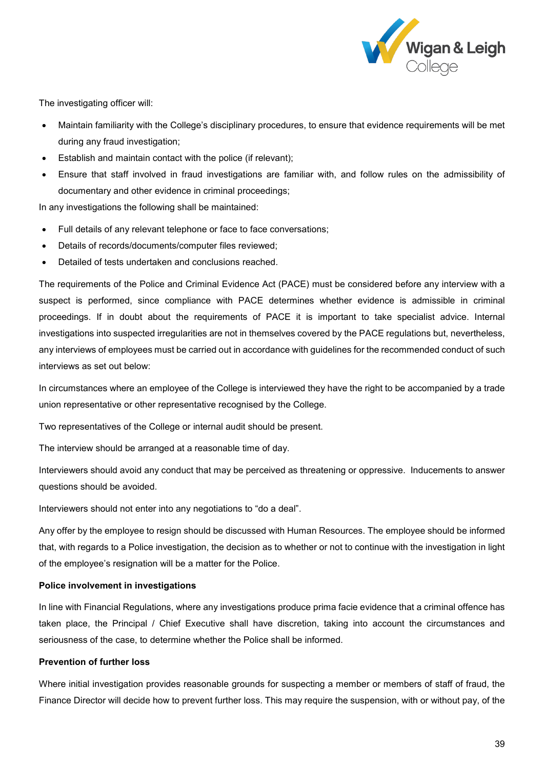The investigating officer will:

- Maintain familiarity with the College's disciplinary procedures, to ensure that evidence requirements will be met during any fraud investigation;
- Establish and maintain contact with the police (if relevant);
- Ensure that staff involved in fraud investigations are familiar with, and follow rules on the admissibility of documentary and other evidence in criminal proceedings;

In any investigations the following shall be maintained:

- Full details of any relevant telephone or face to face conversations;
- Details of records/documents/computer files reviewed;
- Detailed of tests undertaken and conclusions reached.

The requirements of the Police and Criminal Evidence Act (PACE) must be considered before any interview with a suspect is performed, since compliance with PACE determines whether evidence is admissible in criminal proceedings. If in doubt about the requirements of PACE it is important to take specialist advice. Internal investigations into suspected irregularities are not in themselves covered by the PACE regulations but, nevertheless, any interviews of employees must be carried out in accordance with guidelines for the recommended conduct of such interviews as set out below:

In circumstances where an employee of the College is interviewed they have the right to be accompanied by a trade union representative or other representative recognised by the College.

Two representatives of the College or internal audit should be present.

The interview should be arranged at a reasonable time of day.

Interviewers should avoid any conduct that may be perceived as threatening or oppressive. Inducements to answer questions should be avoided.

Interviewers should not enter into any negotiations to "do a deal".

Any offer by the employee to resign should be discussed with Human Resources. The employee should be informed that, with regards to a Police investigation, the decision as to whether or not to continue with the investigation in light of the employee's resignation will be a matter for the Police.

**Police involvement in investigations**

In line with Financial Regulations, where any investigations produce prima facie evidence that a criminal offence has taken place, the Principal / Chief Executive shall have discretion, taking into account the circumstances and seriousness of the case, to determine whether the Police shall be informed.

**Prevention of further loss**

Where initial investigation provides reasonable grounds for suspecting a member or members of staff of fraud, the Finance Director will decide how to prevent further loss. This may require the suspension, with or without pay, of the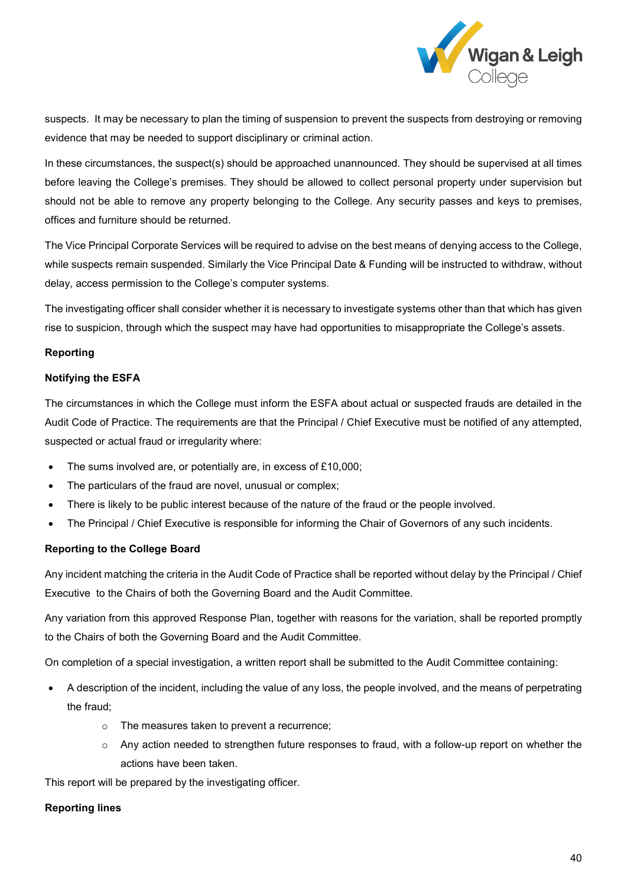suspects. It may be necessary to plan the timing of suspension to prevent the suspects from destroying or removing evidence that may be needed to support disciplinary or criminal action.

In these circumstances, the suspect(s) should be approached unannounced. They should be supervised at all times before leaving the College's premises. They should be allowed to collect personal property under supervision but should not be able to remove any property belonging to the College. Any security passes and keys to premises, offices and furniture should be returned.

The Vice Principal Corporate Services will be required to advise on the best means of denying access to the College, while suspects remain suspended. Similarly the Vice Principal Date & Funding will be instructed to withdraw, without delay, access permission to the College's computer systems.

The investigating officer shall consider whether it is necessary to investigate systems other than that which has given rise to suspicion, through which the suspect may have had opportunities to misappropriate the College's assets.

**Reporting**

**Notifying the ESFA**

The circumstances in which the College must inform the ESFA about actual or suspected frauds are detailed in the Audit Code of Practice. The requirements are that the Principal / Chief Executive must be notified of any attempted, suspected or actual fraud or irregularity where:

- The sums involved are, or potentially are, in excess of £10,000;
- The particulars of the fraud are novel, unusual or complex;
- There is likely to be public interest because of the nature of the fraud or the people involved.
- The Principal / Chief Executive is responsible for informing the Chair of Governors of any such incidents.

**Reporting to the College Board**

Any incident matching the criteria in the Audit Code of Practice shall be reported without delay by the Principal / Chief Executive to the Chairs of both the Governing Board and the Audit Committee.

Any variation from this approved Response Plan, together with reasons for the variation, shall be reported promptly to the Chairs of both the Governing Board and the Audit Committee.

On completion of a special investigation, a written report shall be submitted to the Audit Committee containing:

- A description of the incident, including the value of any loss, the people involved, and the means of perpetrating the fraud;
  - The measures taken to prevent a recurrence;
  - Any action needed to strengthen future responses to fraud, with a follow-up report on whether the actions have been taken.

This report will be prepared by the investigating officer.

**Reporting lines**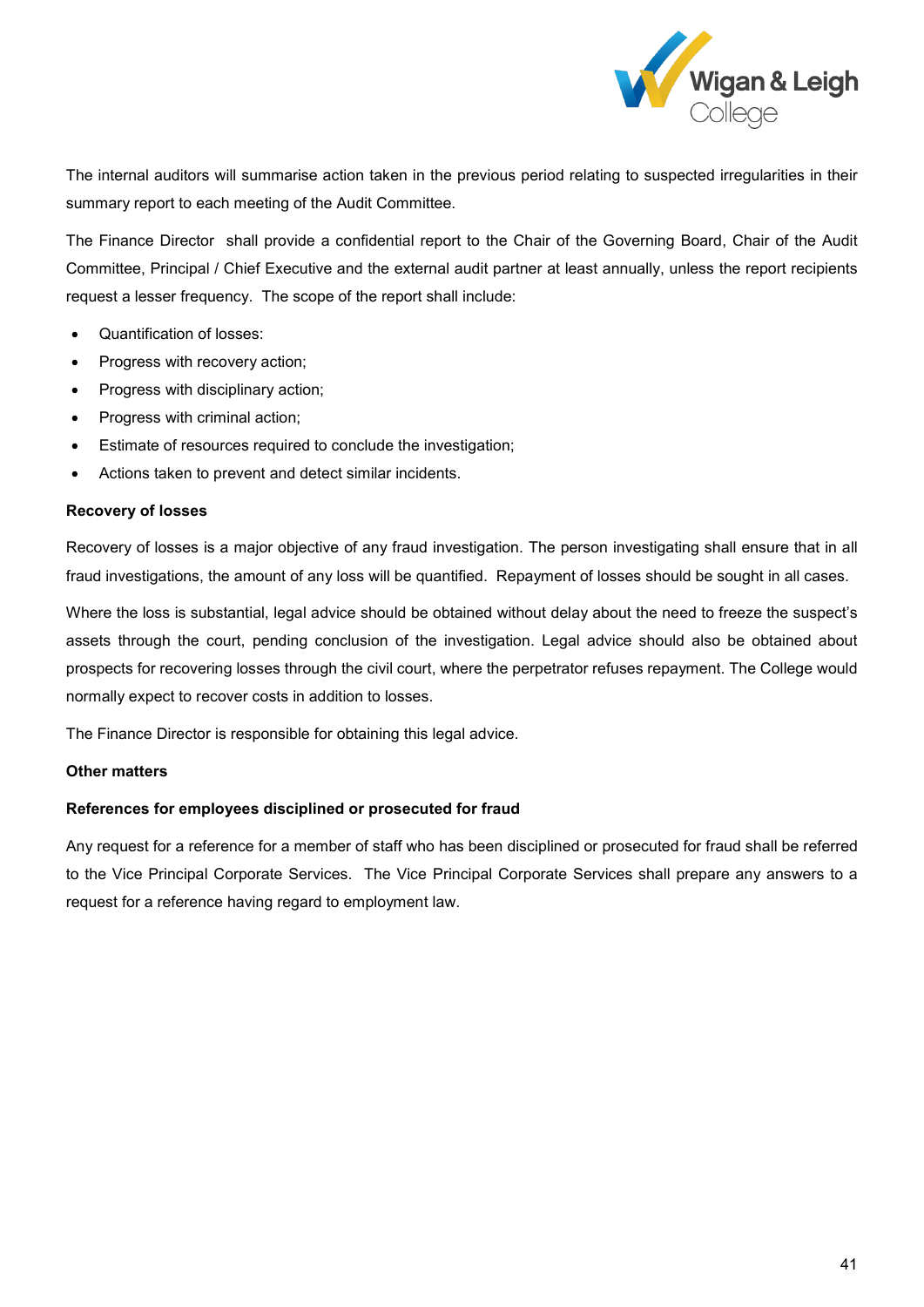The internal auditors will summarise action taken in the previous period relating to suspected irregularities in their summary report to each meeting of the Audit Committee.

The Finance Director shall provide a confidential report to the Chair of the Governing Board, Chair of the Audit Committee, Principal / Chief Executive and the external audit partner at least annually, unless the report recipients request a lesser frequency. The scope of the report shall include:

- Quantification of losses:
- Progress with recovery action;
- Progress with disciplinary action;
- Progress with criminal action;
- Estimate of resources required to conclude the investigation;
- Actions taken to prevent and detect similar incidents.

**Recovery of losses**

Recovery of losses is a major objective of any fraud investigation. The person investigating shall ensure that in all fraud investigations, the amount of any loss will be quantified. Repayment of losses should be sought in all cases.

Where the loss is substantial, legal advice should be obtained without delay about the need to freeze the suspect's assets through the court, pending conclusion of the investigation. Legal advice should also be obtained about prospects for recovering losses through the civil court, where the perpetrator refuses repayment. The College would normally expect to recover costs in addition to losses.

The Finance Director is responsible for obtaining this legal advice.

**Other matters**

**References for employees disciplined or prosecuted for fraud**

Any request for a reference for a member of staff who has been disciplined or prosecuted for fraud shall be referred to the Vice Principal Corporate Services. The Vice Principal Corporate Services shall prepare any answers to a request for a reference having regard to employment law.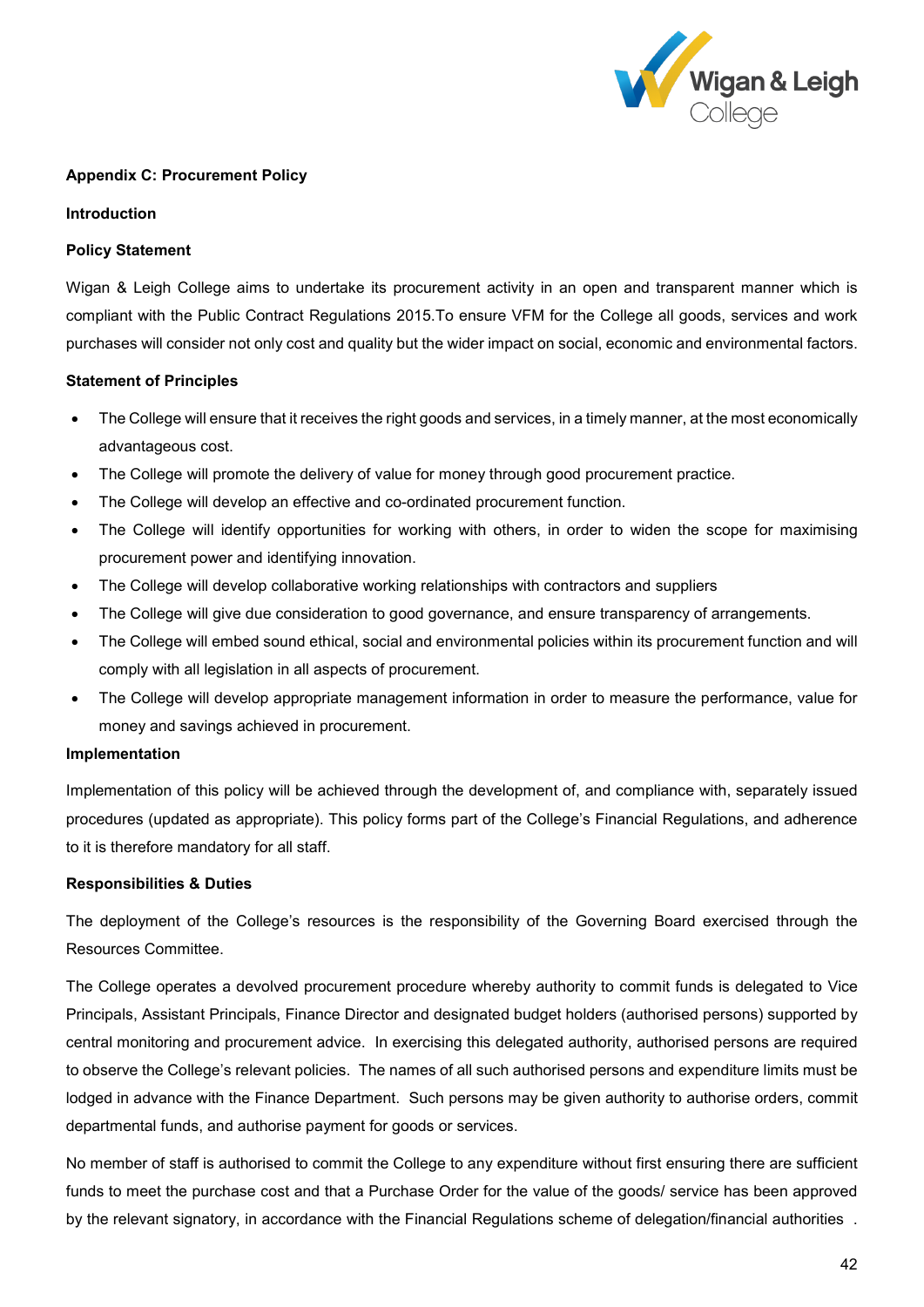**Appendix C: Procurement Policy**

**Introduction**

**Policy Statement**

Wigan & Leigh College aims to undertake its procurement activity in an open and transparent manner which is compliant with the Public Contract Regulations 2015.To ensure VFM for the College all goods, services and work purchases will consider not only cost and quality but the wider impact on social, economic and environmental factors.

**Statement of Principles**

- The College will ensure that it receives the right goods and services, in a timely manner, at the most economically advantageous cost.
- The College will promote the delivery of value for money through good procurement practice.
- The College will develop an effective and co-ordinated procurement function.
- The College will identify opportunities for working with others, in order to widen the scope for maximising procurement power and identifying innovation.
- The College will develop collaborative working relationships with contractors and suppliers
- The College will give due consideration to good governance, and ensure transparency of arrangements.
- The College will embed sound ethical, social and environmental policies within its procurement function and will comply with all legislation in all aspects of procurement.
- The College will develop appropriate management information in order to measure the performance, value for money and savings achieved in procurement.

**Implementation**

Implementation of this policy will be achieved through the development of, and compliance with, separately issued procedures (updated as appropriate). This policy forms part of the College's Financial Regulations, and adherence to it is therefore mandatory for all staff.

**Responsibilities & Duties**

The deployment of the College's resources is the responsibility of the Governing Board exercised through the Resources Committee.

The College operates a devolved procurement procedure whereby authority to commit funds is delegated to Vice Principals, Assistant Principals, Finance Director and designated budget holders (authorised persons) supported by central monitoring and procurement advice. In exercising this delegated authority, authorised persons are required to observe the College's relevant policies. The names of all such authorised persons and expenditure limits must be lodged in advance with the Finance Department. Such persons may be given authority to authorise orders, commit departmental funds, and authorise payment for goods or services.

No member of staff is authorised to commit the College to any expenditure without first ensuring there are sufficient funds to meet the purchase cost and that a Purchase Order for the value of the goods/ service has been approved by the relevant signatory, in accordance with the Financial Regulations scheme of delegation/financial authorities .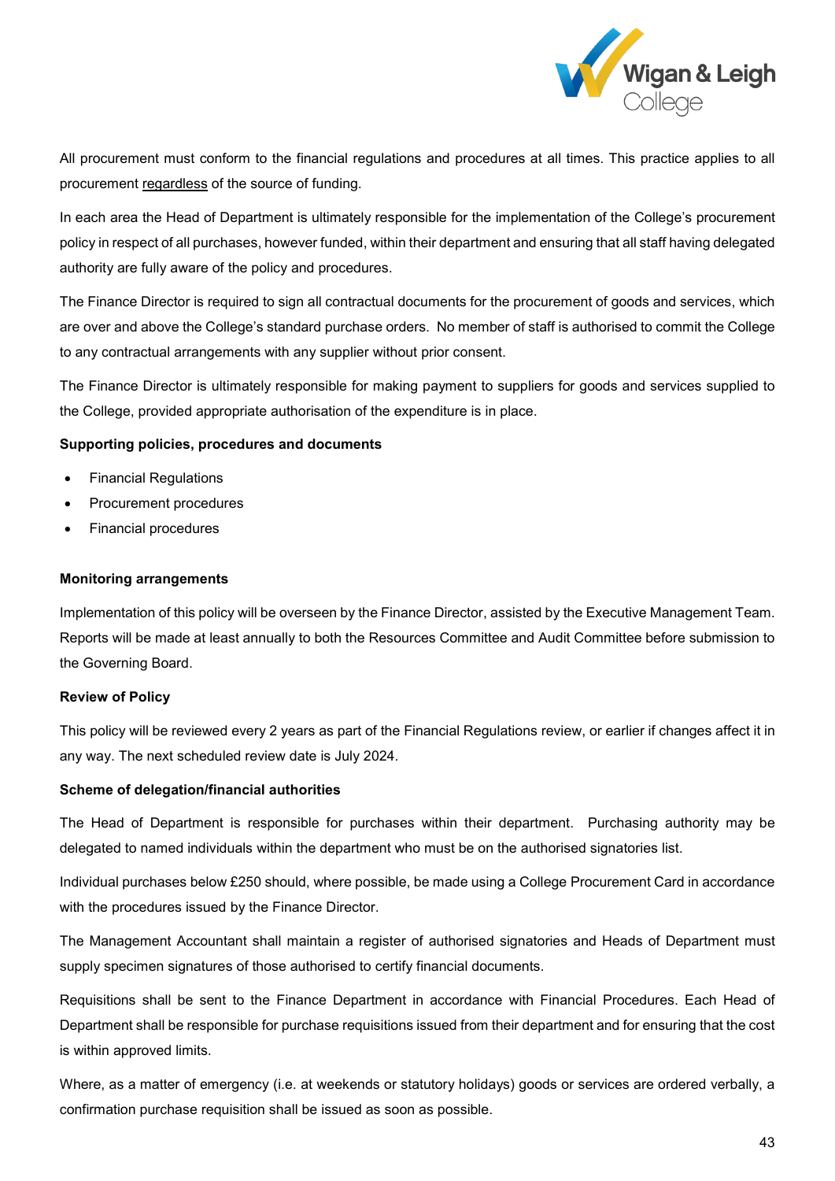All procurement must conform to the financial regulations and procedures at all times. This practice applies to all procurement regardless of the source of funding.

In each area the Head of Department is ultimately responsible for the implementation of the College's procurement policy in respect of all purchases, however funded, within their department and ensuring that all staff having delegated authority are fully aware of the policy and procedures.

The Finance Director is required to sign all contractual documents for the procurement of goods and services, which are over and above the College's standard purchase orders. No member of staff is authorised to commit the College to any contractual arrangements with any supplier without prior consent.

The Finance Director is ultimately responsible for making payment to suppliers for goods and services supplied to the College, provided appropriate authorisation of the expenditure is in place.

**Supporting policies, procedures and documents**

- Financial Regulations
- Procurement procedures
- Financial procedures

**Monitoring arrangements**

Implementation of this policy will be overseen by the Finance Director, assisted by the Executive Management Team. Reports will be made at least annually to both the Resources Committee and Audit Committee before submission to the Governing Board.

**Review of Policy**

This policy will be reviewed every 2 years as part of the Financial Regulations review, or earlier if changes affect it in any way. The next scheduled review date is July 2024.

**Scheme of delegation/financial authorities**

The Head of Department is responsible for purchases within their department. Purchasing authority may be delegated to named individuals within the department who must be on the authorised signatories list.

Individual purchases below £250 should, where possible, be made using a College Procurement Card in accordance with the procedures issued by the Finance Director.

The Management Accountant shall maintain a register of authorised signatories and Heads of Department must supply specimen signatures of those authorised to certify financial documents.

Requisitions shall be sent to the Finance Department in accordance with Financial Procedures. Each Head of Department shall be responsible for purchase requisitions issued from their department and for ensuring that the cost is within approved limits.

Where, as a matter of emergency (i.e. at weekends or statutory holidays) goods or services are ordered verbally, a confirmation purchase requisition shall be issued as soon as possible.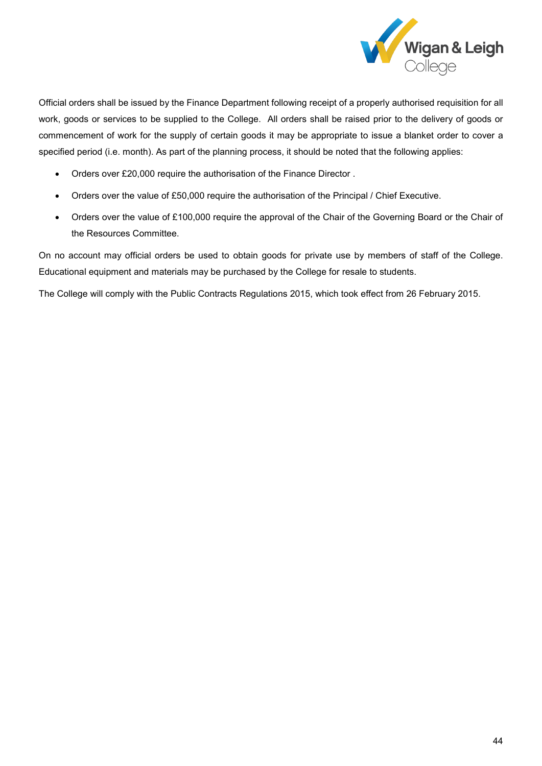Official orders shall be issued by the Finance Department following receipt of a properly authorised requisition for all work, goods or services to be supplied to the College.  All orders shall be raised prior to the delivery of goods or commencement of work for the supply of certain goods it may be appropriate to issue a blanket order to cover a specified period (i.e. month). As part of the planning process, it should be noted that the following applies:

- Orders over £20,000 require the authorisation of the Finance Director .
- Orders over the value of £50,000 require the authorisation of the Principal / Chief Executive.
- Orders over the value of £100,000 require the approval of the Chair of the Governing Board or the Chair of the Resources Committee.

On no account may official orders be used to obtain goods for private use by members of staff of the College. Educational equipment and materials may be purchased by the College for resale to students.

The College will comply with the Public Contracts Regulations 2015, which took effect from 26 February 2015.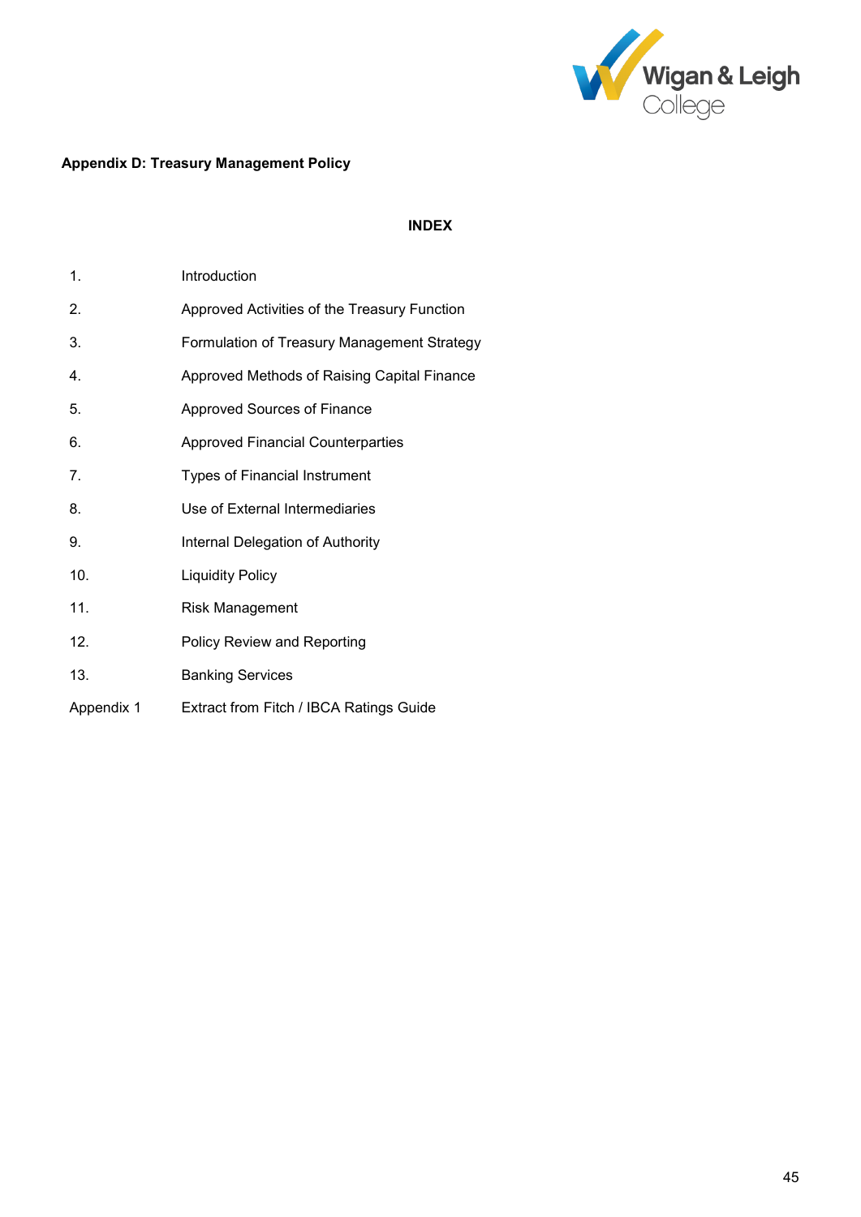**Appendix D: Treasury Management Policy**

**INDEX**

| | |
|---|---|
| 1. | Introduction |
| 2. | Approved Activities of the Treasury Function |
| 3. | Formulation of Treasury Management Strategy |
| 4. | Approved Methods of Raising Capital Finance |
| 5. | Approved Sources of Finance |
| 6. | Approved Financial Counterparties |
| 7. | Types of Financial Instrument |
| 8. | Use of External Intermediaries |
| 9. | Internal Delegation of Authority |
| 10. | Liquidity Policy |
| 11. | Risk Management |
| 12. | Policy Review and Reporting |
| 13. | Banking Services |
| Appendix 1 | Extract from Fitch / IBCA Ratings Guide |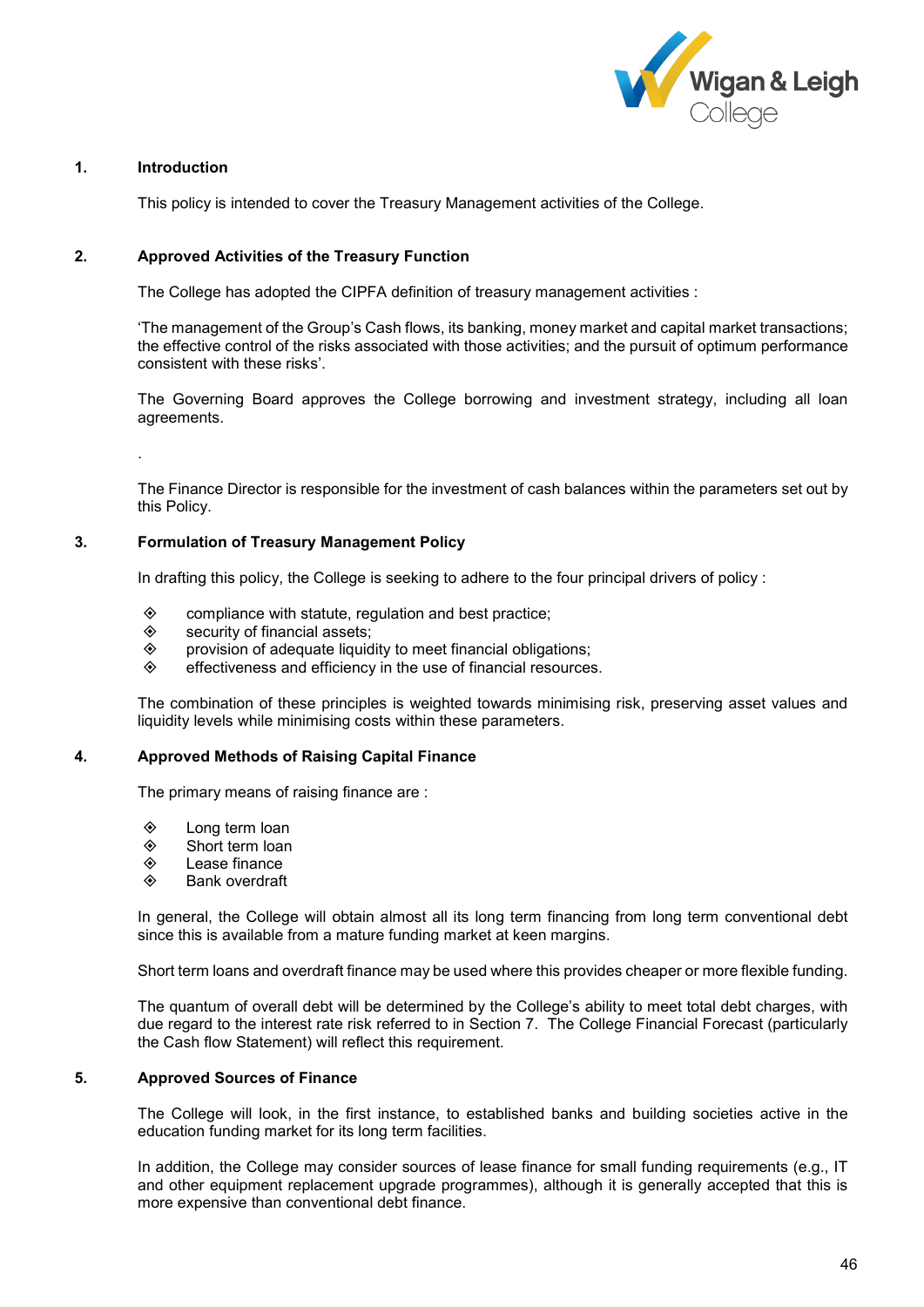## 1. Introduction

This policy is intended to cover the Treasury Management activities of the College.

## 2. Approved Activities of the Treasury Function

The College has adopted the CIPFA definition of treasury management activities :

'The management of the Group's Cash flows, its banking, money market and capital market transactions; the effective control of the risks associated with those activities; and the pursuit of optimum performance consistent with these risks'.

The Governing Board approves the College borrowing and investment strategy, including all loan agreements.

.

The Finance Director is responsible for the investment of cash balances within the parameters set out by this Policy.

## 3. Formulation of Treasury Management Policy

In drafting this policy, the College is seeking to adhere to the four principal drivers of policy :

- compliance with statute, regulation and best practice;
- security of financial assets;
- provision of adequate liquidity to meet financial obligations;
- effectiveness and efficiency in the use of financial resources.

The combination of these principles is weighted towards minimising risk, preserving asset values and liquidity levels while minimising costs within these parameters.

## 4. Approved Methods of Raising Capital Finance

The primary means of raising finance are :

- Long term loan
- Short term loan
- Lease finance
- Bank overdraft

In general, the College will obtain almost all its long term financing from long term conventional debt since this is available from a mature funding market at keen margins.

Short term loans and overdraft finance may be used where this provides cheaper or more flexible funding.

The quantum of overall debt will be determined by the College's ability to meet total debt charges, with due regard to the interest rate risk referred to in Section 7. The College Financial Forecast (particularly the Cash flow Statement) will reflect this requirement.

## 5. Approved Sources of Finance

The College will look, in the first instance, to established banks and building societies active in the education funding market for its long term facilities.

In addition, the College may consider sources of lease finance for small funding requirements (e.g., IT and other equipment replacement upgrade programmes), although it is generally accepted that this is more expensive than conventional debt finance.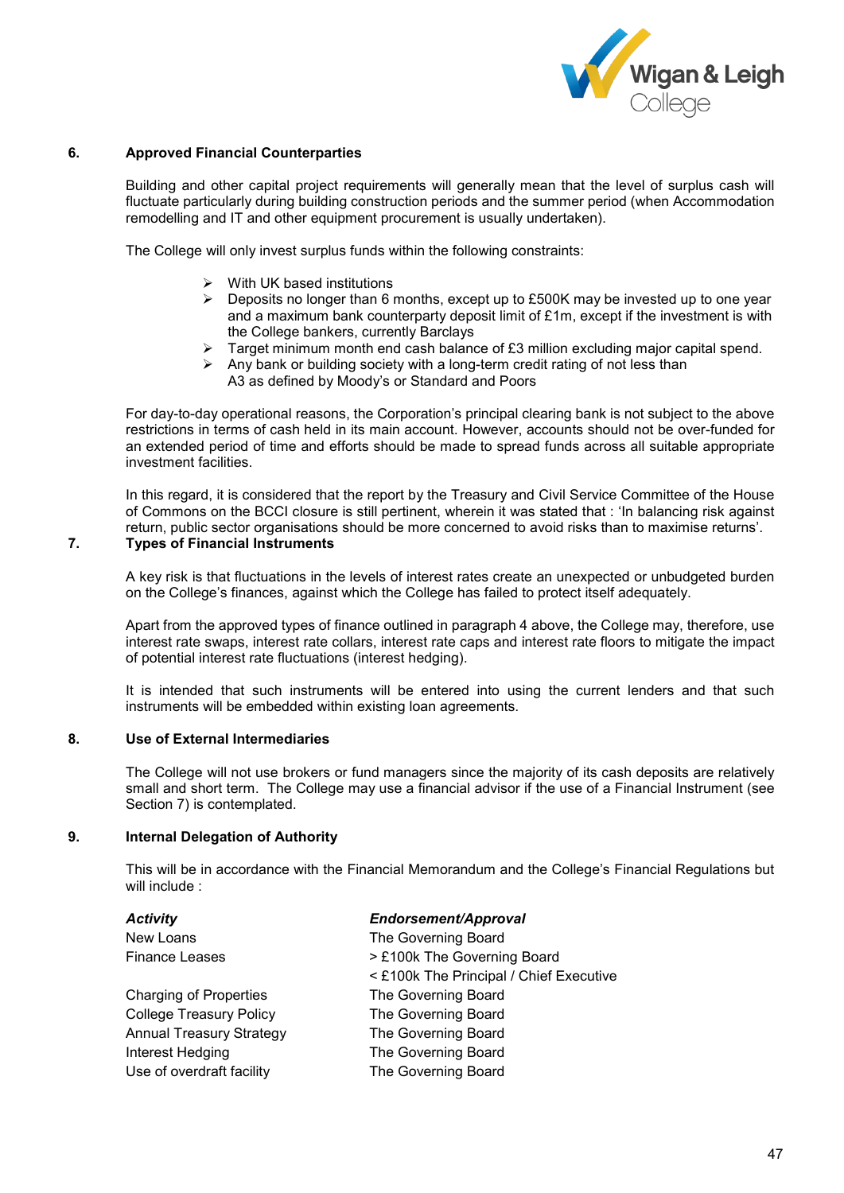## 6. Approved Financial Counterparties

Building and other capital project requirements will generally mean that the level of surplus cash will fluctuate particularly during building construction periods and the summer period (when Accommodation remodelling and IT and other equipment procurement is usually undertaken).

The College will only invest surplus funds within the following constraints:

- With UK based institutions
- Deposits no longer than 6 months, except up to £500K may be invested up to one year and a maximum bank counterparty deposit limit of £1m, except if the investment is with the College bankers, currently Barclays
- Target minimum month end cash balance of £3 million excluding major capital spend.
- Any bank or building society with a long-term credit rating of not less than A3 as defined by Moody's or Standard and Poors

For day-to-day operational reasons, the Corporation's principal clearing bank is not subject to the above restrictions in terms of cash held in its main account. However, accounts should not be over-funded for an extended period of time and efforts should be made to spread funds across all suitable appropriate investment facilities.

In this regard, it is considered that the report by the Treasury and Civil Service Committee of the House of Commons on the BCCI closure is still pertinent, wherein it was stated that : 'In balancing risk against return, public sector organisations should be more concerned to avoid risks than to maximise returns'.

## 7. Types of Financial Instruments

A key risk is that fluctuations in the levels of interest rates create an unexpected or unbudgeted burden on the College's finances, against which the College has failed to protect itself adequately.

Apart from the approved types of finance outlined in paragraph 4 above, the College may, therefore, use interest rate swaps, interest rate collars, interest rate caps and interest rate floors to mitigate the impact of potential interest rate fluctuations (interest hedging).

It is intended that such instruments will be entered into using the current lenders and that such instruments will be embedded within existing loan agreements.

## 8. Use of External Intermediaries

The College will not use brokers or fund managers since the majority of its cash deposits are relatively small and short term. The College may use a financial advisor if the use of a Financial Instrument (see Section 7) is contemplated.

## 9. Internal Delegation of Authority

This will be in accordance with the Financial Memorandum and the College's Financial Regulations but will include :

| *Activity* | *Endorsement/Approval* |
|---|---|
| New Loans | The Governing Board |
| Finance Leases | > £100k The Governing Board<br>< £100k The Principal / Chief Executive |
| Charging of Properties | The Governing Board |
| College Treasury Policy | The Governing Board |
| Annual Treasury Strategy | The Governing Board |
| Interest Hedging | The Governing Board |
| Use of overdraft facility | The Governing Board |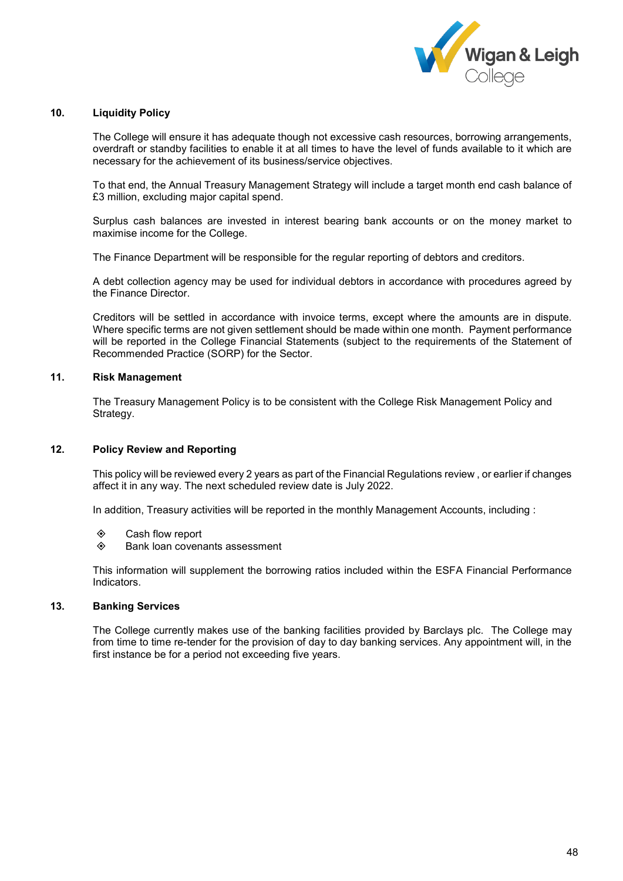## 10. Liquidity Policy

The College will ensure it has adequate though not excessive cash resources, borrowing arrangements, overdraft or standby facilities to enable it at all times to have the level of funds available to it which are necessary for the achievement of its business/service objectives.

To that end, the Annual Treasury Management Strategy will include a target month end cash balance of £3 million, excluding major capital spend.

Surplus cash balances are invested in interest bearing bank accounts or on the money market to maximise income for the College.

The Finance Department will be responsible for the regular reporting of debtors and creditors.

A debt collection agency may be used for individual debtors in accordance with procedures agreed by the Finance Director.

Creditors will be settled in accordance with invoice terms, except where the amounts are in dispute. Where specific terms are not given settlement should be made within one month. Payment performance will be reported in the College Financial Statements (subject to the requirements of the Statement of Recommended Practice (SORP) for the Sector.

## 11. Risk Management

The Treasury Management Policy is to be consistent with the College Risk Management Policy and Strategy.

## 12. Policy Review and Reporting

This policy will be reviewed every 2 years as part of the Financial Regulations review , or earlier if changes affect it in any way. The next scheduled review date is July 2022.

In addition, Treasury activities will be reported in the monthly Management Accounts, including :

- Cash flow report
- Bank loan covenants assessment

This information will supplement the borrowing ratios included within the ESFA Financial Performance Indicators.

## 13. Banking Services

The College currently makes use of the banking facilities provided by Barclays plc. The College may from time to time re-tender for the provision of day to day banking services. Any appointment will, in the first instance be for a period not exceeding five years.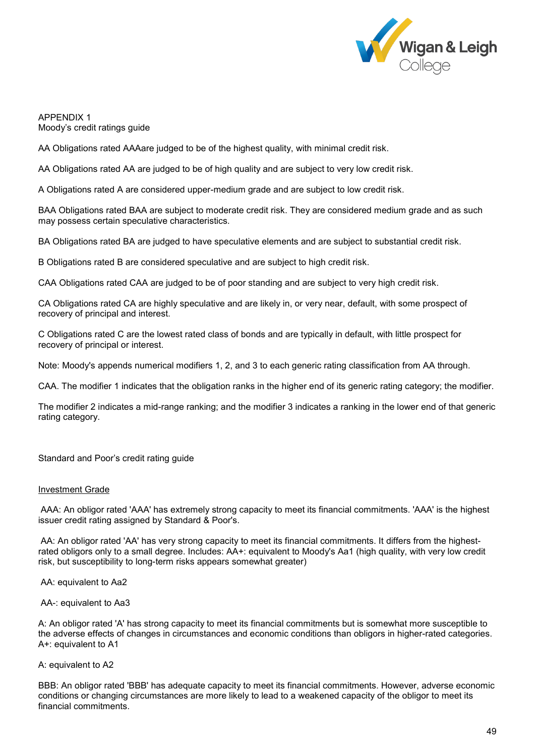APPENDIX 1
Moody's credit ratings guide

AA Obligations rated AAAare judged to be of the highest quality, with minimal credit risk.

AA Obligations rated AA are judged to be of high quality and are subject to very low credit risk.

A Obligations rated A are considered upper-medium grade and are subject to low credit risk.

BAA Obligations rated BAA are subject to moderate credit risk. They are considered medium grade and as such may possess certain speculative characteristics.

BA Obligations rated BA are judged to have speculative elements and are subject to substantial credit risk.

B Obligations rated B are considered speculative and are subject to high credit risk.

CAA Obligations rated CAA are judged to be of poor standing and are subject to very high credit risk.

CA Obligations rated CA are highly speculative and are likely in, or very near, default, with some prospect of recovery of principal and interest.

C Obligations rated C are the lowest rated class of bonds and are typically in default, with little prospect for recovery of principal or interest.

Note: Moody's appends numerical modifiers 1, 2, and 3 to each generic rating classification from AA through.

CAA. The modifier 1 indicates that the obligation ranks in the higher end of its generic rating category; the modifier.

The modifier 2 indicates a mid-range ranking; and the modifier 3 indicates a ranking in the lower end of that generic rating category.

Standard and Poor's credit rating guide

Investment Grade

AAA: An obligor rated 'AAA' has extremely strong capacity to meet its financial commitments. 'AAA' is the highest issuer credit rating assigned by Standard & Poor's.

AA: An obligor rated 'AA' has very strong capacity to meet its financial commitments. It differs from the highest-rated obligors only to a small degree. Includes: AA+: equivalent to Moody's Aa1 (high quality, with very low credit risk, but susceptibility to long-term risks appears somewhat greater)

AA: equivalent to Aa2

AA-: equivalent to Aa3

A: An obligor rated 'A' has strong capacity to meet its financial commitments but is somewhat more susceptible to the adverse effects of changes in circumstances and economic conditions than obligors in higher-rated categories. A+: equivalent to A1

A: equivalent to A2

BBB: An obligor rated 'BBB' has adequate capacity to meet its financial commitments. However, adverse economic conditions or changing circumstances are more likely to lead to a weakened capacity of the obligor to meet its financial commitments.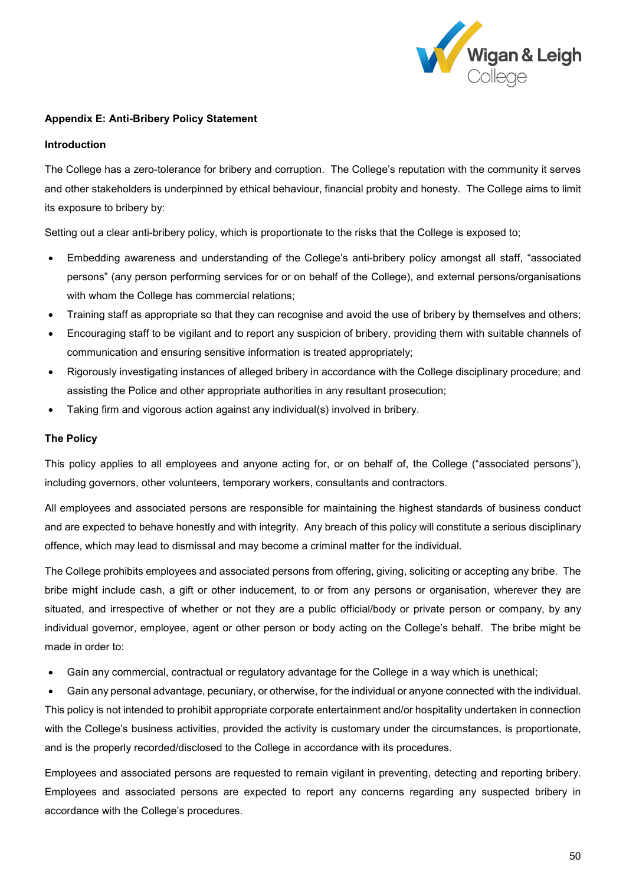**Appendix E: Anti-Bribery Policy Statement**

**Introduction**

The College has a zero-tolerance for bribery and corruption. The College's reputation with the community it serves and other stakeholders is underpinned by ethical behaviour, financial probity and honesty. The College aims to limit its exposure to bribery by:

Setting out a clear anti-bribery policy, which is proportionate to the risks that the College is exposed to;

- Embedding awareness and understanding of the College's anti-bribery policy amongst all staff, "associated persons" (any person performing services for or on behalf of the College), and external persons/organisations with whom the College has commercial relations;
- Training staff as appropriate so that they can recognise and avoid the use of bribery by themselves and others;
- Encouraging staff to be vigilant and to report any suspicion of bribery, providing them with suitable channels of communication and ensuring sensitive information is treated appropriately;
- Rigorously investigating instances of alleged bribery in accordance with the College disciplinary procedure; and assisting the Police and other appropriate authorities in any resultant prosecution;
- Taking firm and vigorous action against any individual(s) involved in bribery.

**The Policy**

This policy applies to all employees and anyone acting for, or on behalf of, the College ("associated persons"), including governors, other volunteers, temporary workers, consultants and contractors.

All employees and associated persons are responsible for maintaining the highest standards of business conduct and are expected to behave honestly and with integrity. Any breach of this policy will constitute a serious disciplinary offence, which may lead to dismissal and may become a criminal matter for the individual.

The College prohibits employees and associated persons from offering, giving, soliciting or accepting any bribe. The bribe might include cash, a gift or other inducement, to or from any persons or organisation, wherever they are situated, and irrespective of whether or not they are a public official/body or private person or company, by any individual governor, employee, agent or other person or body acting on the College's behalf. The bribe might be made in order to:

- Gain any commercial, contractual or regulatory advantage for the College in a way which is unethical;
- Gain any personal advantage, pecuniary, or otherwise, for the individual or anyone connected with the individual.

This policy is not intended to prohibit appropriate corporate entertainment and/or hospitality undertaken in connection with the College's business activities, provided the activity is customary under the circumstances, is proportionate, and is the properly recorded/disclosed to the College in accordance with its procedures.

Employees and associated persons are requested to remain vigilant in preventing, detecting and reporting bribery. Employees and associated persons are expected to report any concerns regarding any suspected bribery in accordance with the College's procedures.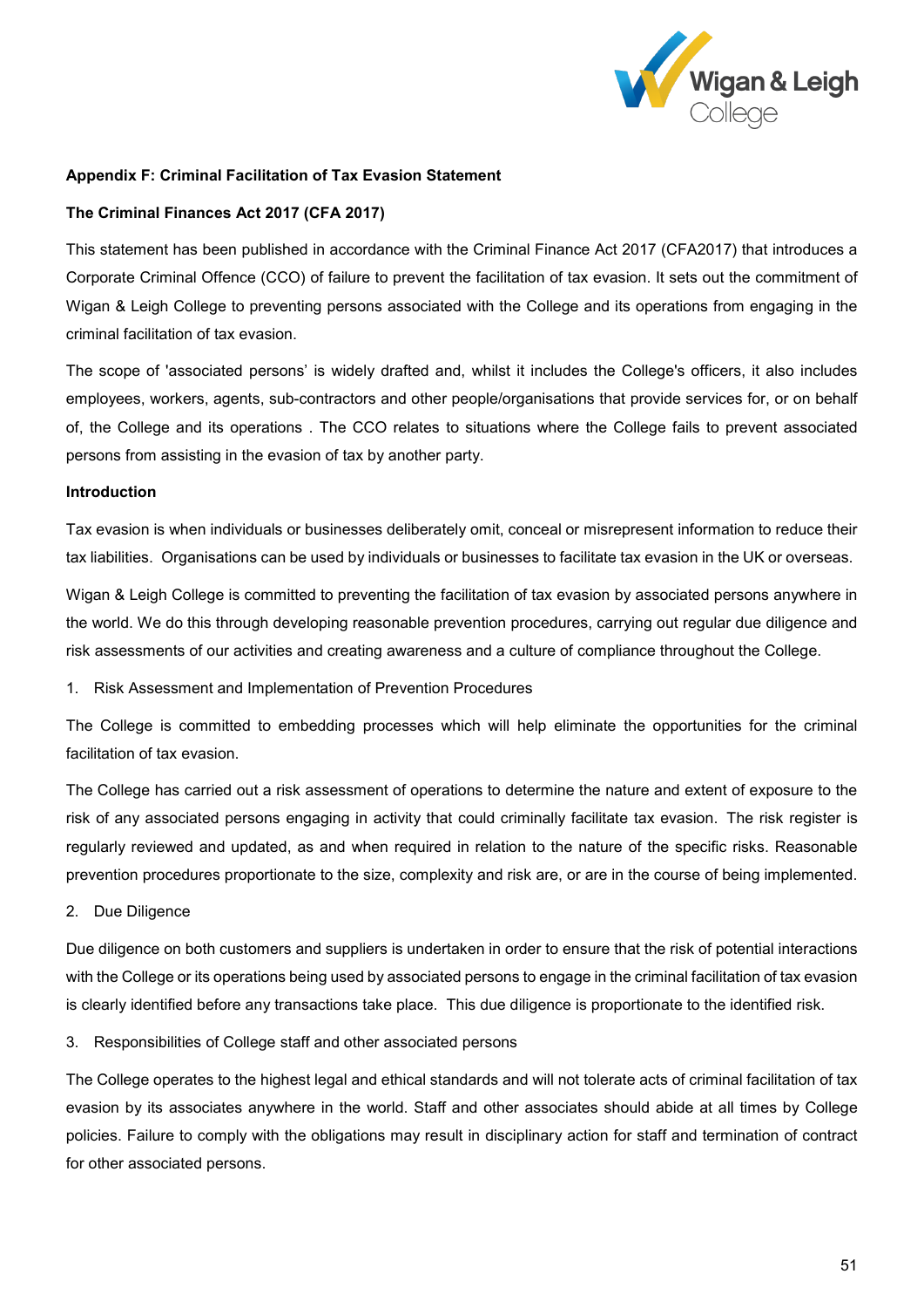**Appendix F: Criminal Facilitation of Tax Evasion Statement**

**The Criminal Finances Act 2017 (CFA 2017)**

This statement has been published in accordance with the Criminal Finance Act 2017 (CFA2017) that introduces a Corporate Criminal Offence (CCO) of failure to prevent the facilitation of tax evasion. It sets out the commitment of Wigan & Leigh College to preventing persons associated with the College and its operations from engaging in the criminal facilitation of tax evasion.

The scope of 'associated persons' is widely drafted and, whilst it includes the College's officers, it also includes employees, workers, agents, sub-contractors and other people/organisations that provide services for, or on behalf of, the College and its operations . The CCO relates to situations where the College fails to prevent associated persons from assisting in the evasion of tax by another party.

**Introduction**

Tax evasion is when individuals or businesses deliberately omit, conceal or misrepresent information to reduce their tax liabilities. Organisations can be used by individuals or businesses to facilitate tax evasion in the UK or overseas.

Wigan & Leigh College is committed to preventing the facilitation of tax evasion by associated persons anywhere in the world. We do this through developing reasonable prevention procedures, carrying out regular due diligence and risk assessments of our activities and creating awareness and a culture of compliance throughout the College.

1. Risk Assessment and Implementation of Prevention Procedures

The College is committed to embedding processes which will help eliminate the opportunities for the criminal facilitation of tax evasion.

The College has carried out a risk assessment of operations to determine the nature and extent of exposure to the risk of any associated persons engaging in activity that could criminally facilitate tax evasion. The risk register is regularly reviewed and updated, as and when required in relation to the nature of the specific risks. Reasonable prevention procedures proportionate to the size, complexity and risk are, or are in the course of being implemented.

2. Due Diligence

Due diligence on both customers and suppliers is undertaken in order to ensure that the risk of potential interactions with the College or its operations being used by associated persons to engage in the criminal facilitation of tax evasion is clearly identified before any transactions take place. This due diligence is proportionate to the identified risk.

3. Responsibilities of College staff and other associated persons

The College operates to the highest legal and ethical standards and will not tolerate acts of criminal facilitation of tax evasion by its associates anywhere in the world. Staff and other associates should abide at all times by College policies. Failure to comply with the obligations may result in disciplinary action for staff and termination of contract for other associated persons.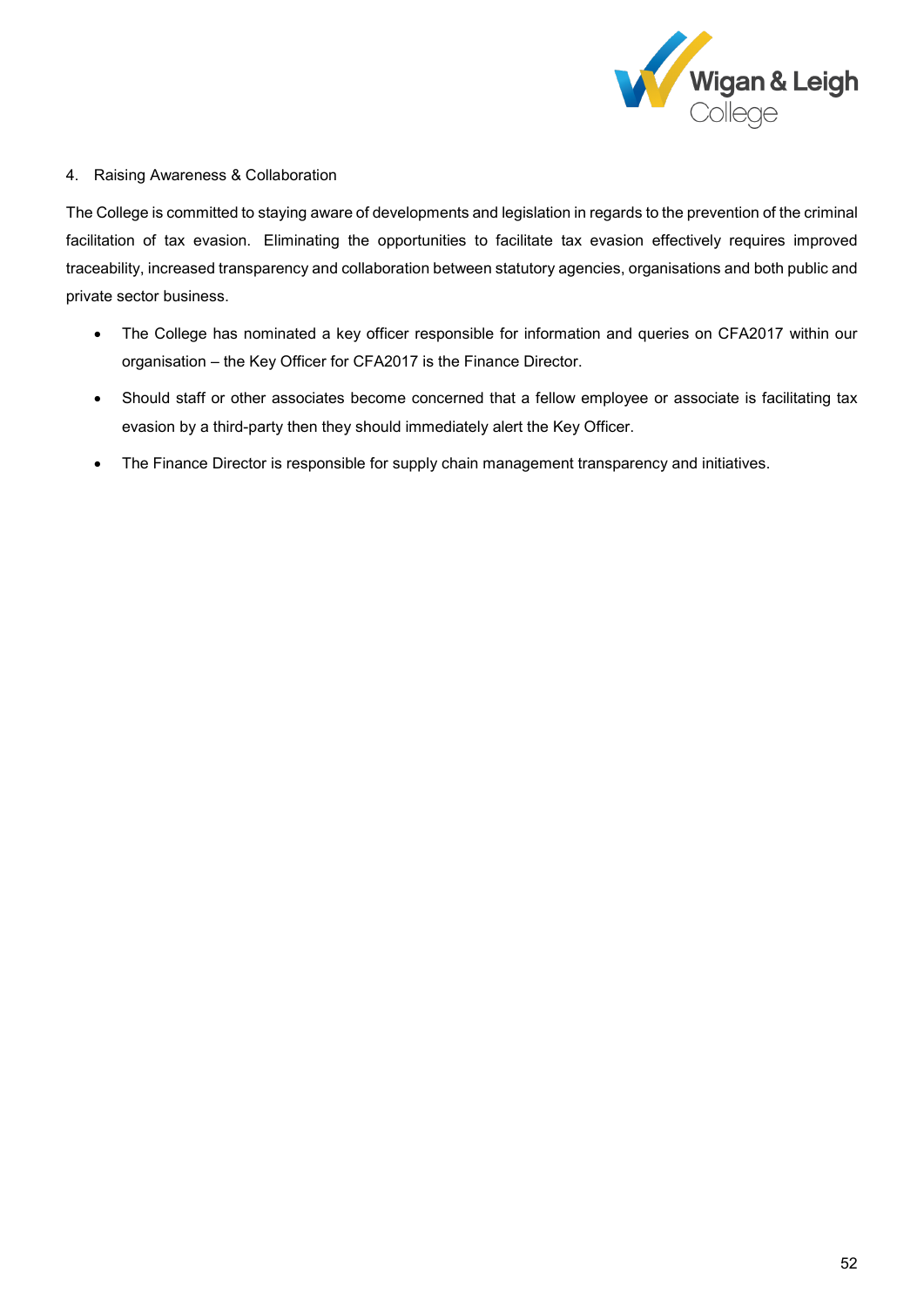4. Raising Awareness & Collaboration

The College is committed to staying aware of developments and legislation in regards to the prevention of the criminal facilitation of tax evasion. Eliminating the opportunities to facilitate tax evasion effectively requires improved traceability, increased transparency and collaboration between statutory agencies, organisations and both public and private sector business.

- The College has nominated a key officer responsible for information and queries on CFA2017 within our organisation – the Key Officer for CFA2017 is the Finance Director.
- Should staff or other associates become concerned that a fellow employee or associate is facilitating tax evasion by a third-party then they should immediately alert the Key Officer.
- The Finance Director is responsible for supply chain management transparency and initiatives.